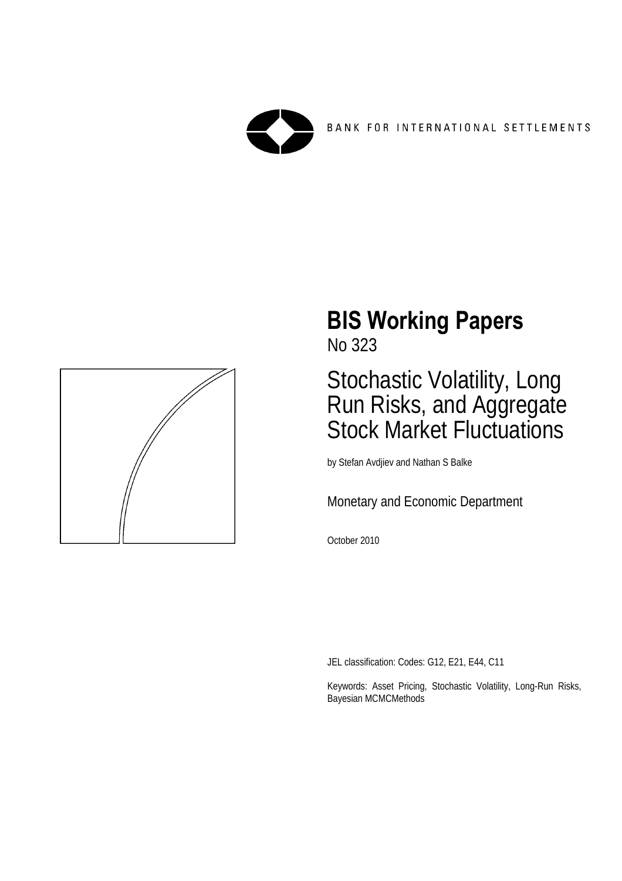BANK FOR INTERNATIONAL SETTLEMENTS

# BIS Working Papers

No 323

## Stochastic Volatility, Long Run Risks, and Aggregate Stock Market Fluctuations

by Stefan Avdjiev and Nathan S Balke

Monetary and Economic Department

October 2010

JEL classification: Codes: G12, E21, E44, C11

Keywords: Asset Pricing, Stochastic Volatility, Long-Run Risks, Bayesian MCMCMethods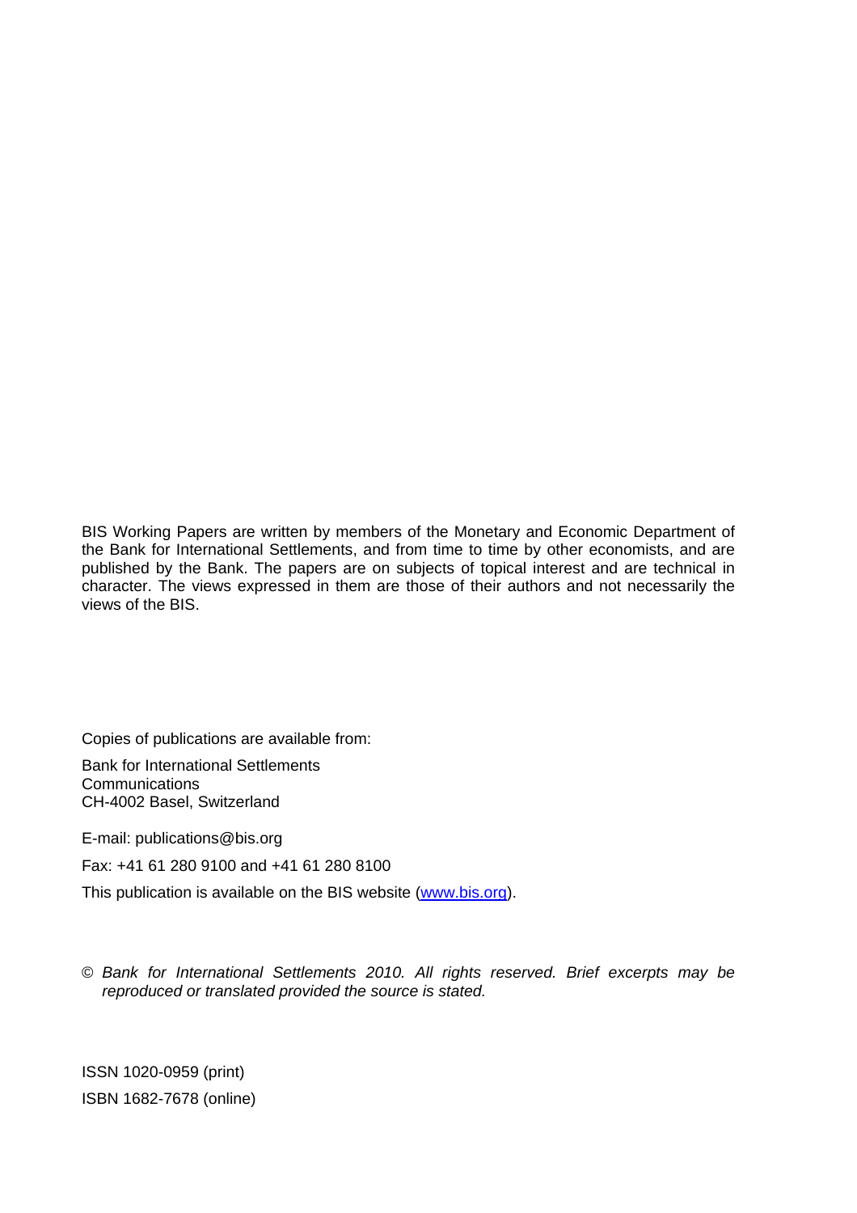BIS Working Papers are written by members of the Monetary and Economic Department of the Bank for International Settlements, and from time to time by other economists, and are published by the Bank. The papers are on subjects of topical interest and are technical in character. The views expressed in them are those of their authors and not necessarily the views of the BIS.

Copies of publications are available from:

Bank for International Settlements
Communications
CH-4002 Basel, Switzerland

E-mail: publications@bis.org

Fax: +41 61 280 9100 and +41 61 280 8100

This publication is available on the BIS website (www.bis.org).

© *Bank for International Settlements 2010. All rights reserved. Brief excerpts may be reproduced or translated provided the source is stated.*

ISSN 1020-0959 (print)

ISBN 1682-7678 (online)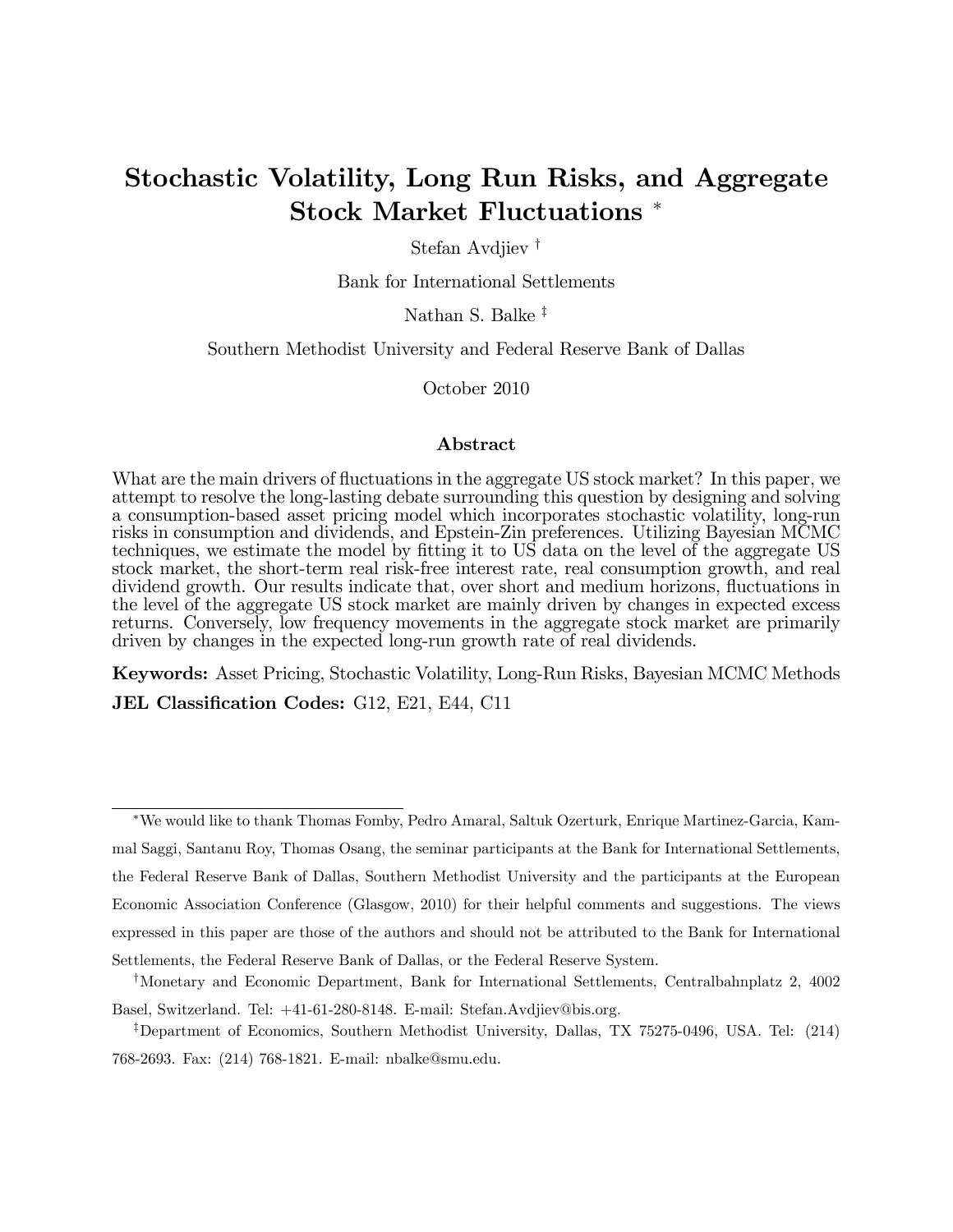# Stochastic Volatility, Long Run Risks, and Aggregate Stock Market Fluctuations *

Stefan Avdjiev †

Bank for International Settlements

Nathan S. Balke ‡

Southern Methodist University and Federal Reserve Bank of Dallas

October 2010

## Abstract

What are the main drivers of fluctuations in the aggregate US stock market? In this paper, we attempt to resolve the long-lasting debate surrounding this question by designing and solving a consumption-based asset pricing model which incorporates stochastic volatility, long-run risks in consumption and dividends, and Epstein-Zin preferences. Utilizing Bayesian MCMC techniques, we estimate the model by fitting it to US data on the level of the aggregate US stock market, the short-term real risk-free interest rate, real consumption growth, and real dividend growth. Our results indicate that, over short and medium horizons, fluctuations in the level of the aggregate US stock market are mainly driven by changes in expected excess returns. Conversely, low frequency movements in the aggregate stock market are primarily driven by changes in the expected long-run growth rate of real dividends.

**Keywords:** Asset Pricing, Stochastic Volatility, Long-Run Risks, Bayesian MCMC Methods

**JEL Classification Codes:** G12, E21, E44, C11

---

*We would like to thank Thomas Fomby, Pedro Amaral, Saltuk Ozerturk, Enrique Martinez-Garcia, Kammal Saggi, Santanu Roy, Thomas Osang, the seminar participants at the Bank for International Settlements, the Federal Reserve Bank of Dallas, Southern Methodist University and the participants at the European Economic Association Conference (Glasgow, 2010) for their helpful comments and suggestions. The views expressed in this paper are those of the authors and should not be attributed to the Bank for International Settlements, the Federal Reserve Bank of Dallas, or the Federal Reserve System.

†Monetary and Economic Department, Bank for International Settlements, Centralbahnplatz 2, 4002 Basel, Switzerland. Tel: +41-61-280-8148. E-mail: Stefan.Avdjiev@bis.org.

‡Department of Economics, Southern Methodist University, Dallas, TX 75275-0496, USA. Tel: (214) 768-2693. Fax: (214) 768-1821. E-mail: nbalke@smu.edu.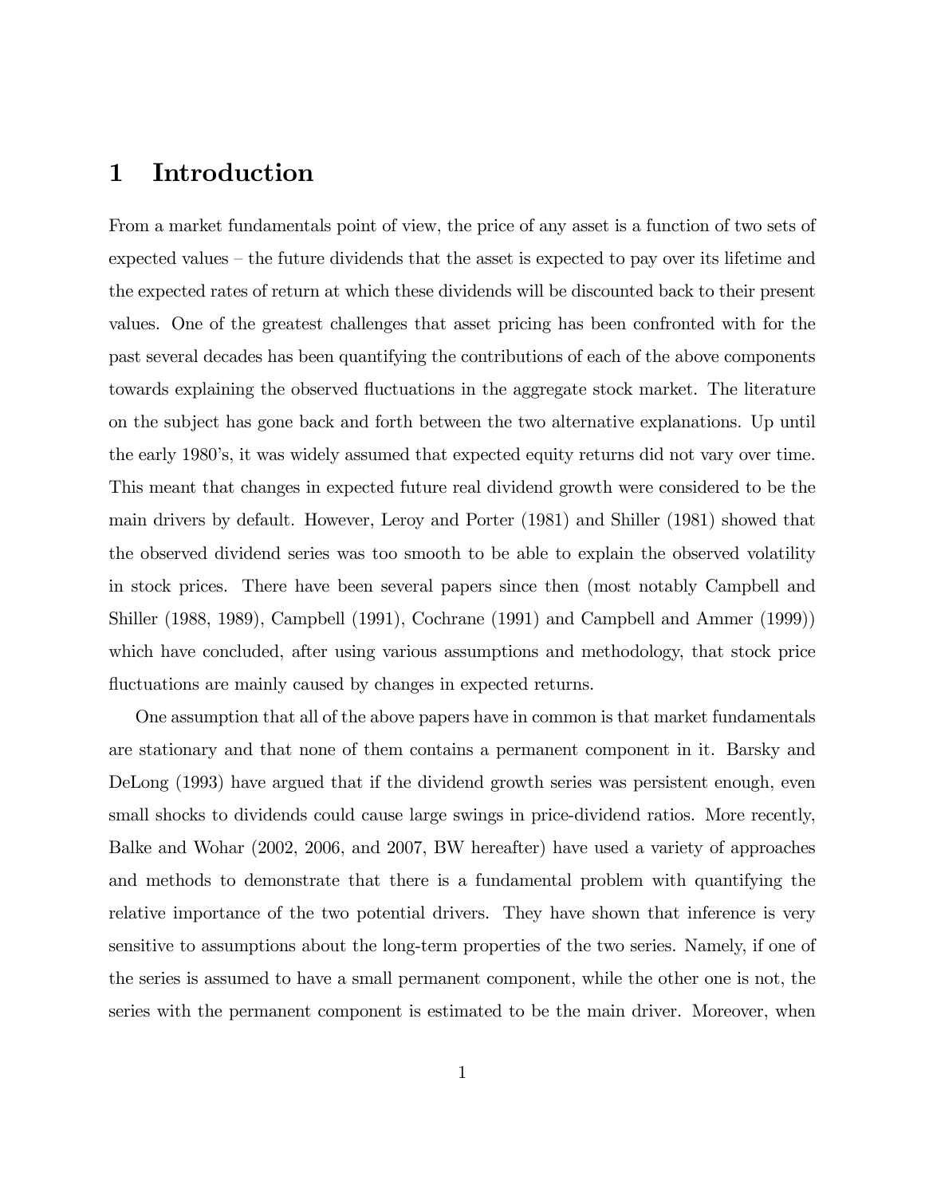# 1 Introduction

From a market fundamentals point of view, the price of any asset is a function of two sets of expected values – the future dividends that the asset is expected to pay over its lifetime and the expected rates of return at which these dividends will be discounted back to their present values. One of the greatest challenges that asset pricing has been confronted with for the past several decades has been quantifying the contributions of each of the above components towards explaining the observed fluctuations in the aggregate stock market. The literature on the subject has gone back and forth between the two alternative explanations. Up until the early 1980's, it was widely assumed that expected equity returns did not vary over time. This meant that changes in expected future real dividend growth were considered to be the main drivers by default. However, Leroy and Porter (1981) and Shiller (1981) showed that the observed dividend series was too smooth to be able to explain the observed volatility in stock prices. There have been several papers since then (most notably Campbell and Shiller (1988, 1989), Campbell (1991), Cochrane (1991) and Campbell and Ammer (1999)) which have concluded, after using various assumptions and methodology, that stock price fluctuations are mainly caused by changes in expected returns.

One assumption that all of the above papers have in common is that market fundamentals are stationary and that none of them contains a permanent component in it. Barsky and DeLong (1993) have argued that if the dividend growth series was persistent enough, even small shocks to dividends could cause large swings in price-dividend ratios. More recently, Balke and Wohar (2002, 2006, and 2007, BW hereafter) have used a variety of approaches and methods to demonstrate that there is a fundamental problem with quantifying the relative importance of the two potential drivers. They have shown that inference is very sensitive to assumptions about the long-term properties of the two series. Namely, if one of the series is assumed to have a small permanent component, while the other one is not, the series with the permanent component is estimated to be the main driver. Moreover, when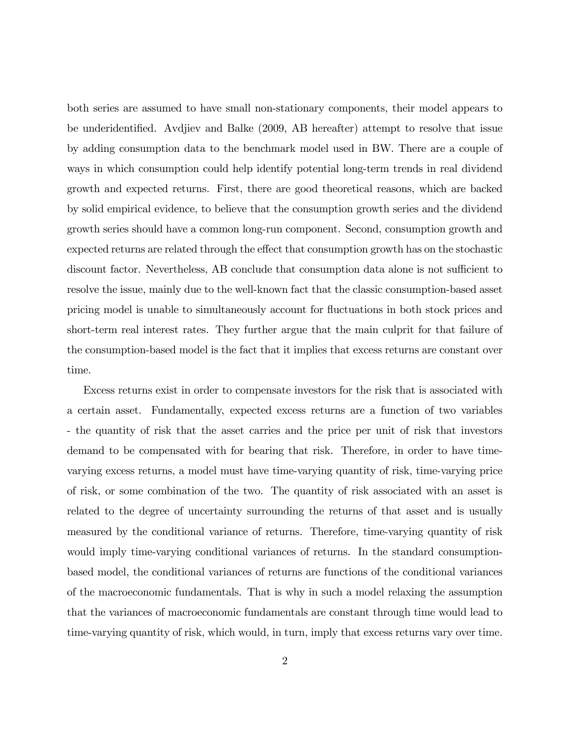both series are assumed to have small non-stationary components, their model appears to be underidentified. Avdjiev and Balke (2009, AB hereafter) attempt to resolve that issue by adding consumption data to the benchmark model used in BW. There are a couple of ways in which consumption could help identify potential long-term trends in real dividend growth and expected returns. First, there are good theoretical reasons, which are backed by solid empirical evidence, to believe that the consumption growth series and the dividend growth series should have a common long-run component. Second, consumption growth and expected returns are related through the effect that consumption growth has on the stochastic discount factor. Nevertheless, AB conclude that consumption data alone is not sufficient to resolve the issue, mainly due to the well-known fact that the classic consumption-based asset pricing model is unable to simultaneously account for fluctuations in both stock prices and short-term real interest rates. They further argue that the main culprit for that failure of the consumption-based model is the fact that it implies that excess returns are constant over time.

Excess returns exist in order to compensate investors for the risk that is associated with a certain asset. Fundamentally, expected excess returns are a function of two variables - the quantity of risk that the asset carries and the price per unit of risk that investors demand to be compensated with for bearing that risk. Therefore, in order to have time-varying excess returns, a model must have time-varying quantity of risk, time-varying price of risk, or some combination of the two. The quantity of risk associated with an asset is related to the degree of uncertainty surrounding the returns of that asset and is usually measured by the conditional variance of returns. Therefore, time-varying quantity of risk would imply time-varying conditional variances of returns. In the standard consumption-based model, the conditional variances of returns are functions of the conditional variances of the macroeconomic fundamentals. That is why in such a model relaxing the assumption that the variances of macroeconomic fundamentals are constant through time would lead to time-varying quantity of risk, which would, in turn, imply that excess returns vary over time.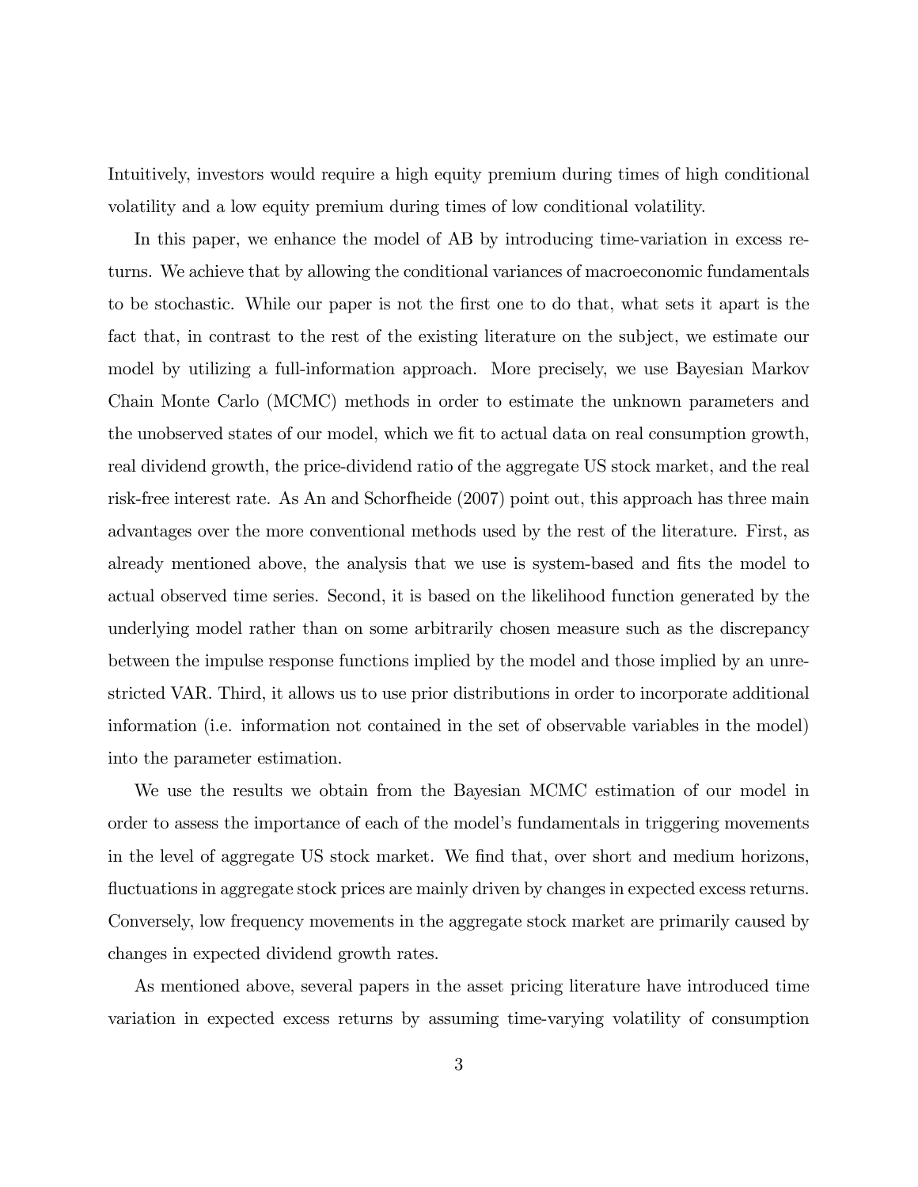Intuitively, investors would require a high equity premium during times of high conditional volatility and a low equity premium during times of low conditional volatility.

In this paper, we enhance the model of AB by introducing time-variation in excess returns. We achieve that by allowing the conditional variances of macroeconomic fundamentals to be stochastic. While our paper is not the first one to do that, what sets it apart is the fact that, in contrast to the rest of the existing literature on the subject, we estimate our model by utilizing a full-information approach. More precisely, we use Bayesian Markov Chain Monte Carlo (MCMC) methods in order to estimate the unknown parameters and the unobserved states of our model, which we fit to actual data on real consumption growth, real dividend growth, the price-dividend ratio of the aggregate US stock market, and the real risk-free interest rate. As An and Schorfheide (2007) point out, this approach has three main advantages over the more conventional methods used by the rest of the literature. First, as already mentioned above, the analysis that we use is system-based and fits the model to actual observed time series. Second, it is based on the likelihood function generated by the underlying model rather than on some arbitrarily chosen measure such as the discrepancy between the impulse response functions implied by the model and those implied by an unrestricted VAR. Third, it allows us to use prior distributions in order to incorporate additional information (i.e. information not contained in the set of observable variables in the model) into the parameter estimation.

We use the results we obtain from the Bayesian MCMC estimation of our model in order to assess the importance of each of the model's fundamentals in triggering movements in the level of aggregate US stock market. We find that, over short and medium horizons, fluctuations in aggregate stock prices are mainly driven by changes in expected excess returns. Conversely, low frequency movements in the aggregate stock market are primarily caused by changes in expected dividend growth rates.

As mentioned above, several papers in the asset pricing literature have introduced time variation in expected excess returns by assuming time-varying volatility of consumption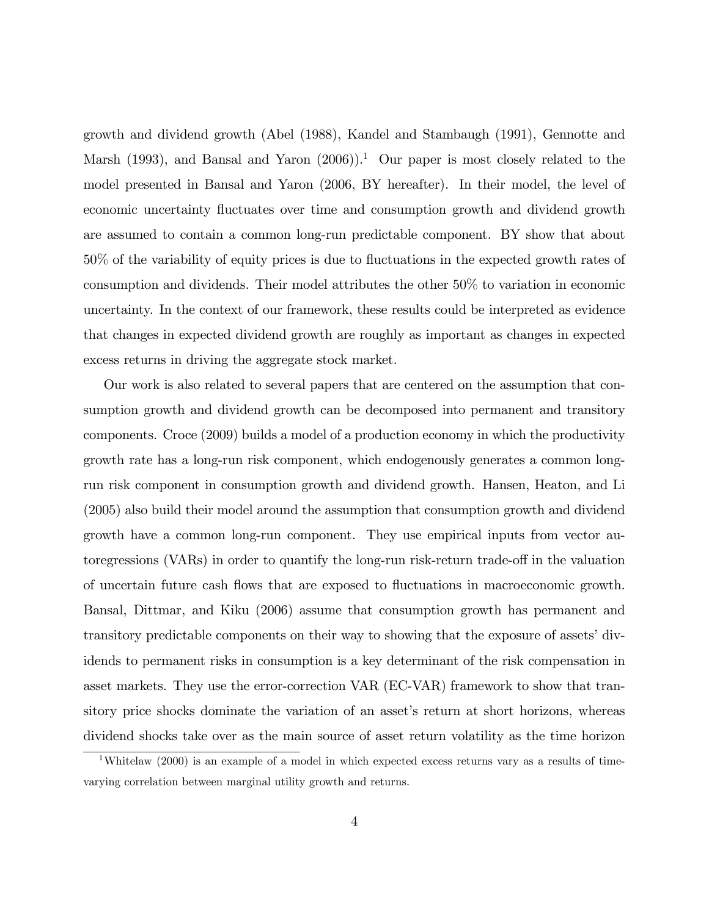growth and dividend growth (Abel (1988), Kandel and Stambaugh (1991), Gennotte and Marsh (1993), and Bansal and Yaron (2006)).[1] Our paper is most closely related to the model presented in Bansal and Yaron (2006, BY hereafter). In their model, the level of economic uncertainty fluctuates over time and consumption growth and dividend growth are assumed to contain a common long-run predictable component. BY show that about 50% of the variability of equity prices is due to fluctuations in the expected growth rates of consumption and dividends. Their model attributes the other 50% to variation in economic uncertainty. In the context of our framework, these results could be interpreted as evidence that changes in expected dividend growth are roughly as important as changes in expected excess returns in driving the aggregate stock market.

Our work is also related to several papers that are centered on the assumption that consumption growth and dividend growth can be decomposed into permanent and transitory components. Croce (2009) builds a model of a production economy in which the productivity growth rate has a long-run risk component, which endogenously generates a common long-run risk component in consumption growth and dividend growth. Hansen, Heaton, and Li (2005) also build their model around the assumption that consumption growth and dividend growth have a common long-run component. They use empirical inputs from vector autoregressions (VARs) in order to quantify the long-run risk-return trade-off in the valuation of uncertain future cash flows that are exposed to fluctuations in macroeconomic growth. Bansal, Dittmar, and Kiku (2006) assume that consumption growth has permanent and transitory predictable components on their way to showing that the exposure of assets' dividends to permanent risks in consumption is a key determinant of the risk compensation in asset markets. They use the error-correction VAR (EC-VAR) framework to show that transitory price shocks dominate the variation of an asset's return at short horizons, whereas dividend shocks take over as the main source of asset return volatility as the time horizon

[1] Whitelaw (2000) is an example of a model in which expected excess returns vary as a results of time-varying correlation between marginal utility growth and returns.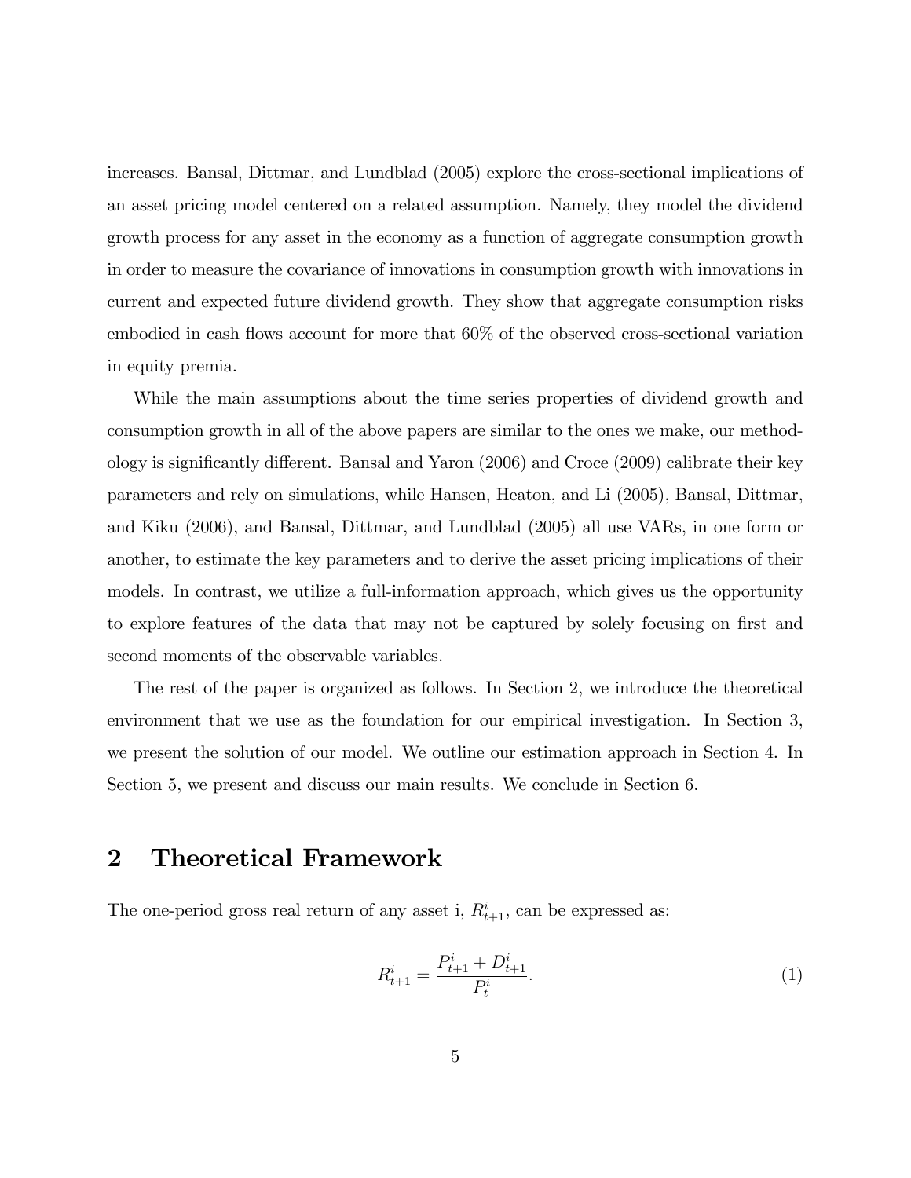increases. Bansal, Dittmar, and Lundblad (2005) explore the cross-sectional implications of an asset pricing model centered on a related assumption. Namely, they model the dividend growth process for any asset in the economy as a function of aggregate consumption growth in order to measure the covariance of innovations in consumption growth with innovations in current and expected future dividend growth. They show that aggregate consumption risks embodied in cash flows account for more that 60% of the observed cross-sectional variation in equity premia.

While the main assumptions about the time series properties of dividend growth and consumption growth in all of the above papers are similar to the ones we make, our methodology is significantly different. Bansal and Yaron (2006) and Croce (2009) calibrate their key parameters and rely on simulations, while Hansen, Heaton, and Li (2005), Bansal, Dittmar, and Kiku (2006), and Bansal, Dittmar, and Lundblad (2005) all use VARs, in one form or another, to estimate the key parameters and to derive the asset pricing implications of their models. In contrast, we utilize a full-information approach, which gives us the opportunity to explore features of the data that may not be captured by solely focusing on first and second moments of the observable variables.

The rest of the paper is organized as follows. In Section 2, we introduce the theoretical environment that we use as the foundation for our empirical investigation. In Section 3, we present the solution of our model. We outline our estimation approach in Section 4. In Section 5, we present and discuss our main results. We conclude in Section 6.

## 2 Theoretical Framework

The one-period gross real return of any asset i, $R^i_{t+1}$, can be expressed as:

$$R^i_{t+1} = \frac{P^i_{t+1} + D^i_{t+1}}{P^i_t}. \tag{1}$$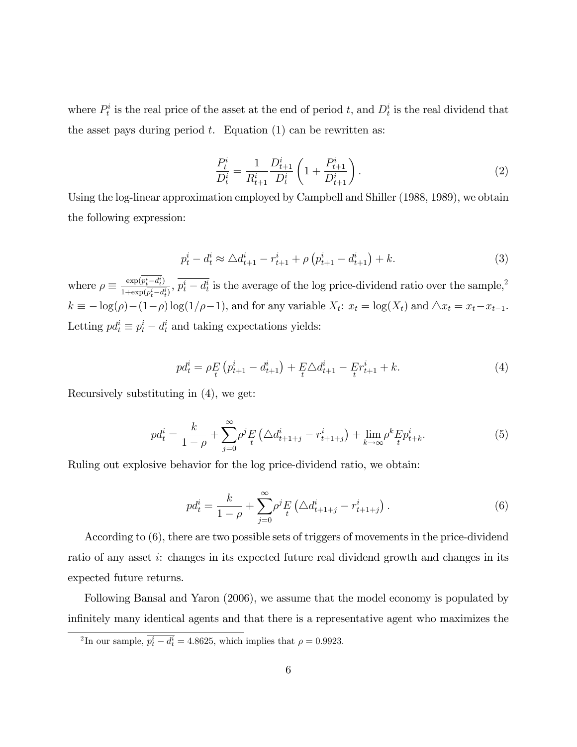where $P_t^i$ is the real price of the asset at the end of period $t$, and $D_t^i$ is the real dividend that the asset pays during period $t$. Equation (1) can be rewritten as:

$$\frac{P_t^i}{D_t^i} = \frac{1}{R_{t+1}^i} \frac{D_{t+1}^i}{D_t^i} \left( 1 + \frac{P_{t+1}^i}{D_{t+1}^i} \right). \tag{2}$$

Using the log-linear approximation employed by Campbell and Shiller (1988, 1989), we obtain the following expression:

$$p_t^i - d_t^i \approx \triangle d_{t+1}^i - r_{t+1}^i + \rho \left( p_{t+1}^i - d_{t+1}^i \right) + k. \tag{3}$$

where $\rho \equiv \frac{\exp(\overline{p_t^i - d_t^i})}{1+\exp(\overline{p_t^i - d_t^i})}$, $\overline{p_t^i - d_t^i}$ is the average of the log price-dividend ratio over the sample,[2] $k \equiv -\log(\rho) - (1-\rho)\log(1/\rho - 1)$, and for any variable $X_t$: $x_t = \log(X_t)$ and $\triangle x_t = x_t - x_{t-1}$. Letting $pd_t^i \equiv p_t^i - d_t^i$ and taking expectations yields:

$$pd_t^i = \rho \underset{t}{E} \left( p_{t+1}^i - d_{t+1}^i \right) + \underset{t}{E} \triangle d_{t+1}^i - \underset{t}{E} r_{t+1}^i + k. \tag{4}$$

Recursively substituting in (4), we get:

$$pd_t^i = \frac{k}{1-\rho} + \sum_{j=0}^{\infty} \rho^j \underset{t}{E} \left( \triangle d_{t+1+j}^i - r_{t+1+j}^i \right) + \lim_{k \to \infty} \rho^k \underset{t}{E} p_{t+k}^i. \tag{5}$$

Ruling out explosive behavior for the log price-dividend ratio, we obtain:

$$pd_t^i = \frac{k}{1-\rho} + \sum_{j=0}^{\infty} \rho^j \underset{t}{E} \left( \triangle d_{t+1+j}^i - r_{t+1+j}^i \right). \tag{6}$$

According to (6), there are two possible sets of triggers of movements in the price-dividend ratio of any asset $i$: changes in its expected future real dividend growth and changes in its expected future returns.

Following Bansal and Yaron (2006), we assume that the model economy is populated by infinitely many identical agents and that there is a representative agent who maximizes the

[2] In our sample, $\overline{p_t^i - d_t^i} = 4.8625$, which implies that $\rho = 0.9923$.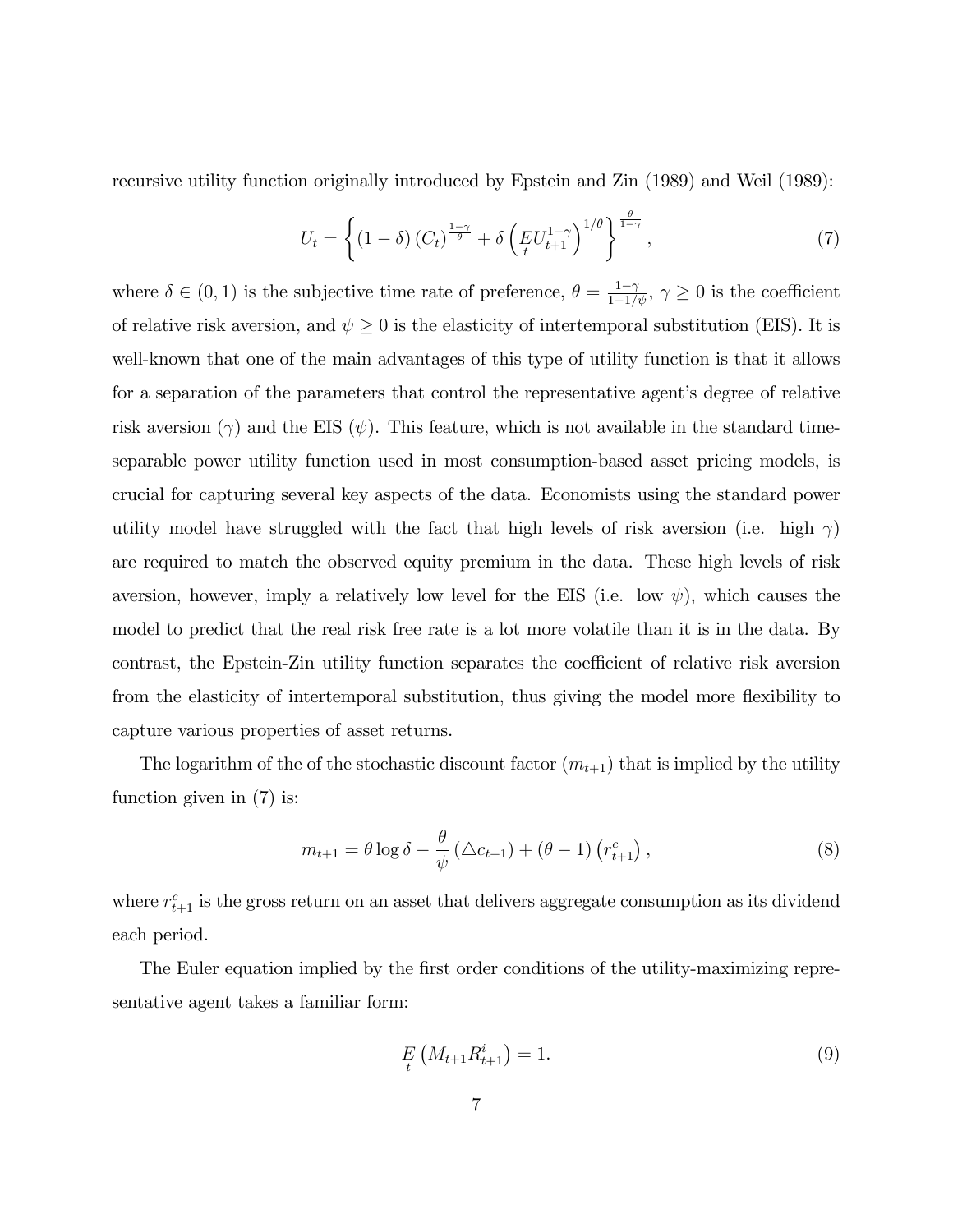recursive utility function originally introduced by Epstein and Zin (1989) and Weil (1989):

$$U_t = \left\{ (1-\delta)(C_t)^{\frac{1-\gamma}{\theta}} + \delta \left( \underset{t}{E} U_{t+1}^{1-\gamma} \right)^{1/\theta} \right\}^{\frac{\theta}{1-\gamma}}, \tag{7}$$

where $\delta \in (0,1)$ is the subjective time rate of preference, $\theta = \frac{1-\gamma}{1-1/\psi}$, $\gamma \geq 0$ is the coefficient of relative risk aversion, and $\psi \geq 0$ is the elasticity of intertemporal substitution (EIS). It is well-known that one of the main advantages of this type of utility function is that it allows for a separation of the parameters that control the representative agent's degree of relative risk aversion ($\gamma$) and the EIS ($\psi$). This feature, which is not available in the standard time-separable power utility function used in most consumption-based asset pricing models, is crucial for capturing several key aspects of the data. Economists using the standard power utility model have struggled with the fact that high levels of risk aversion (i.e. high $\gamma$) are required to match the observed equity premium in the data. These high levels of risk aversion, however, imply a relatively low level for the EIS (i.e. low $\psi$), which causes the model to predict that the real risk free rate is a lot more volatile than it is in the data. By contrast, the Epstein-Zin utility function separates the coefficient of relative risk aversion from the elasticity of intertemporal substitution, thus giving the model more flexibility to capture various properties of asset returns.

The logarithm of the of the stochastic discount factor ($m_{t+1}$) that is implied by the utility function given in (7) is:

$$m_{t+1} = \theta \log \delta - \frac{\theta}{\psi} (\triangle c_{t+1}) + (\theta - 1)\left(r_{t+1}^c\right), \tag{8}$$

where $r_{t+1}^c$ is the gross return on an asset that delivers aggregate consumption as its dividend each period.

The Euler equation implied by the first order conditions of the utility-maximizing representative agent takes a familiar form:

$$\underset{t}{E}\left(M_{t+1} R_{t+1}^i\right) = 1. \tag{9}$$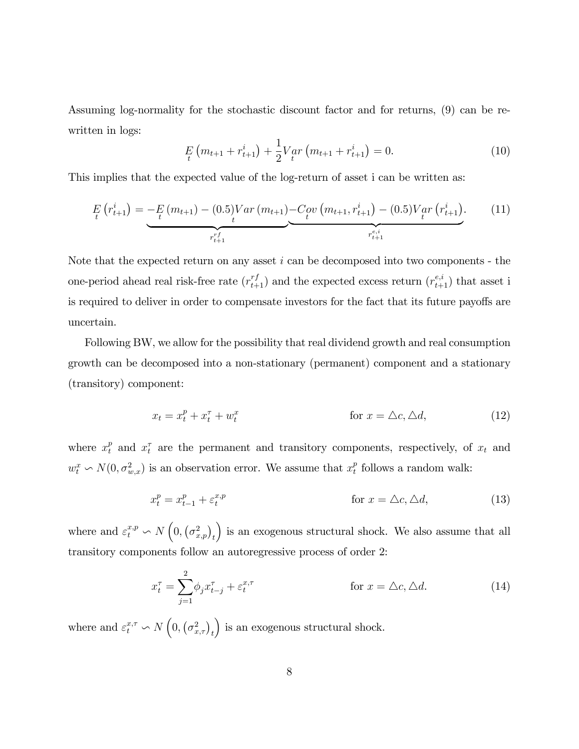Assuming log-normality for the stochastic discount factor and for returns, (9) can be re-written in logs:

$$\underset{t}{E}\left(m_{t+1}+r_{t+1}^{i}\right)+\frac{1}{2}\underset{t}{Var}\left(m_{t+1}+r_{t+1}^{i}\right)=0. \tag{10}$$

This implies that the expected value of the log-return of asset i can be written as:

$$\underset{t}{E}\left(r_{t+1}^{i}\right)=\underbrace{-\underset{t}{E}\left(m_{t+1}\right)-(0.5)\underset{t}{Var}\left(m_{t+1}\right)}_{r_{t+1}^{rf}}\underbrace{-\underset{t}{Cov}\left(m_{t+1},r_{t+1}^{i}\right)-(0.5)\underset{t}{Var}\left(r_{t+1}^{i}\right)}_{r_{t+1}^{e,i}}. \tag{11}$$

Note that the expected return on any asset $i$ can be decomposed into two components - the one-period ahead real risk-free rate ($r_{t+1}^{rf}$) and the expected excess return ($r_{t+1}^{e,i}$) that asset i is required to deliver in order to compensate investors for the fact that its future payoffs are uncertain.

Following BW, we allow for the possibility that real dividend growth and real consumption growth can be decomposed into a non-stationary (permanent) component and a stationary (transitory) component:

$$x_t = x_t^p + x_t^\tau + w_t^x \qquad \text{for } x = \triangle c, \triangle d, \tag{12}$$

where $x_t^p$ and $x_t^\tau$ are the permanent and transitory components, respectively, of $x_t$ and $w_t^x \backsim N(0, \sigma_{w,x}^2)$ is an observation error. We assume that $x_t^p$ follows a random walk:

$$x_t^p = x_{t-1}^p + \varepsilon_t^{x,p} \qquad \text{for } x = \triangle c, \triangle d, \tag{13}$$

where and $\varepsilon_t^{x,p} \backsim N\left(0, \left(\sigma_{x,p}^2\right)_t\right)$ is an exogenous structural shock. We also assume that all transitory components follow an autoregressive process of order 2:

$$x_t^\tau = \sum_{j=1}^{2} \phi_j x_{t-j}^\tau + \varepsilon_t^{x,\tau} \qquad \text{for } x = \triangle c, \triangle d. \tag{14}$$

where and $\varepsilon_t^{x,\tau} \backsim N\left(0, \left(\sigma_{x,\tau}^2\right)_t\right)$ is an exogenous structural shock.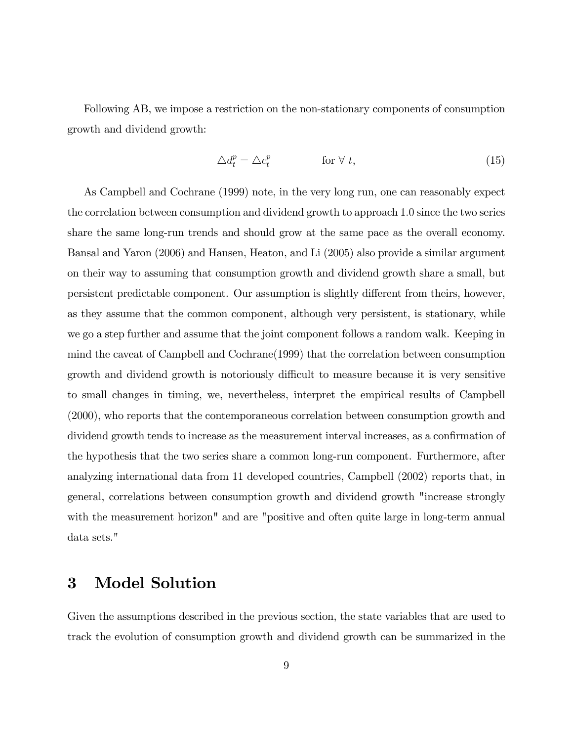Following AB, we impose a restriction on the non-stationary components of consumption growth and dividend growth:

$$\triangle d_t^p = \triangle c_t^p \qquad \text{for } \forall\ t, \tag{15}$$

As Campbell and Cochrane (1999) note, in the very long run, one can reasonably expect the correlation between consumption and dividend growth to approach 1.0 since the two series share the same long-run trends and should grow at the same pace as the overall economy. Bansal and Yaron (2006) and Hansen, Heaton, and Li (2005) also provide a similar argument on their way to assuming that consumption growth and dividend growth share a small, but persistent predictable component. Our assumption is slightly different from theirs, however, as they assume that the common component, although very persistent, is stationary, while we go a step further and assume that the joint component follows a random walk. Keeping in mind the caveat of Campbell and Cochrane(1999) that the correlation between consumption growth and dividend growth is notoriously difficult to measure because it is very sensitive to small changes in timing, we, nevertheless, interpret the empirical results of Campbell (2000), who reports that the contemporaneous correlation between consumption growth and dividend growth tends to increase as the measurement interval increases, as a confirmation of the hypothesis that the two series share a common long-run component. Furthermore, after analyzing international data from 11 developed countries, Campbell (2002) reports that, in general, correlations between consumption growth and dividend growth "increase strongly with the measurement horizon" and are "positive and often quite large in long-term annual data sets."

# 3 Model Solution

Given the assumptions described in the previous section, the state variables that are used to track the evolution of consumption growth and dividend growth can be summarized in the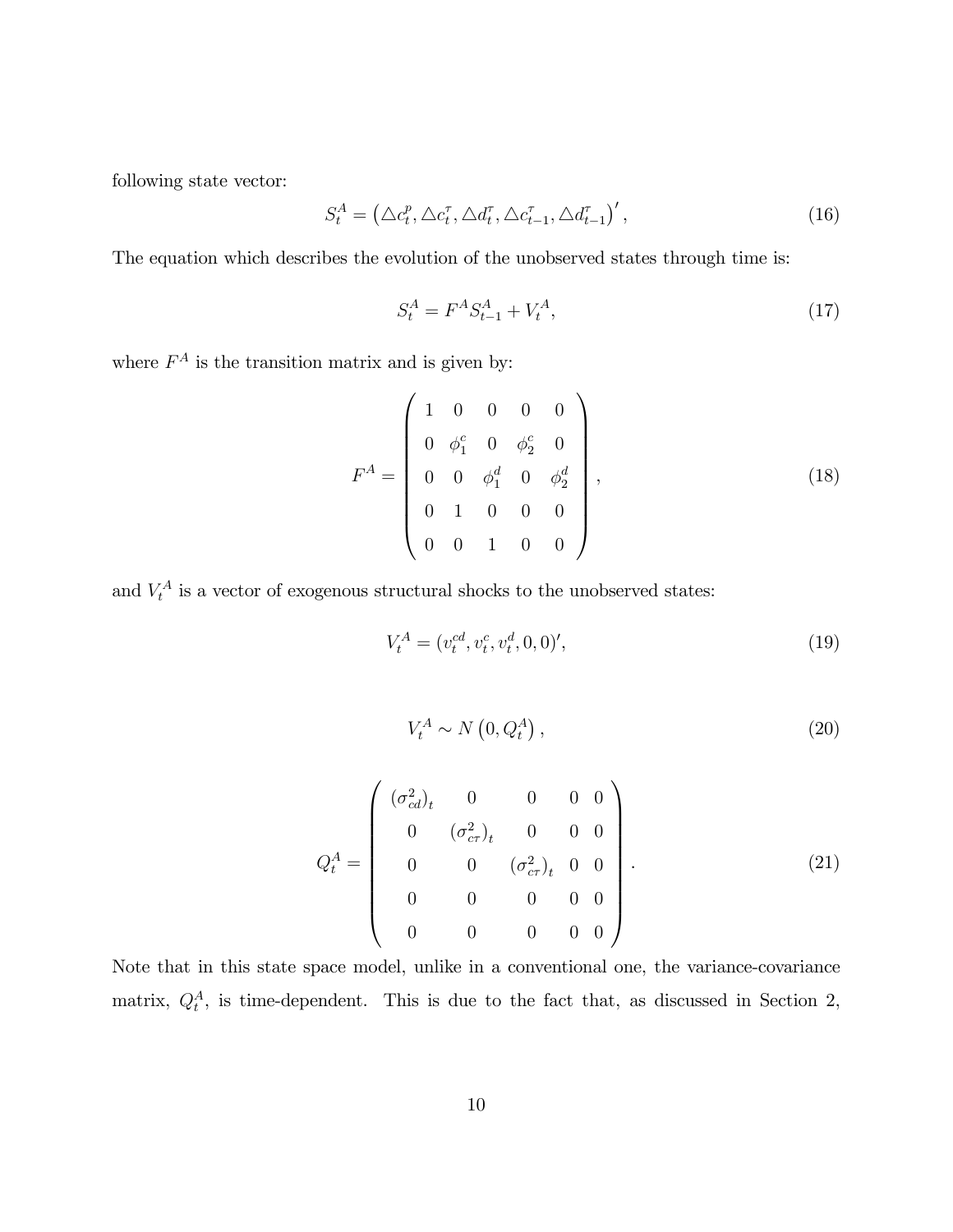following state vector:

$$S_t^A = \left(\triangle c_t^p, \triangle c_t^\tau, \triangle d_t^\tau, \triangle c_{t-1}^\tau, \triangle d_{t-1}^\tau\right)', \tag{16}$$

The equation which describes the evolution of the unobserved states through time is:

$$S_t^A = F^A S_{t-1}^A + V_t^A, \tag{17}$$

where $F^A$ is the transition matrix and is given by:

$$F^A = \begin{pmatrix} 1 & 0 & 0 & 0 & 0 \\ 0 & \phi_1^c & 0 & \phi_2^c & 0 \\ 0 & 0 & \phi_1^d & 0 & \phi_2^d \\ 0 & 1 & 0 & 0 & 0 \\ 0 & 0 & 1 & 0 & 0 \end{pmatrix}, \tag{18}$$

and $V_t^A$ is a vector of exogenous structural shocks to the unobserved states:

$$V_t^A = (v_t^{cd}, v_t^c, v_t^d, 0, 0)', \tag{19}$$

$$V_t^A \sim N\left(0, Q_t^A\right), \tag{20}$$

$$Q_t^A = \begin{pmatrix} (\sigma_{cd}^2)_t & 0 & 0 & 0 & 0 \\ 0 & (\sigma_{c\tau}^2)_t & 0 & 0 & 0 \\ 0 & 0 & (\sigma_{c\tau}^2)_t & 0 & 0 \\ 0 & 0 & 0 & 0 & 0 \\ 0 & 0 & 0 & 0 & 0 \end{pmatrix}. \tag{21}$$

Note that in this state space model, unlike in a conventional one, the variance-covariance matrix, $Q_t^A$, is time-dependent. This is due to the fact that, as discussed in Section 2,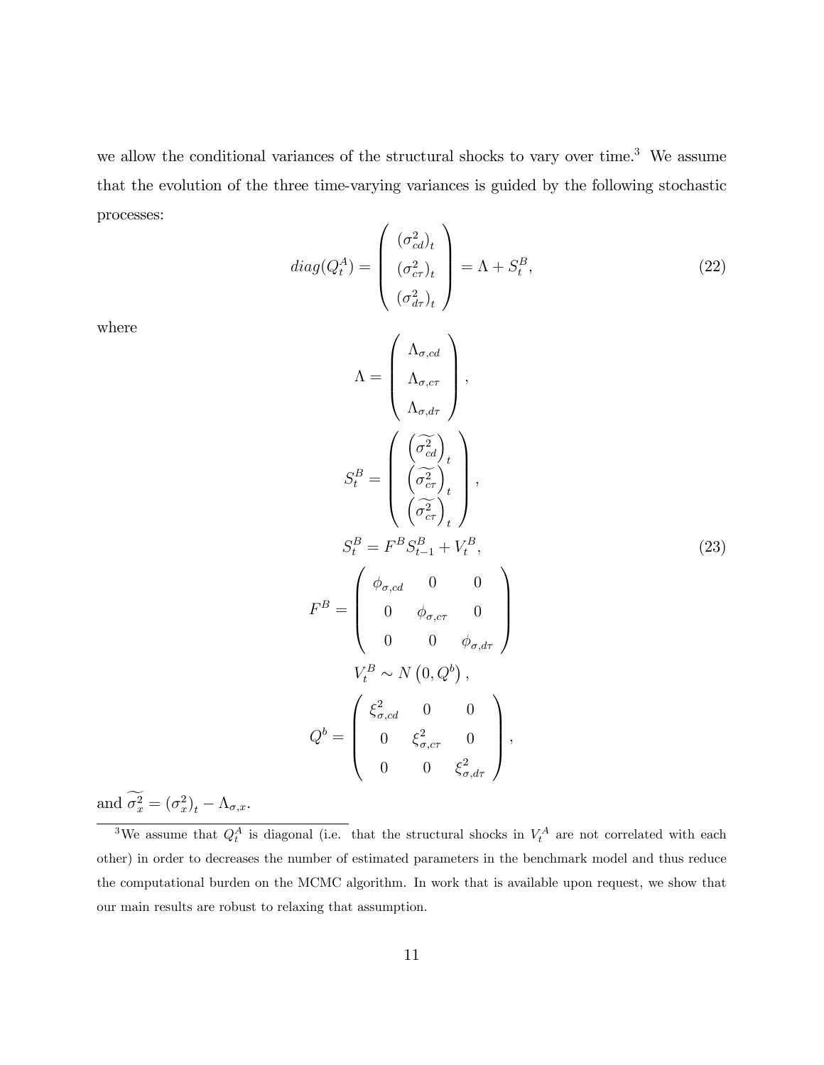we allow the conditional variances of the structural shocks to vary over time.[3] We assume that the evolution of the three time-varying variances is guided by the following stochastic processes:

$$
diag(Q_t^A) = \begin{pmatrix} (\sigma_{cd}^2)_t \\ (\sigma_{c\tau}^2)_t \\ (\sigma_{d\tau}^2)_t \end{pmatrix} = \Lambda + S_t^B, \tag{22}
$$

where

$$
\Lambda = \begin{pmatrix} \Lambda_{\sigma,cd} \\ \Lambda_{\sigma,c\tau} \\ \Lambda_{\sigma,d\tau} \end{pmatrix},
$$

$$
S_t^B = \begin{pmatrix} \left(\widetilde{\sigma_{cd}^2}\right)_t \\ \left(\widetilde{\sigma_{c\tau}^2}\right)_t \\ \left(\widetilde{\sigma_{c\tau}^2}\right)_t \end{pmatrix},
$$

$$
S_t^B = F^B S_{t-1}^B + V_t^B, \tag{23}
$$

$$
F^B = \begin{pmatrix} \phi_{\sigma,cd} & 0 & 0 \\ 0 & \phi_{\sigma,c\tau} & 0 \\ 0 & 0 & \phi_{\sigma,d\tau} \end{pmatrix}
$$

$$
V_t^B \sim N\left(0, Q^b\right),
$$

$$
Q^b = \begin{pmatrix} \xi_{\sigma,cd}^2 & 0 & 0 \\ 0 & \xi_{\sigma,c\tau}^2 & 0 \\ 0 & 0 & \xi_{\sigma,d\tau}^2 \end{pmatrix},
$$

and $\widetilde{\sigma_x^2} = (\sigma_x^2)_t - \Lambda_{\sigma,x}$.

---

[3] We assume that $Q_t^A$ is diagonal (i.e. that the structural shocks in $V_t^A$ are not correlated with each other) in order to decreases the number of estimated parameters in the benchmark model and thus reduce the computational burden on the MCMC algorithm. In work that is available upon request, we show that our main results are robust to relaxing that assumption.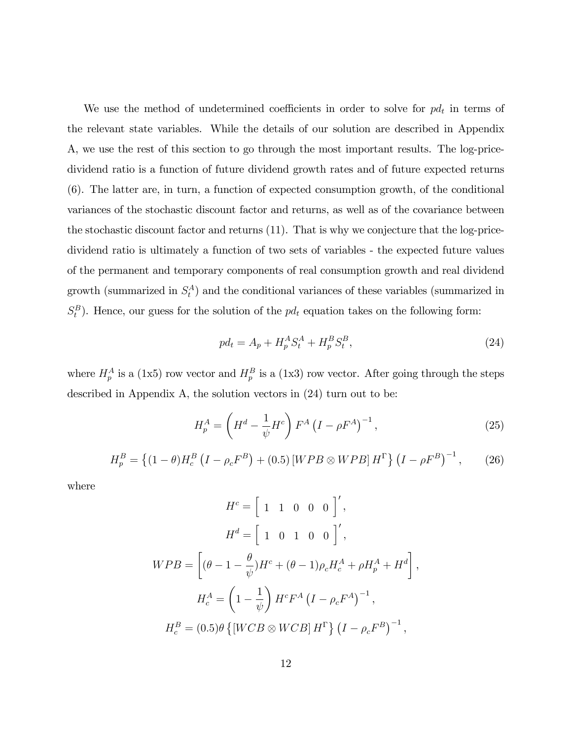We use the method of undetermined coefficients in order to solve for $pd_t$ in terms of the relevant state variables. While the details of our solution are described in Appendix A, we use the rest of this section to go through the most important results. The log-price-dividend ratio is a function of future dividend growth rates and of future expected returns (6). The latter are, in turn, a function of expected consumption growth, of the conditional variances of the stochastic discount factor and returns, as well as of the covariance between the stochastic discount factor and returns (11). That is why we conjecture that the log-price-dividend ratio is ultimately a function of two sets of variables - the expected future values of the permanent and temporary components of real consumption growth and real dividend growth (summarized in $S_t^A$) and the conditional variances of these variables (summarized in $S_t^B$). Hence, our guess for the solution of the $pd_t$ equation takes on the following form:

$$pd_t = A_p + H_p^A S_t^A + H_p^B S_t^B, \tag{24}$$

where $H_p^A$ is a (1x5) row vector and $H_p^B$ is a (1x3) row vector. After going through the steps described in Appendix A, the solution vectors in (24) turn out to be:

$$H_p^A = \left( H^d - \frac{1}{\psi} H^c \right) F^A \left( I - \rho F^A \right)^{-1}, \tag{25}$$

$$H_p^B = \left\{ (1-\theta) H_c^B \left( I - \rho_c F^B \right) + (0.5) \left[ WPB \otimes WPB \right] H^\Gamma \right\} \left( I - \rho F^B \right)^{-1}, \tag{26}$$

where

$$H^c = \begin{bmatrix} 1 & 1 & 0 & 0 & 0 \end{bmatrix}',$$

$$H^d = \begin{bmatrix} 1 & 0 & 1 & 0 & 0 \end{bmatrix}',$$

$$WPB = \left[ (\theta - 1 - \frac{\theta}{\psi}) H^c + (\theta - 1) \rho_c H_c^A + \rho H_p^A + H^d \right],$$

$$H_c^A = \left( 1 - \frac{1}{\psi} \right) H^c F^A \left( I - \rho_c F^A \right)^{-1},$$

$$H_c^B = (0.5) \theta \left\{ \left[ WCB \otimes WCB \right] H^\Gamma \right\} \left( I - \rho_c F^B \right)^{-1},$$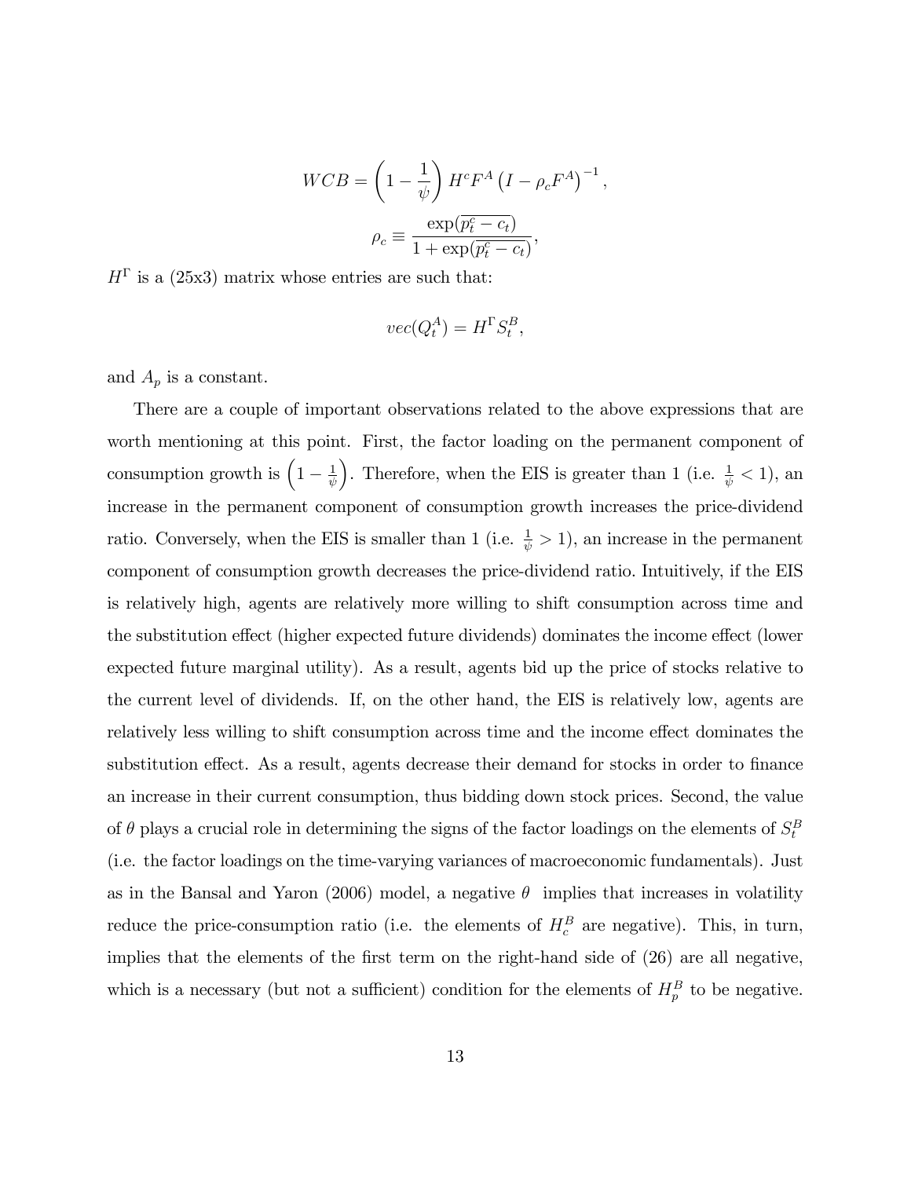$$WCB = \left(1 - \frac{1}{\psi}\right) H^c F^A \left(I - \rho_c F^A\right)^{-1},$$

$$\rho_c \equiv \frac{\exp(\overline{p_t^c - c_t})}{1 + \exp(\overline{p_t^c - c_t})},$$

$H^\Gamma$ is a (25x3) matrix whose entries are such that:

$$vec(Q_t^A) = H^\Gamma S_t^B,$$

and $A_p$ is a constant.

There are a couple of important observations related to the above expressions that are worth mentioning at this point. First, the factor loading on the permanent component of consumption growth is $\left(1 - \frac{1}{\psi}\right)$. Therefore, when the EIS is greater than 1 (i.e. $\frac{1}{\psi} < 1$), an increase in the permanent component of consumption growth increases the price-dividend ratio. Conversely, when the EIS is smaller than 1 (i.e. $\frac{1}{\psi} > 1$), an increase in the permanent component of consumption growth decreases the price-dividend ratio. Intuitively, if the EIS is relatively high, agents are relatively more willing to shift consumption across time and the substitution effect (higher expected future dividends) dominates the income effect (lower expected future marginal utility). As a result, agents bid up the price of stocks relative to the current level of dividends. If, on the other hand, the EIS is relatively low, agents are relatively less willing to shift consumption across time and the income effect dominates the substitution effect. As a result, agents decrease their demand for stocks in order to finance an increase in their current consumption, thus bidding down stock prices. Second, the value of $\theta$ plays a crucial role in determining the signs of the factor loadings on the elements of $S_t^B$ (i.e. the factor loadings on the time-varying variances of macroeconomic fundamentals). Just as in the Bansal and Yaron (2006) model, a negative $\theta$ implies that increases in volatility reduce the price-consumption ratio (i.e. the elements of $H_c^B$ are negative). This, in turn, implies that the elements of the first term on the right-hand side of (26) are all negative, which is a necessary (but not a sufficient) condition for the elements of $H_p^B$ to be negative.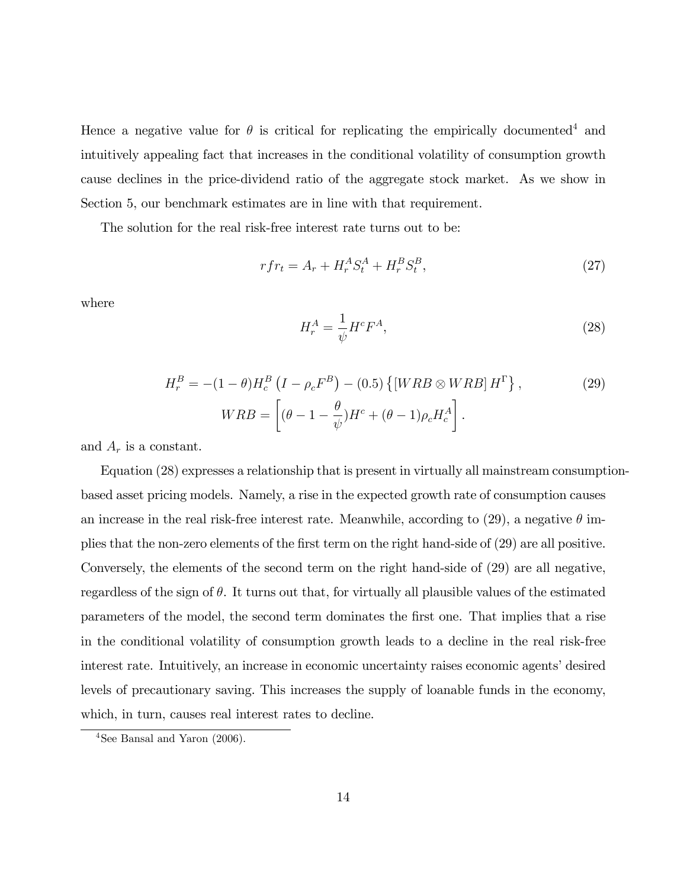Hence a negative value for $\theta$ is critical for replicating the empirically documented[4] and intuitively appealing fact that increases in the conditional volatility of consumption growth cause declines in the price-dividend ratio of the aggregate stock market. As we show in Section 5, our benchmark estimates are in line with that requirement.

The solution for the real risk-free interest rate turns out to be:

$$rfr_t = A_r + H_r^A S_t^A + H_r^B S_t^B, \tag{27}$$

where

$$H_r^A = \frac{1}{\psi} H^c F^A, \tag{28}$$

$$\begin{gathered} H_r^B = -(1-\theta) H_c^B \left( I - \rho_c F^B \right) - (0.5) \left\{ [WRB \otimes WRB] \, H^\Gamma \right\}, \\ WRB = \left[ (\theta - 1 - \frac{\theta}{\psi}) H^c + (\theta - 1) \rho_c H_c^A \right]. \end{gathered} \tag{29}$$

and $A_r$ is a constant.

Equation (28) expresses a relationship that is present in virtually all mainstream consumption-based asset pricing models. Namely, a rise in the expected growth rate of consumption causes an increase in the real risk-free interest rate. Meanwhile, according to (29), a negative $\theta$ implies that the non-zero elements of the first term on the right hand-side of (29) are all positive. Conversely, the elements of the second term on the right hand-side of (29) are all negative, regardless of the sign of $\theta$. It turns out that, for virtually all plausible values of the estimated parameters of the model, the second term dominates the first one. That implies that a rise in the conditional volatility of consumption growth leads to a decline in the real risk-free interest rate. Intuitively, an increase in economic uncertainty raises economic agents' desired levels of precautionary saving. This increases the supply of loanable funds in the economy, which, in turn, causes real interest rates to decline.

[4] See Bansal and Yaron (2006).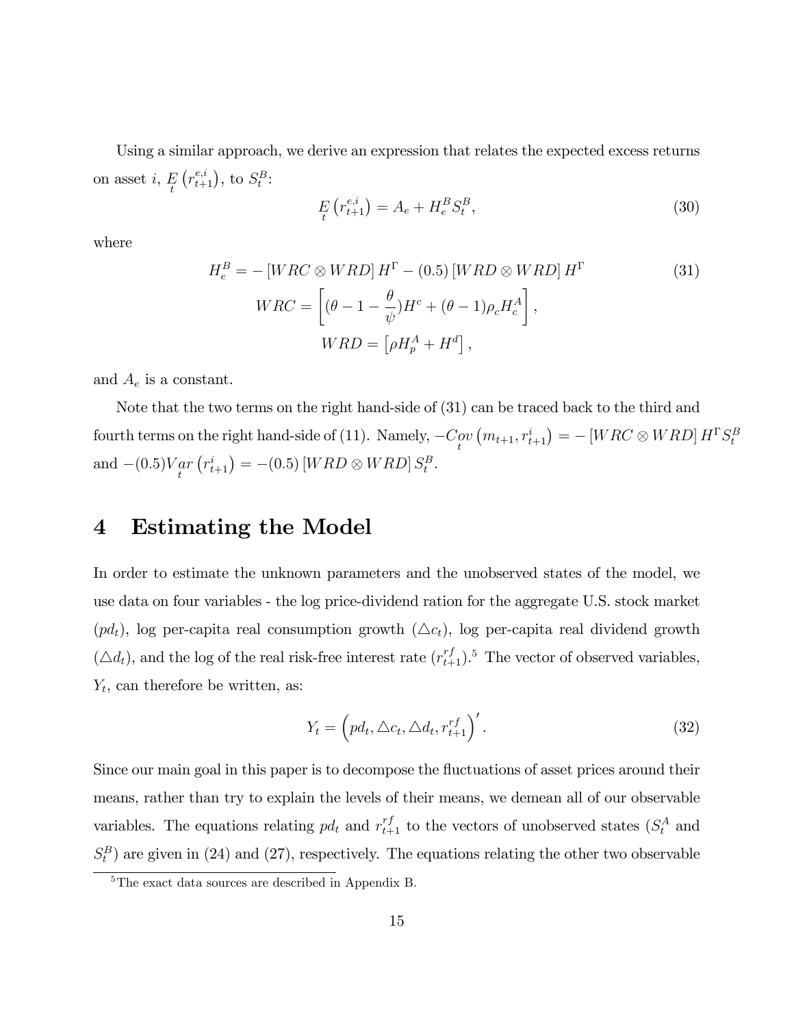Using a similar approach, we derive an expression that relates the expected excess returns on asset $i$, $\underset{t}{E}\left(r_{t+1}^{e,i}\right)$, to $S_t^B$:

$$\underset{t}{E}\left(r_{t+1}^{e,i}\right) = A_e + H_e^B S_t^B, \tag{30}$$

where

$$\begin{aligned} H_e^B &= -\left[WRC \otimes WRD\right] H^\Gamma - (0.5)\left[WRD \otimes WRD\right] H^\Gamma \\ WRC &= \left[(\theta - 1 - \frac{\theta}{\psi})H^c + (\theta - 1)\rho_c H_c^A\right], \\ WRD &= \left[\rho H_p^A + H^d\right], \end{aligned} \tag{31}$$

and $A_e$ is a constant.

Note that the two terms on the right hand-side of (31) can be traced back to the third and fourth terms on the right hand-side of (11). Namely, $-\underset{t}{Cov}\left(m_{t+1}, r_{t+1}^i\right) = -\left[WRC \otimes WRD\right] H^\Gamma S_t^B$ and $-(0.5)\underset{t}{Var}\left(r_{t+1}^i\right) = -(0.5)\left[WRD \otimes WRD\right] S_t^B$.

# 4 Estimating the Model

In order to estimate the unknown parameters and the unobserved states of the model, we use data on four variables - the log price-dividend ration for the aggregate U.S. stock market ($pd_t$), log per-capita real consumption growth ($\triangle c_t$), log per-capita real dividend growth ($\triangle d_t$), and the log of the real risk-free interest rate ($r_{t+1}^{rf}$).[5] The vector of observed variables, $Y_t$, can therefore be written, as:

$$Y_t = \left(pd_t, \triangle c_t, \triangle d_t, r_{t+1}^{rf}\right)'. \tag{32}$$

Since our main goal in this paper is to decompose the fluctuations of asset prices around their means, rather than try to explain the levels of their means, we demean all of our observable variables. The equations relating $pd_t$ and $r_{t+1}^{rf}$ to the vectors of unobserved states ($S_t^A$ and $S_t^B$) are given in (24) and (27), respectively. The equations relating the other two observable

[5] The exact data sources are described in Appendix B.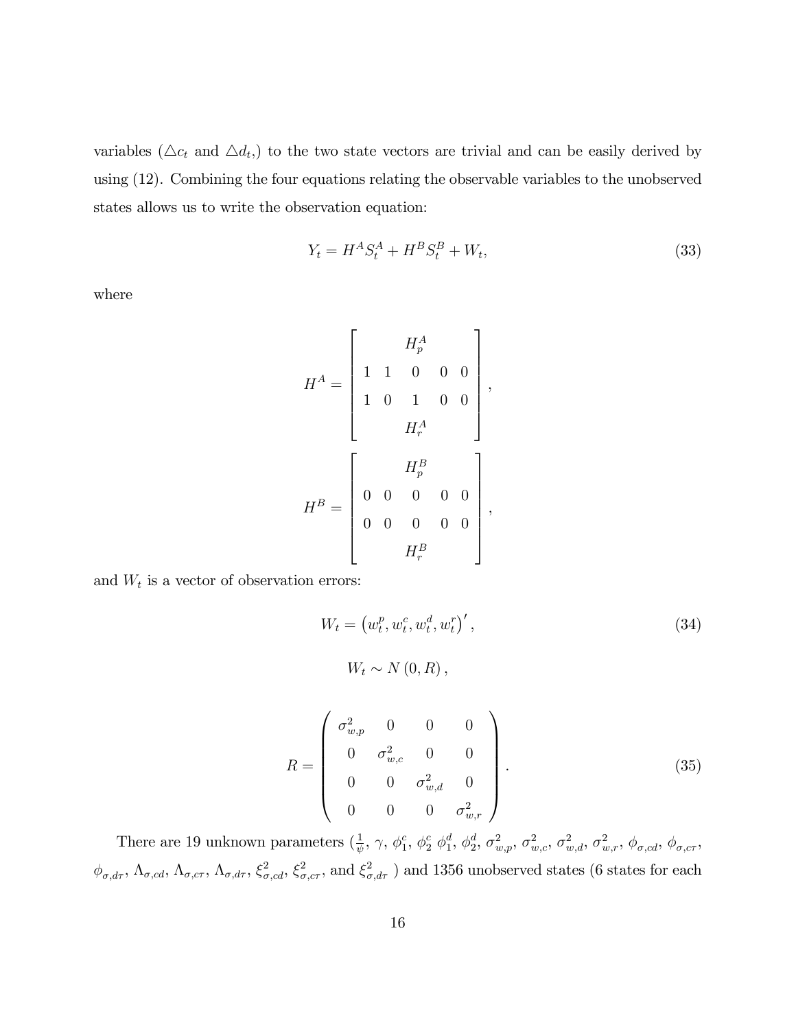variables ($\triangle c_t$ and $\triangle d_t$,) to the two state vectors are trivial and can be easily derived by using (12). Combining the four equations relating the observable variables to the unobserved states allows us to write the observation equation:

$$Y_t = H^A S_t^A + H^B S_t^B + W_t, \tag{33}$$

where

$$H^A = \begin{bmatrix} & & H_p^A & & \\ 1 & 1 & 0 & 0 & 0 \\ 1 & 0 & 1 & 0 & 0 \\ & & H_r^A & & \end{bmatrix},$$

$$H^B = \begin{bmatrix} & & H_p^B & & \\ 0 & 0 & 0 & 0 & 0 \\ 0 & 0 & 0 & 0 & 0 \\ & & H_r^B & & \end{bmatrix},$$

and $W_t$ is a vector of observation errors:

$$W_t = \left(w_t^p, w_t^c, w_t^d, w_t^r\right)', \tag{34}$$

$$W_t \sim N\left(0, R\right),$$

$$R = \begin{pmatrix} \sigma_{w,p}^2 & 0 & 0 & 0 \\ 0 & \sigma_{w,c}^2 & 0 & 0 \\ 0 & 0 & \sigma_{w,d}^2 & 0 \\ 0 & 0 & 0 & \sigma_{w,r}^2 \end{pmatrix}. \tag{35}$$

There are 19 unknown parameters ($\frac{1}{\psi}$, $\gamma$, $\phi_1^c$, $\phi_2^c$ $\phi_1^d$, $\phi_2^d$, $\sigma_{w,p}^2$, $\sigma_{w,c}^2$, $\sigma_{w,d}^2$, $\sigma_{w,r}^2$, $\phi_{\sigma,cd}$, $\phi_{\sigma,c\tau}$, $\phi_{\sigma,d\tau}$, $\Lambda_{\sigma,cd}$, $\Lambda_{\sigma,c\tau}$, $\Lambda_{\sigma,d\tau}$, $\xi_{\sigma,cd}^2$, $\xi_{\sigma,c\tau}^2$, and $\xi_{\sigma,d\tau}^2$ ) and 1356 unobserved states (6 states for each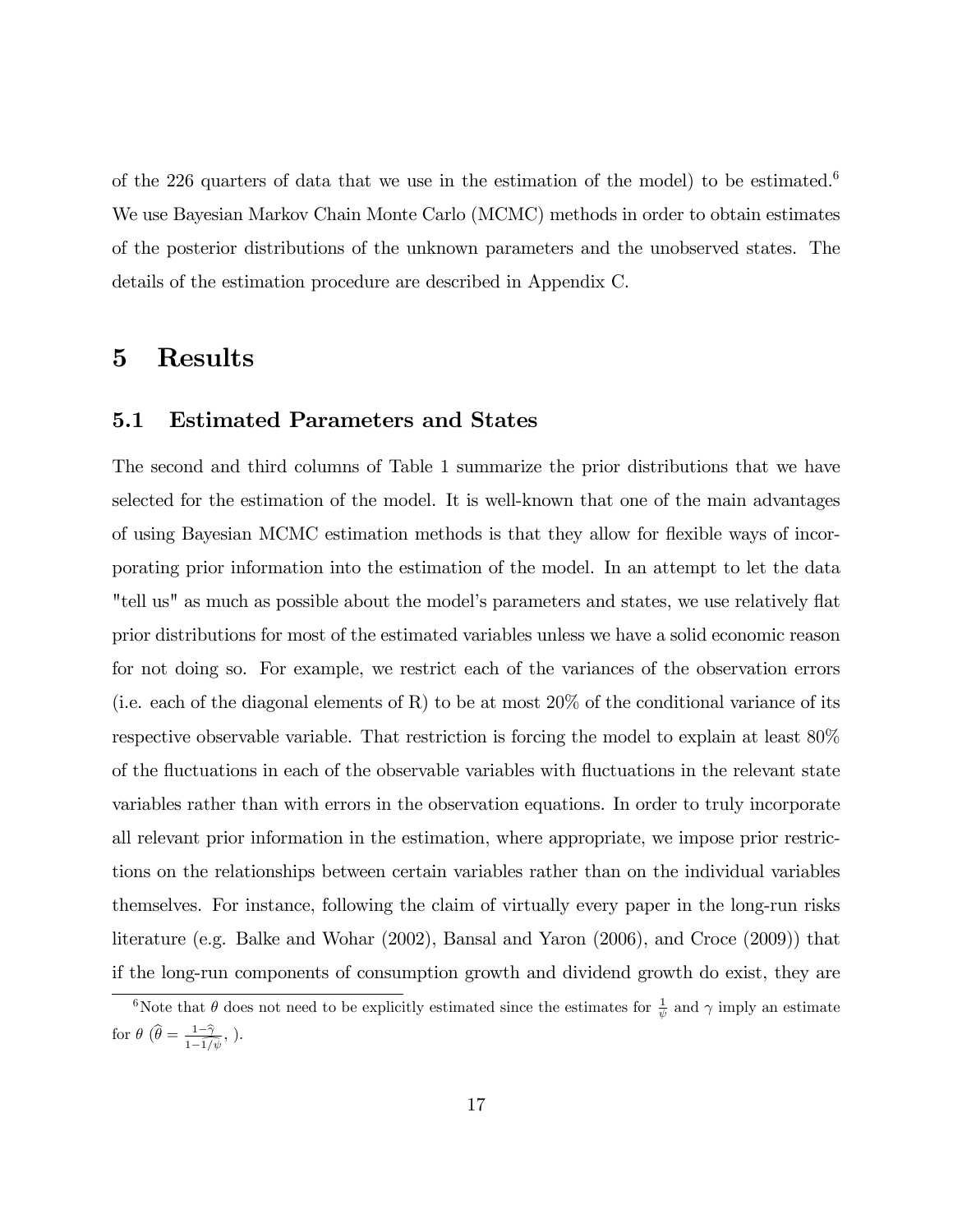of the 226 quarters of data that we use in the estimation of the model) to be estimated.[6] We use Bayesian Markov Chain Monte Carlo (MCMC) methods in order to obtain estimates of the posterior distributions of the unknown parameters and the unobserved states. The details of the estimation procedure are described in Appendix C.

# 5 Results

## 5.1 Estimated Parameters and States

The second and third columns of Table 1 summarize the prior distributions that we have selected for the estimation of the model. It is well-known that one of the main advantages of using Bayesian MCMC estimation methods is that they allow for flexible ways of incorporating prior information into the estimation of the model. In an attempt to let the data "tell us" as much as possible about the model's parameters and states, we use relatively flat prior distributions for most of the estimated variables unless we have a solid economic reason for not doing so. For example, we restrict each of the variances of the observation errors (i.e. each of the diagonal elements of R) to be at most 20% of the conditional variance of its respective observable variable. That restriction is forcing the model to explain at least 80% of the fluctuations in each of the observable variables with fluctuations in the relevant state variables rather than with errors in the observation equations. In order to truly incorporate all relevant prior information in the estimation, where appropriate, we impose prior restrictions on the relationships between certain variables rather than on the individual variables themselves. For instance, following the claim of virtually every paper in the long-run risks literature (e.g. Balke and Wohar (2002), Bansal and Yaron (2006), and Croce (2009)) that if the long-run components of consumption growth and dividend growth do exist, they are

[6] Note that $\theta$ does not need to be explicitly estimated since the estimates for $\frac{1}{\psi}$ and $\gamma$ imply an estimate for $\theta$ ($\widehat{\theta} = \frac{1-\widehat{\gamma}}{1-\widehat{1/\psi}}$, ).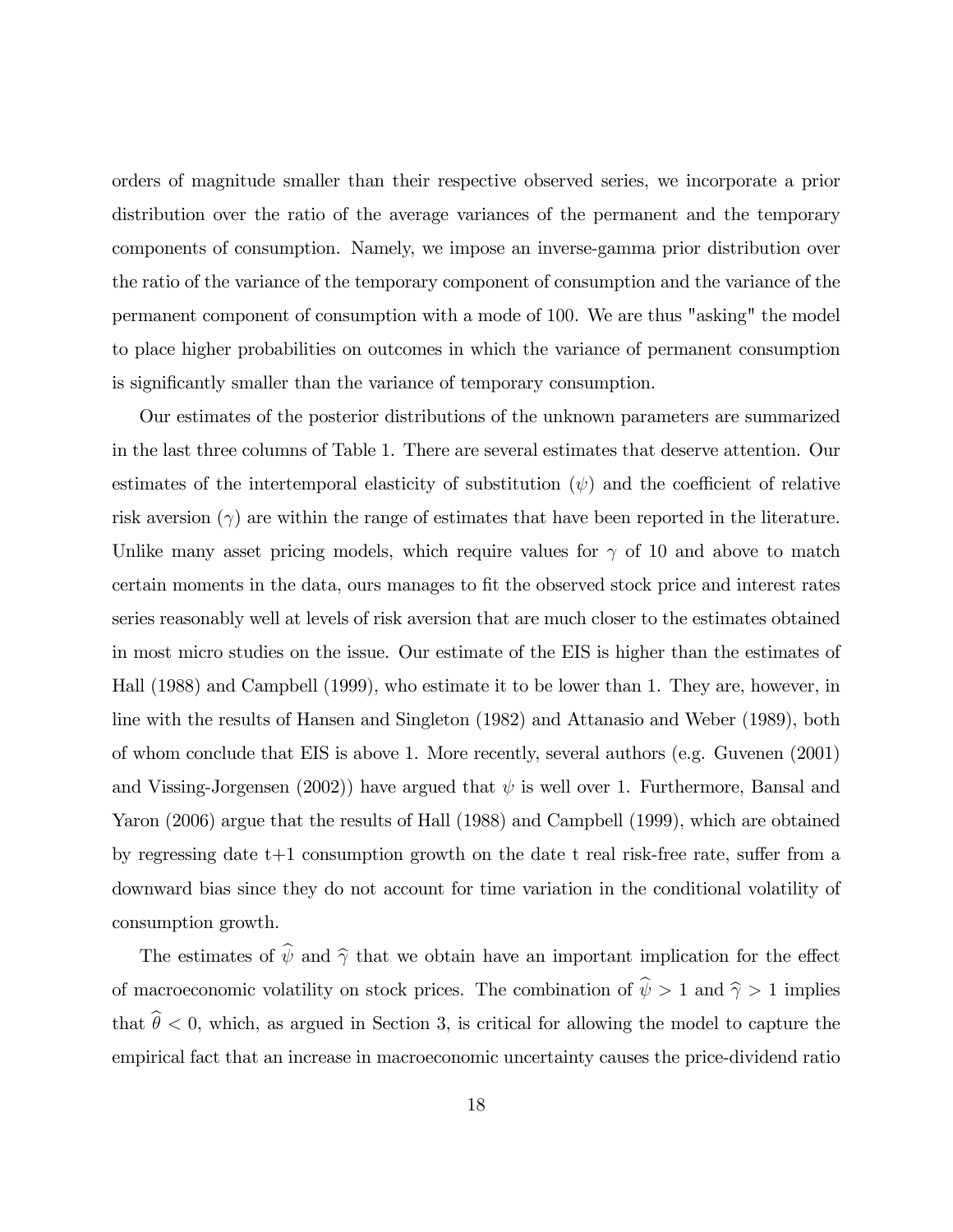orders of magnitude smaller than their respective observed series, we incorporate a prior distribution over the ratio of the average variances of the permanent and the temporary components of consumption. Namely, we impose an inverse-gamma prior distribution over the ratio of the variance of the temporary component of consumption and the variance of the permanent component of consumption with a mode of 100. We are thus "asking" the model to place higher probabilities on outcomes in which the variance of permanent consumption is significantly smaller than the variance of temporary consumption.

Our estimates of the posterior distributions of the unknown parameters are summarized in the last three columns of Table 1. There are several estimates that deserve attention. Our estimates of the intertemporal elasticity of substitution ($\psi$) and the coefficient of relative risk aversion ($\gamma$) are within the range of estimates that have been reported in the literature. Unlike many asset pricing models, which require values for $\gamma$ of 10 and above to match certain moments in the data, ours manages to fit the observed stock price and interest rates series reasonably well at levels of risk aversion that are much closer to the estimates obtained in most micro studies on the issue. Our estimate of the EIS is higher than the estimates of Hall (1988) and Campbell (1999), who estimate it to be lower than 1. They are, however, in line with the results of Hansen and Singleton (1982) and Attanasio and Weber (1989), both of whom conclude that EIS is above 1. More recently, several authors (e.g. Guvenen (2001) and Vissing-Jorgensen (2002)) have argued that $\psi$ is well over 1. Furthermore, Bansal and Yaron (2006) argue that the results of Hall (1988) and Campbell (1999), which are obtained by regressing date t+1 consumption growth on the date t real risk-free rate, suffer from a downward bias since they do not account for time variation in the conditional volatility of consumption growth.

The estimates of $\widehat{\psi}$ and $\widehat{\gamma}$ that we obtain have an important implication for the effect of macroeconomic volatility on stock prices. The combination of $\widehat{\psi} > 1$ and $\widehat{\gamma} > 1$ implies that $\widehat{\theta} < 0$, which, as argued in Section 3, is critical for allowing the model to capture the empirical fact that an increase in macroeconomic uncertainty causes the price-dividend ratio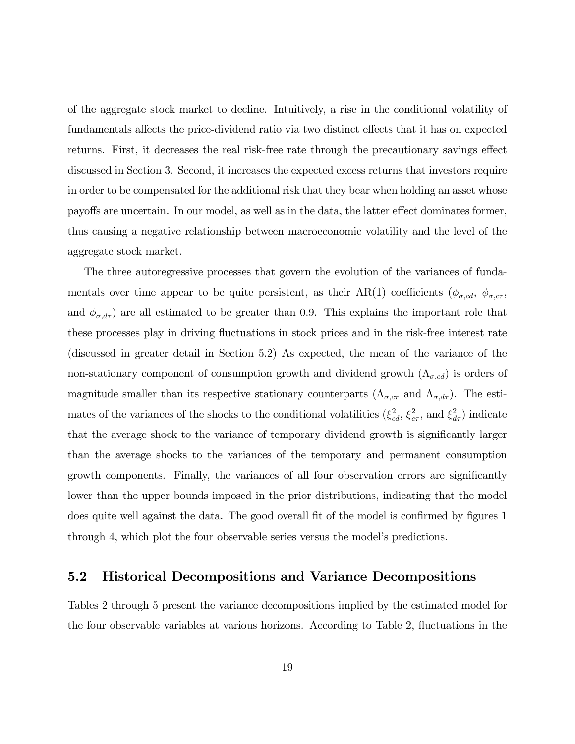of the aggregate stock market to decline. Intuitively, a rise in the conditional volatility of fundamentals affects the price-dividend ratio via two distinct effects that it has on expected returns. First, it decreases the real risk-free rate through the precautionary savings effect discussed in Section 3. Second, it increases the expected excess returns that investors require in order to be compensated for the additional risk that they bear when holding an asset whose payoffs are uncertain. In our model, as well as in the data, the latter effect dominates former, thus causing a negative relationship between macroeconomic volatility and the level of the aggregate stock market.

The three autoregressive processes that govern the evolution of the variances of fundamentals over time appear to be quite persistent, as their AR(1) coefficients ($\phi_{\sigma,cd}$, $\phi_{\sigma,c\tau}$, and $\phi_{\sigma,d\tau}$) are all estimated to be greater than 0.9. This explains the important role that these processes play in driving fluctuations in stock prices and in the risk-free interest rate (discussed in greater detail in Section 5.2) As expected, the mean of the variance of the non-stationary component of consumption growth and dividend growth ($\Lambda_{\sigma,cd}$) is orders of magnitude smaller than its respective stationary counterparts ($\Lambda_{\sigma,c\tau}$ and $\Lambda_{\sigma,d\tau}$). The estimates of the variances of the shocks to the conditional volatilities ($\xi_{cd}^2$, $\xi_{c\tau}^2$, and $\xi_{d\tau}^2$) indicate that the average shock to the variance of temporary dividend growth is significantly larger than the average shocks to the variances of the temporary and permanent consumption growth components. Finally, the variances of all four observation errors are significantly lower than the upper bounds imposed in the prior distributions, indicating that the model does quite well against the data. The good overall fit of the model is confirmed by figures 1 through 4, which plot the four observable series versus the model's predictions.

## 5.2 Historical Decompositions and Variance Decompositions

Tables 2 through 5 present the variance decompositions implied by the estimated model for the four observable variables at various horizons. According to Table 2, fluctuations in the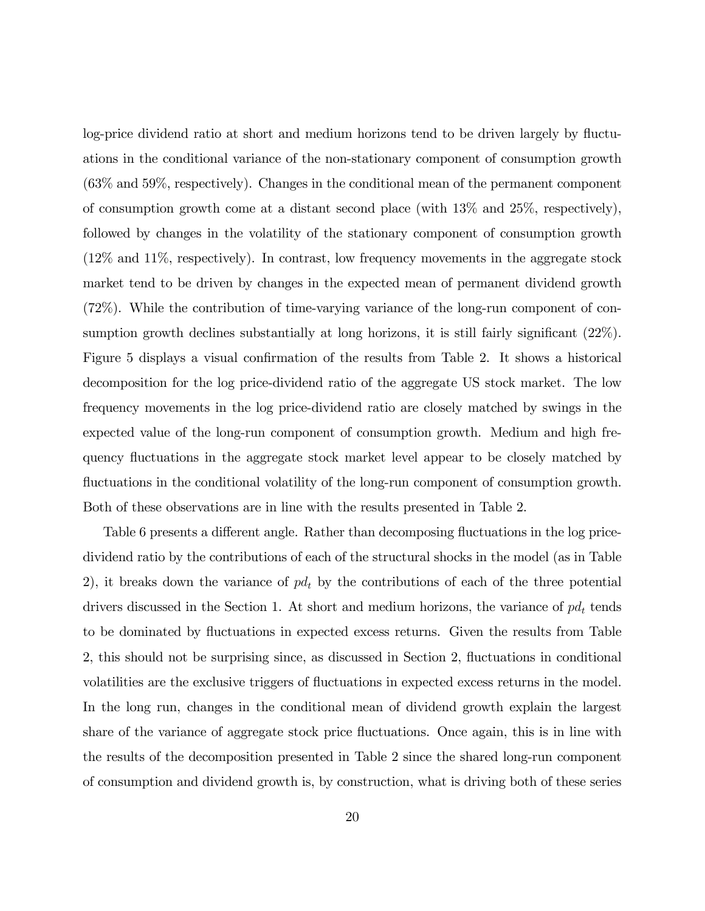log-price dividend ratio at short and medium horizons tend to be driven largely by fluctuations in the conditional variance of the non-stationary component of consumption growth (63% and 59%, respectively). Changes in the conditional mean of the permanent component of consumption growth come at a distant second place (with 13% and 25%, respectively), followed by changes in the volatility of the stationary component of consumption growth (12% and 11%, respectively). In contrast, low frequency movements in the aggregate stock market tend to be driven by changes in the expected mean of permanent dividend growth (72%). While the contribution of time-varying variance of the long-run component of consumption growth declines substantially at long horizons, it is still fairly significant (22%). Figure 5 displays a visual confirmation of the results from Table 2. It shows a historical decomposition for the log price-dividend ratio of the aggregate US stock market. The low frequency movements in the log price-dividend ratio are closely matched by swings in the expected value of the long-run component of consumption growth. Medium and high frequency fluctuations in the aggregate stock market level appear to be closely matched by fluctuations in the conditional volatility of the long-run component of consumption growth. Both of these observations are in line with the results presented in Table 2.

Table 6 presents a different angle. Rather than decomposing fluctuations in the log price-dividend ratio by the contributions of each of the structural shocks in the model (as in Table 2), it breaks down the variance of $pd_t$ by the contributions of each of the three potential drivers discussed in the Section 1. At short and medium horizons, the variance of $pd_t$ tends to be dominated by fluctuations in expected excess returns. Given the results from Table 2, this should not be surprising since, as discussed in Section 2, fluctuations in conditional volatilities are the exclusive triggers of fluctuations in expected excess returns in the model. In the long run, changes in the conditional mean of dividend growth explain the largest share of the variance of aggregate stock price fluctuations. Once again, this is in line with the results of the decomposition presented in Table 2 since the shared long-run component of consumption and dividend growth is, by construction, what is driving both of these series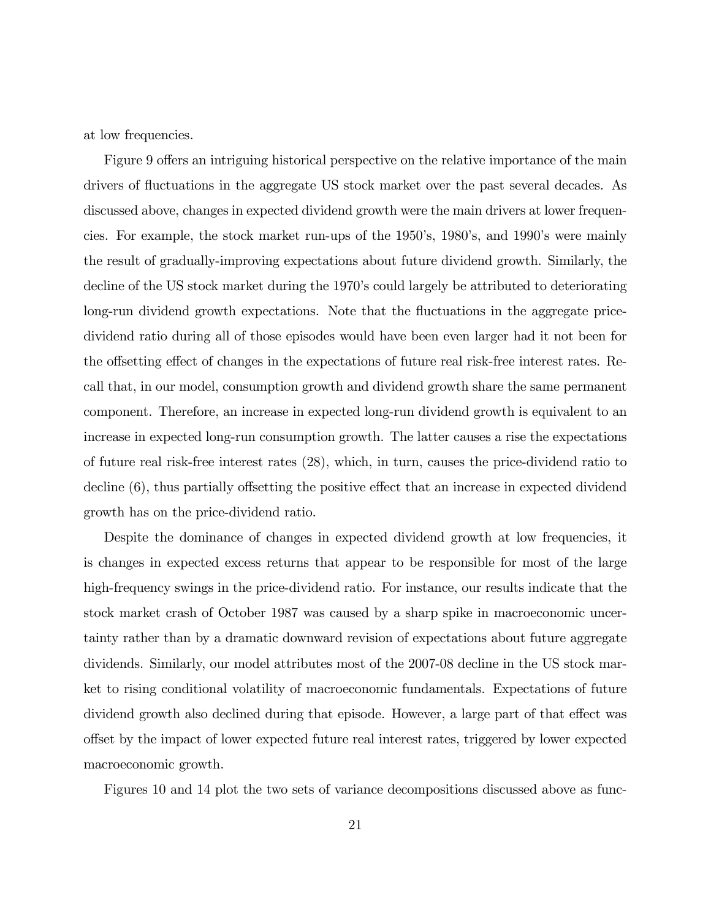at low frequencies.

Figure 9 offers an intriguing historical perspective on the relative importance of the main drivers of fluctuations in the aggregate US stock market over the past several decades. As discussed above, changes in expected dividend growth were the main drivers at lower frequencies. For example, the stock market run-ups of the 1950's, 1980's, and 1990's were mainly the result of gradually-improving expectations about future dividend growth. Similarly, the decline of the US stock market during the 1970's could largely be attributed to deteriorating long-run dividend growth expectations. Note that the fluctuations in the aggregate price-dividend ratio during all of those episodes would have been even larger had it not been for the offsetting effect of changes in the expectations of future real risk-free interest rates. Recall that, in our model, consumption growth and dividend growth share the same permanent component. Therefore, an increase in expected long-run dividend growth is equivalent to an increase in expected long-run consumption growth. The latter causes a rise the expectations of future real risk-free interest rates (28), which, in turn, causes the price-dividend ratio to decline (6), thus partially offsetting the positive effect that an increase in expected dividend growth has on the price-dividend ratio.

Despite the dominance of changes in expected dividend growth at low frequencies, it is changes in expected excess returns that appear to be responsible for most of the large high-frequency swings in the price-dividend ratio. For instance, our results indicate that the stock market crash of October 1987 was caused by a sharp spike in macroeconomic uncertainty rather than by a dramatic downward revision of expectations about future aggregate dividends. Similarly, our model attributes most of the 2007-08 decline in the US stock market to rising conditional volatility of macroeconomic fundamentals. Expectations of future dividend growth also declined during that episode. However, a large part of that effect was offset by the impact of lower expected future real interest rates, triggered by lower expected macroeconomic growth.

Figures 10 and 14 plot the two sets of variance decompositions discussed above as func-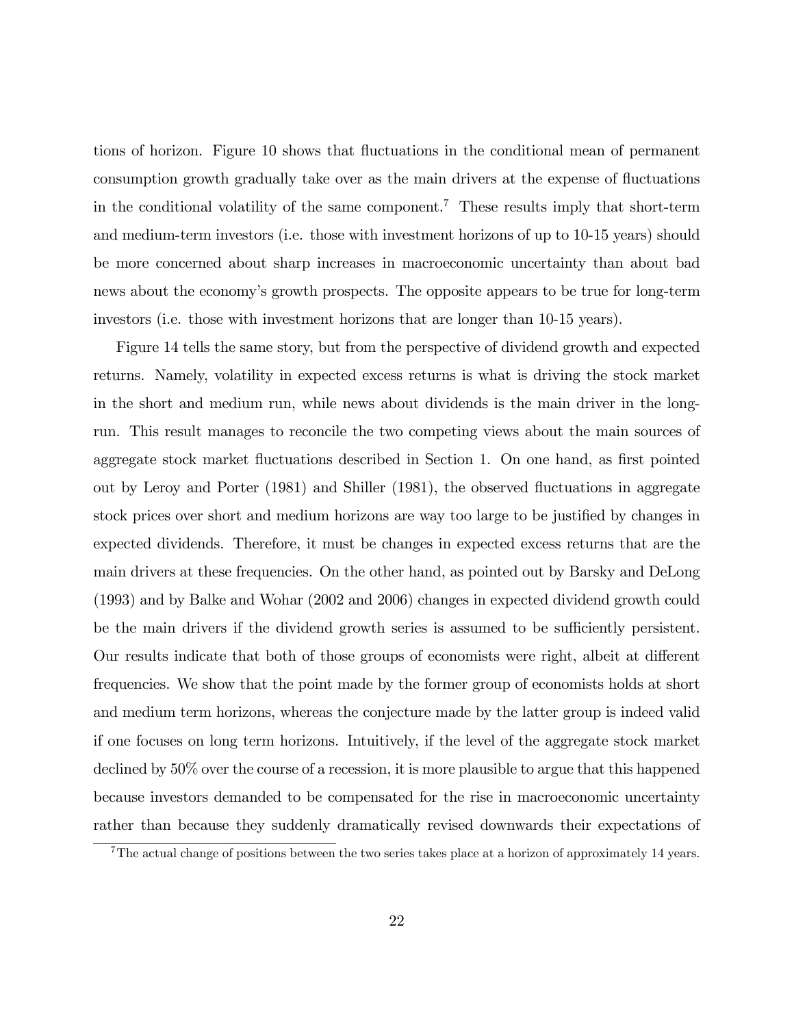tions of horizon. Figure 10 shows that fluctuations in the conditional mean of permanent consumption growth gradually take over as the main drivers at the expense of fluctuations in the conditional volatility of the same component.[7] These results imply that short-term and medium-term investors (i.e. those with investment horizons of up to 10-15 years) should be more concerned about sharp increases in macroeconomic uncertainty than about bad news about the economy's growth prospects. The opposite appears to be true for long-term investors (i.e. those with investment horizons that are longer than 10-15 years).

Figure 14 tells the same story, but from the perspective of dividend growth and expected returns. Namely, volatility in expected excess returns is what is driving the stock market in the short and medium run, while news about dividends is the main driver in the long-run. This result manages to reconcile the two competing views about the main sources of aggregate stock market fluctuations described in Section 1. On one hand, as first pointed out by Leroy and Porter (1981) and Shiller (1981), the observed fluctuations in aggregate stock prices over short and medium horizons are way too large to be justified by changes in expected dividends. Therefore, it must be changes in expected excess returns that are the main drivers at these frequencies. On the other hand, as pointed out by Barsky and DeLong (1993) and by Balke and Wohar (2002 and 2006) changes in expected dividend growth could be the main drivers if the dividend growth series is assumed to be sufficiently persistent. Our results indicate that both of those groups of economists were right, albeit at different frequencies. We show that the point made by the former group of economists holds at short and medium term horizons, whereas the conjecture made by the latter group is indeed valid if one focuses on long term horizons. Intuitively, if the level of the aggregate stock market declined by 50% over the course of a recession, it is more plausible to argue that this happened because investors demanded to be compensated for the rise in macroeconomic uncertainty rather than because they suddenly dramatically revised downwards their expectations of

[7] The actual change of positions between the two series takes place at a horizon of approximately 14 years.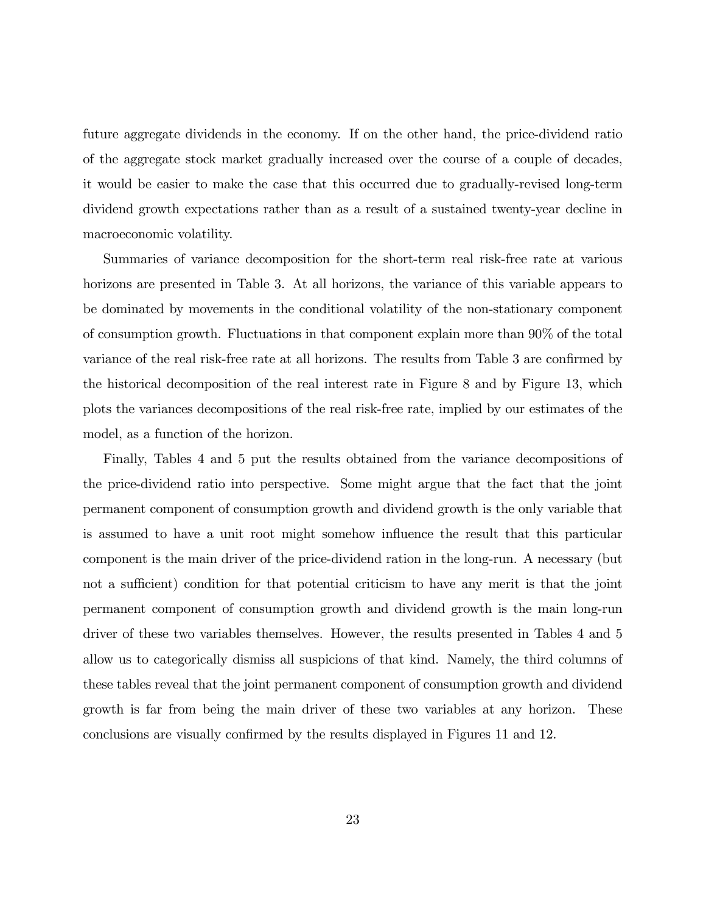future aggregate dividends in the economy. If on the other hand, the price-dividend ratio of the aggregate stock market gradually increased over the course of a couple of decades, it would be easier to make the case that this occurred due to gradually-revised long-term dividend growth expectations rather than as a result of a sustained twenty-year decline in macroeconomic volatility.

Summaries of variance decomposition for the short-term real risk-free rate at various horizons are presented in Table 3. At all horizons, the variance of this variable appears to be dominated by movements in the conditional volatility of the non-stationary component of consumption growth. Fluctuations in that component explain more than 90% of the total variance of the real risk-free rate at all horizons. The results from Table 3 are confirmed by the historical decomposition of the real interest rate in Figure 8 and by Figure 13, which plots the variances decompositions of the real risk-free rate, implied by our estimates of the model, as a function of the horizon.

Finally, Tables 4 and 5 put the results obtained from the variance decompositions of the price-dividend ratio into perspective. Some might argue that the fact that the joint permanent component of consumption growth and dividend growth is the only variable that is assumed to have a unit root might somehow influence the result that this particular component is the main driver of the price-dividend ration in the long-run. A necessary (but not a sufficient) condition for that potential criticism to have any merit is that the joint permanent component of consumption growth and dividend growth is the main long-run driver of these two variables themselves. However, the results presented in Tables 4 and 5 allow us to categorically dismiss all suspicions of that kind. Namely, the third columns of these tables reveal that the joint permanent component of consumption growth and dividend growth is far from being the main driver of these two variables at any horizon. These conclusions are visually confirmed by the results displayed in Figures 11 and 12.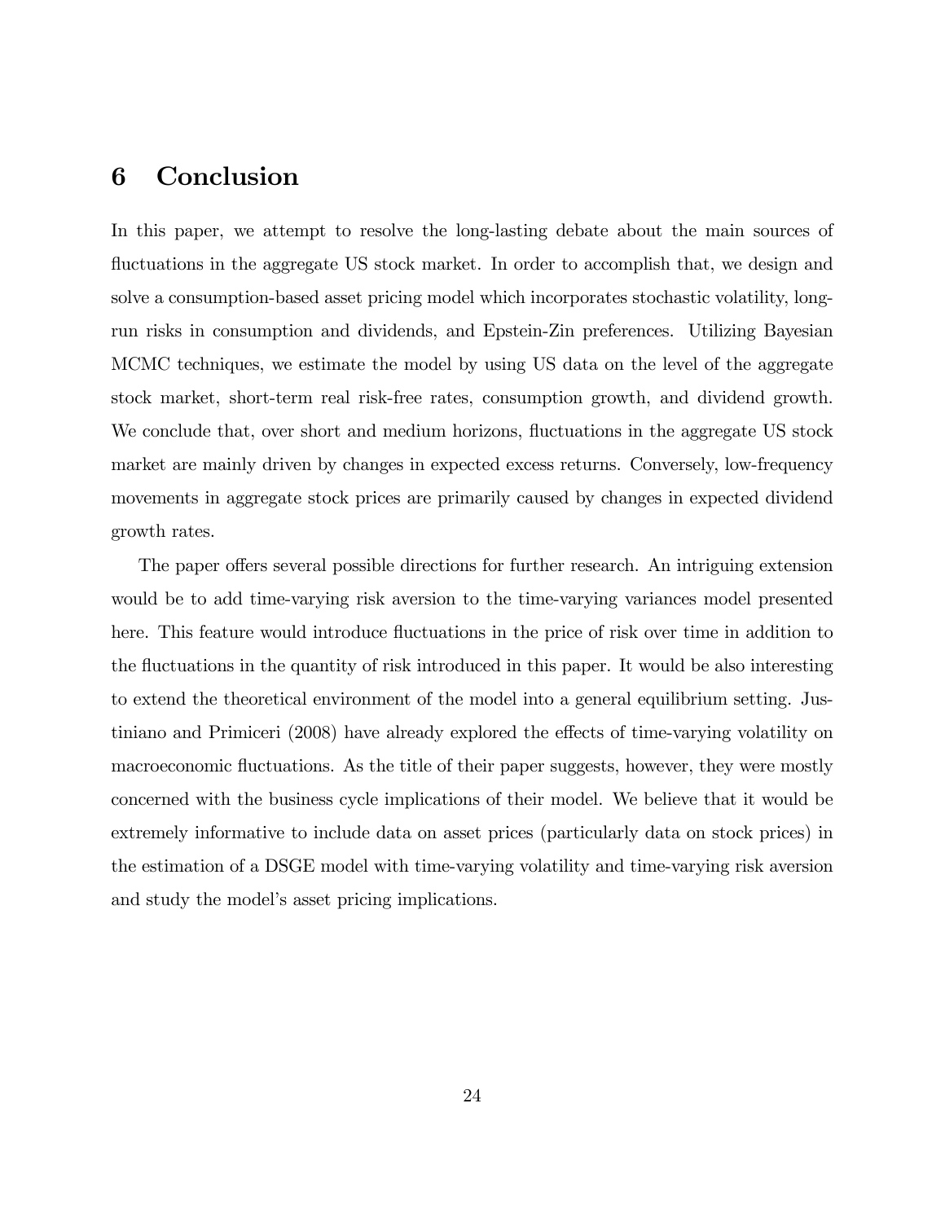# 6 Conclusion

In this paper, we attempt to resolve the long-lasting debate about the main sources of fluctuations in the aggregate US stock market. In order to accomplish that, we design and solve a consumption-based asset pricing model which incorporates stochastic volatility, long-run risks in consumption and dividends, and Epstein-Zin preferences. Utilizing Bayesian MCMC techniques, we estimate the model by using US data on the level of the aggregate stock market, short-term real risk-free rates, consumption growth, and dividend growth. We conclude that, over short and medium horizons, fluctuations in the aggregate US stock market are mainly driven by changes in expected excess returns. Conversely, low-frequency movements in aggregate stock prices are primarily caused by changes in expected dividend growth rates.

The paper offers several possible directions for further research. An intriguing extension would be to add time-varying risk aversion to the time-varying variances model presented here. This feature would introduce fluctuations in the price of risk over time in addition to the fluctuations in the quantity of risk introduced in this paper. It would be also interesting to extend the theoretical environment of the model into a general equilibrium setting. Justiniano and Primiceri (2008) have already explored the effects of time-varying volatility on macroeconomic fluctuations. As the title of their paper suggests, however, they were mostly concerned with the business cycle implications of their model. We believe that it would be extremely informative to include data on asset prices (particularly data on stock prices) in the estimation of a DSGE model with time-varying volatility and time-varying risk aversion and study the model's asset pricing implications.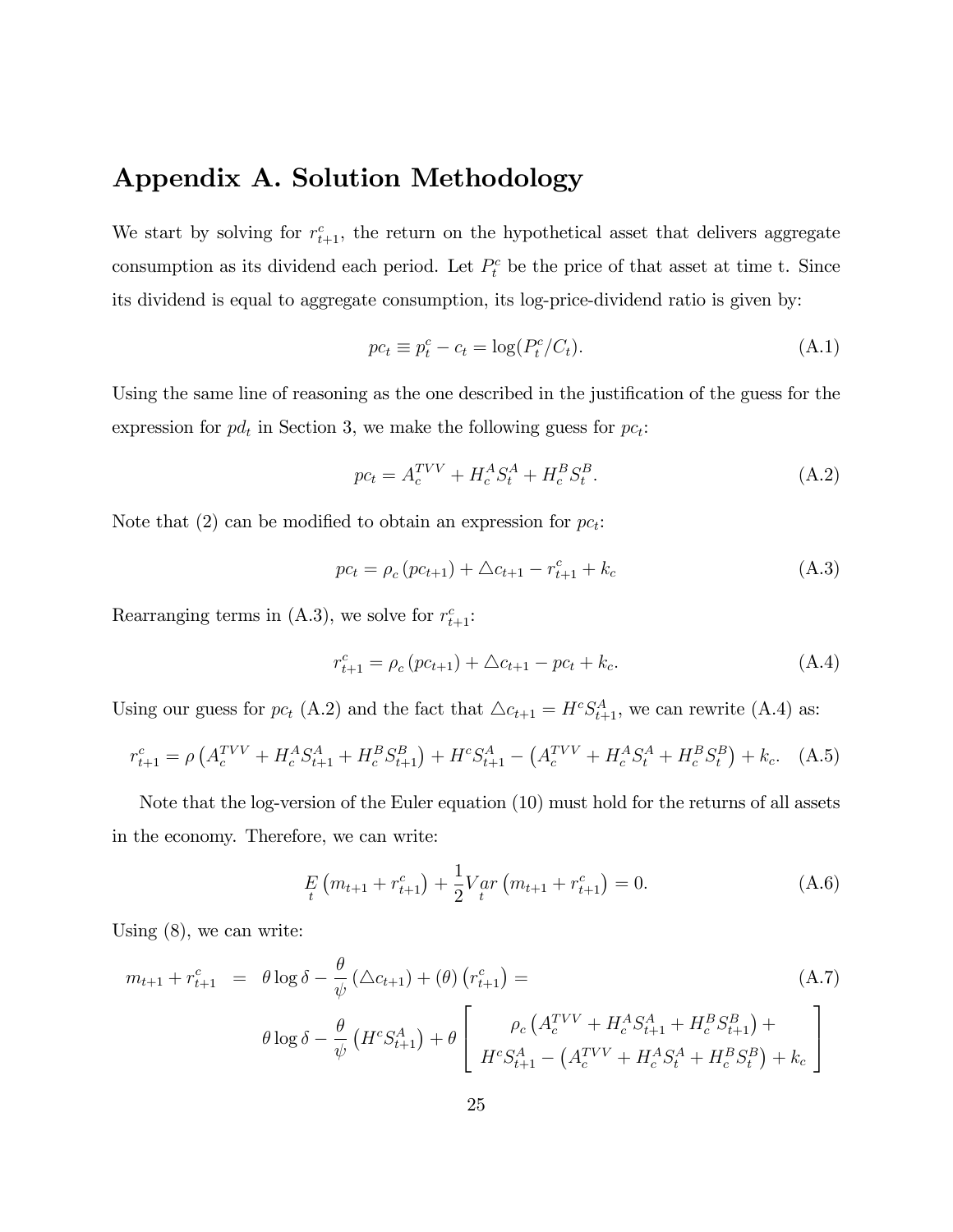# Appendix A. Solution Methodology

We start by solving for $r_{t+1}^c$, the return on the hypothetical asset that delivers aggregate consumption as its dividend each period. Let $P_t^c$ be the price of that asset at time t. Since its dividend is equal to aggregate consumption, its log-price-dividend ratio is given by:

$$pc_t \equiv p_t^c - c_t = \log(P_t^c / C_t). \tag{A.1}$$

Using the same line of reasoning as the one described in the justification of the guess for the expression for $pd_t$ in Section 3, we make the following guess for $pc_t$:

$$pc_t = A_c^{TVV} + H_c^A S_t^A + H_c^B S_t^B. \tag{A.2}$$

Note that (2) can be modified to obtain an expression for $pc_t$:

$$pc_t = \rho_c \left(pc_{t+1}\right) + \triangle c_{t+1} - r_{t+1}^c + k_c \tag{A.3}$$

Rearranging terms in (A.3), we solve for $r_{t+1}^c$:

$$r_{t+1}^c = \rho_c \left(pc_{t+1}\right) + \triangle c_{t+1} - pc_t + k_c. \tag{A.4}$$

Using our guess for $pc_t$ (A.2) and the fact that $\triangle c_{t+1} = H^c S_{t+1}^A$, we can rewrite (A.4) as:

$$r_{t+1}^c = \rho \left(A_c^{TVV} + H_c^A S_{t+1}^A + H_c^B S_{t+1}^B\right) + H^c S_{t+1}^A - \left(A_c^{TVV} + H_c^A S_t^A + H_c^B S_t^B\right) + k_c. \tag{A.5}$$

Note that the log-version of the Euler equation (10) must hold for the returns of all assets in the economy. Therefore, we can write:

$$\underset{t}{E}\left(m_{t+1} + r_{t+1}^c\right) + \frac{1}{2}\underset{t}{Var}\left(m_{t+1} + r_{t+1}^c\right) = 0. \tag{A.6}$$

Using (8), we can write:

$$\begin{aligned} m_{t+1} + r_{t+1}^c &= \theta \log \delta - \frac{\theta}{\psi}\left(\triangle c_{t+1}\right) + (\theta)\left(r_{t+1}^c\right) = \\ &\theta \log \delta - \frac{\theta}{\psi}\left(H^c S_{t+1}^A\right) + \theta \left[ \begin{array}{c} \rho_c \left(A_c^{TVV} + H_c^A S_{t+1}^A + H_c^B S_{t+1}^B\right) + \\ H^c S_{t+1}^A - \left(A_c^{TVV} + H_c^A S_t^A + H_c^B S_t^B\right) + k_c \end{array} \right] \end{aligned} \tag{A.7}$$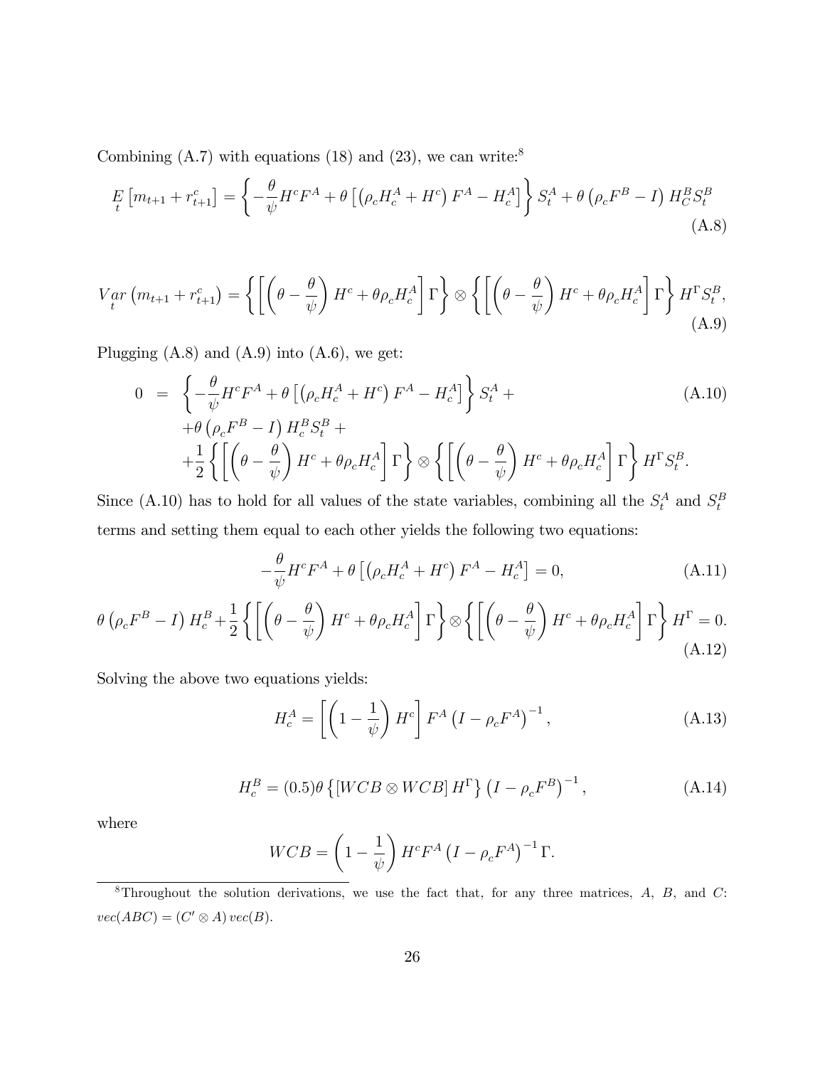Combining (A.7) with equations (18) and (23), we can write:[8]

$$\underset{t}{E}\left[m_{t+1}+r_{t+1}^{c}\right]=\left\{-\frac{\theta}{\psi}H^{c}F^{A}+\theta\left[\left(\rho_{c}H_{c}^{A}+H^{c}\right)F^{A}-H_{c}^{A}\right]\right\}S_{t}^{A}+\theta\left(\rho_{c}F^{B}-I\right)H_{C}^{B}S_{t}^{B} \tag{A.8}$$

$$\underset{t}{Var}\left(m_{t+1}+r_{t+1}^{c}\right)=\left\{\left[\left(\theta-\frac{\theta}{\psi}\right)H^{c}+\theta\rho_{c}H_{c}^{A}\right]\Gamma\right\}\otimes\left\{\left[\left(\theta-\frac{\theta}{\psi}\right)H^{c}+\theta\rho_{c}H_{c}^{A}\right]\Gamma\right\}H^{\Gamma}S_{t}^{B}, \tag{A.9}$$

Plugging (A.8) and (A.9) into (A.6), we get:

$$\begin{aligned}0 \;=\;& \left\{-\frac{\theta}{\psi}H^{c}F^{A}+\theta\left[\left(\rho_{c}H_{c}^{A}+H^{c}\right)F^{A}-H_{c}^{A}\right]\right\}S_{t}^{A}+ \\ &+\theta\left(\rho_{c}F^{B}-I\right)H_{c}^{B}S_{t}^{B}+ \\ &+\frac{1}{2}\left\{\left[\left(\theta-\frac{\theta}{\psi}\right)H^{c}+\theta\rho_{c}H_{c}^{A}\right]\Gamma\right\}\otimes\left\{\left[\left(\theta-\frac{\theta}{\psi}\right)H^{c}+\theta\rho_{c}H_{c}^{A}\right]\Gamma\right\}H^{\Gamma}S_{t}^{B}.\end{aligned} \tag{A.10}$$

Since (A.10) has to hold for all values of the state variables, combining all the $S_t^A$ and $S_t^B$ terms and setting them equal to each other yields the following two equations:

$$-\frac{\theta}{\psi}H^{c}F^{A}+\theta\left[\left(\rho_{c}H_{c}^{A}+H^{c}\right)F^{A}-H_{c}^{A}\right]=0, \tag{A.11}$$

$$\theta\left(\rho_{c}F^{B}-I\right)H_{c}^{B}+\frac{1}{2}\left\{\left[\left(\theta-\frac{\theta}{\psi}\right)H^{c}+\theta\rho_{c}H_{c}^{A}\right]\Gamma\right\}\otimes\left\{\left[\left(\theta-\frac{\theta}{\psi}\right)H^{c}+\theta\rho_{c}H_{c}^{A}\right]\Gamma\right\}H^{\Gamma}=0. \tag{A.12}$$

Solving the above two equations yields:

$$H_{c}^{A}=\left[\left(1-\frac{1}{\psi}\right)H^{c}\right]F^{A}\left(I-\rho_{c}F^{A}\right)^{-1}, \tag{A.13}$$

$$H_{c}^{B}=(0.5)\theta\left\{\left[WCB\otimes WCB\right]H^{\Gamma}\right\}\left(I-\rho_{c}F^{B}\right)^{-1}, \tag{A.14}$$

where

$$WCB=\left(1-\frac{1}{\psi}\right)H^{c}F^{A}\left(I-\rho_{c}F^{A}\right)^{-1}\Gamma.$$

[8] Throughout the solution derivations, we use the fact that, for any three matrices, $A$, $B$, and $C$: $vec(ABC)=\left(C'\otimes A\right)vec(B)$.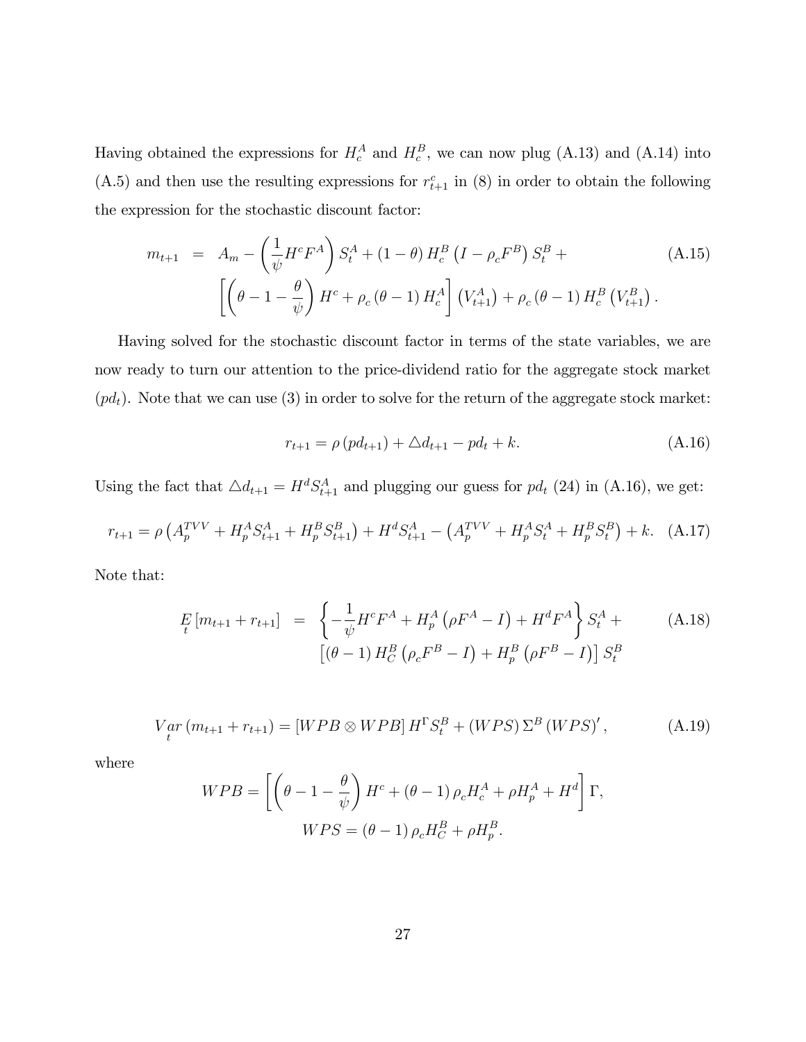Having obtained the expressions for $H_c^A$ and $H_c^B$, we can now plug (A.13) and (A.14) into (A.5) and then use the resulting expressions for $r_{t+1}^c$ in (8) in order to obtain the following the expression for the stochastic discount factor:

$$
\begin{aligned}
m_{t+1} &= A_m - \left(\frac{1}{\psi} H^c F^A\right) S_t^A + (1-\theta) H_c^B \left(I - \rho_c F^B\right) S_t^B + \\
&\quad \left[\left(\theta - 1 - \frac{\theta}{\psi}\right) H^c + \rho_c (\theta - 1) H_c^A\right] \left(V_{t+1}^A\right) + \rho_c (\theta - 1) H_c^B \left(V_{t+1}^B\right).
\end{aligned}
\tag{A.15}
$$

Having solved for the stochastic discount factor in terms of the state variables, we are now ready to turn our attention to the price-dividend ratio for the aggregate stock market ($pd_t$). Note that we can use (3) in order to solve for the return of the aggregate stock market:

$$
r_{t+1} = \rho \left(pd_{t+1}\right) + \triangle d_{t+1} - pd_t + k. \tag{A.16}
$$

Using the fact that $\triangle d_{t+1} = H^d S_{t+1}^A$ and plugging our guess for $pd_t$ (24) in (A.16), we get:

$$
r_{t+1} = \rho \left(A_p^{TVV} + H_p^A S_{t+1}^A + H_p^B S_{t+1}^B\right) + H^d S_{t+1}^A - \left(A_p^{TVV} + H_p^A S_t^A + H_p^B S_t^B\right) + k. \tag{A.17}
$$

Note that:

$$
\begin{aligned}
\underset{t}{E}\left[m_{t+1} + r_{t+1}\right] &= \left\{-\frac{1}{\psi} H^c F^A + H_p^A \left(\rho F^A - I\right) + H^d F^A\right\} S_t^A + \\
&\quad \left[(\theta - 1) H_C^B \left(\rho_c F^B - I\right) + H_p^B \left(\rho F^B - I\right)\right] S_t^B
\end{aligned}
\tag{A.18}
$$

$$
\underset{t}{Var}\left(m_{t+1} + r_{t+1}\right) = \left[WPB \otimes WPB\right] H^\Gamma S_t^B + (WPS) \Sigma^B (WPS)', \tag{A.19}
$$

where

$$
WPB = \left[\left(\theta - 1 - \frac{\theta}{\psi}\right) H^c + (\theta - 1) \rho_c H_c^A + \rho H_p^A + H^d\right] \Gamma,
$$

$$
WPS = (\theta - 1) \rho_c H_C^B + \rho H_p^B.
$$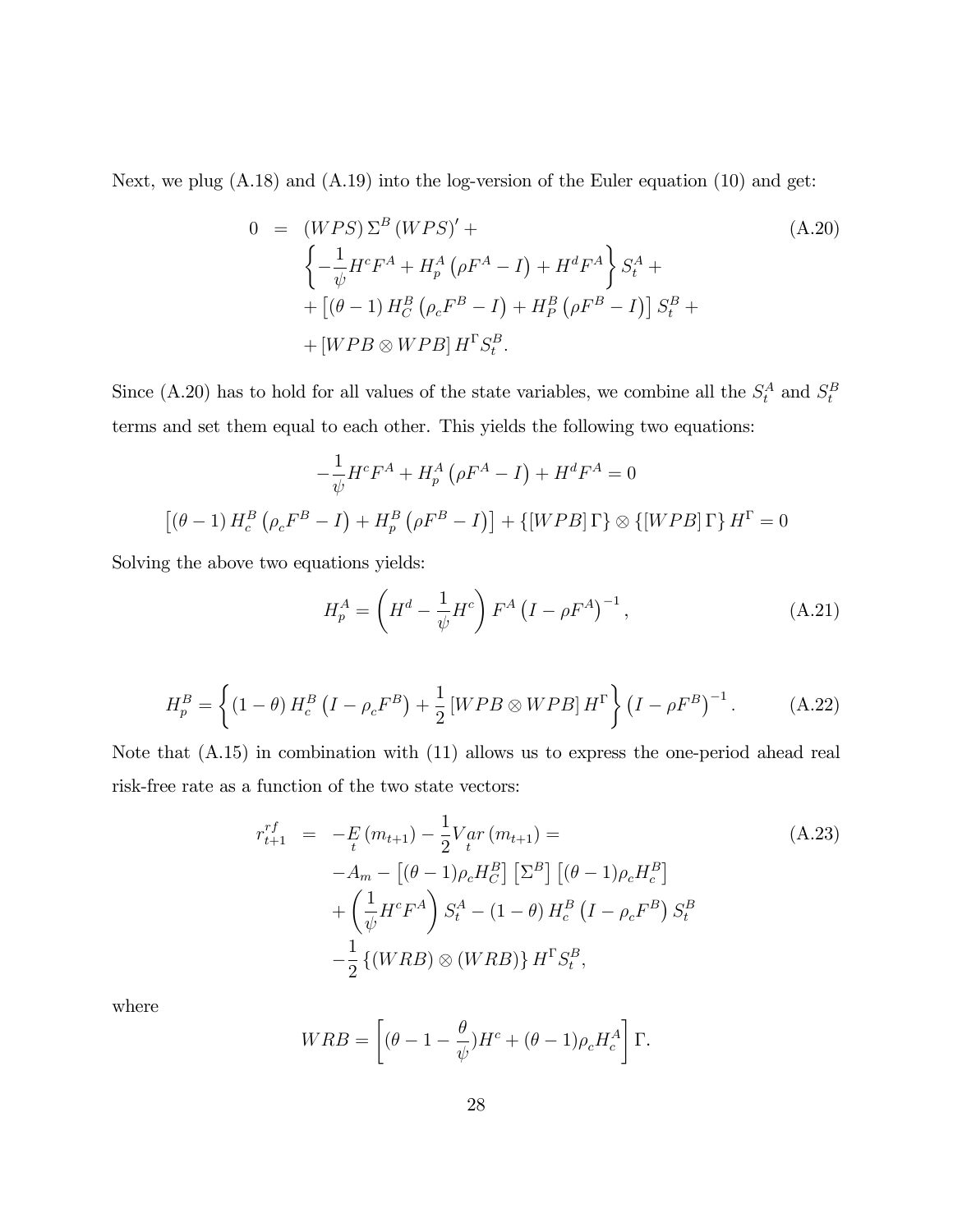Next, we plug (A.18) and (A.19) into the log-version of the Euler equation (10) and get:

$$
\begin{aligned}
0 \;=\;& (WPS)\,\Sigma^{B}\,(WPS)' + \\
& \left\{-\frac{1}{\psi}H^{c}F^{A} + H_{p}^{A}\left(\rho F^{A} - I\right) + H^{d}F^{A}\right\}S_{t}^{A} + \\
& + \left[(\theta-1)\,H_{C}^{B}\left(\rho_{c}F^{B} - I\right) + H_{P}^{B}\left(\rho F^{B} - I\right)\right]S_{t}^{B} + \\
& + \left[WPB \otimes WPB\right]H^{\Gamma}S_{t}^{B}.
\end{aligned}
\tag{A.20}
$$

Since (A.20) has to hold for all values of the state variables, we combine all the $S_t^A$ and $S_t^B$ terms and set them equal to each other. This yields the following two equations:

$$
-\frac{1}{\psi}H^{c}F^{A} + H_{p}^{A}\left(\rho F^{A} - I\right) + H^{d}F^{A} = 0
$$

$$
\left[(\theta-1)\,H_{c}^{B}\left(\rho_{c}F^{B} - I\right) + H_{p}^{B}\left(\rho F^{B} - I\right)\right] + \left\{[WPB]\,\Gamma\right\} \otimes \left\{[WPB]\,\Gamma\right\}H^{\Gamma} = 0
$$

Solving the above two equations yields:

$$
H_{p}^{A} = \left(H^{d} - \frac{1}{\psi}H^{c}\right)F^{A}\left(I - \rho F^{A}\right)^{-1},
\tag{A.21}
$$

$$
H_{p}^{B} = \left\{(1-\theta)\,H_{c}^{B}\left(I - \rho_{c}F^{B}\right) + \frac{1}{2}\left[WPB \otimes WPB\right]H^{\Gamma}\right\}\left(I - \rho F^{B}\right)^{-1}.
\tag{A.22}
$$

Note that (A.15) in combination with (11) allows us to express the one-period ahead real risk-free rate as a function of the two state vectors:

$$
\begin{aligned}
r_{t+1}^{rf} \;=\;& -\underset{t}{E}\left(m_{t+1}\right) - \frac{1}{2}\underset{t}{Var}\left(m_{t+1}\right) = \\
& -A_{m} - \left[(\theta-1)\rho_{c}H_{C}^{B}\right]\left[\Sigma^{B}\right]\left[(\theta-1)\rho_{c}H_{c}^{B}\right] \\
& + \left(\frac{1}{\psi}H^{c}F^{A}\right)S_{t}^{A} - (1-\theta)\,H_{c}^{B}\left(I - \rho_{c}F^{B}\right)S_{t}^{B} \\
& - \frac{1}{2}\left\{(WRB) \otimes (WRB)\right\}H^{\Gamma}S_{t}^{B},
\end{aligned}
\tag{A.23}
$$

where

$$
WRB = \left[(\theta - 1 - \frac{\theta}{\psi})H^{c} + (\theta-1)\rho_{c}H_{c}^{A}\right]\Gamma.
$$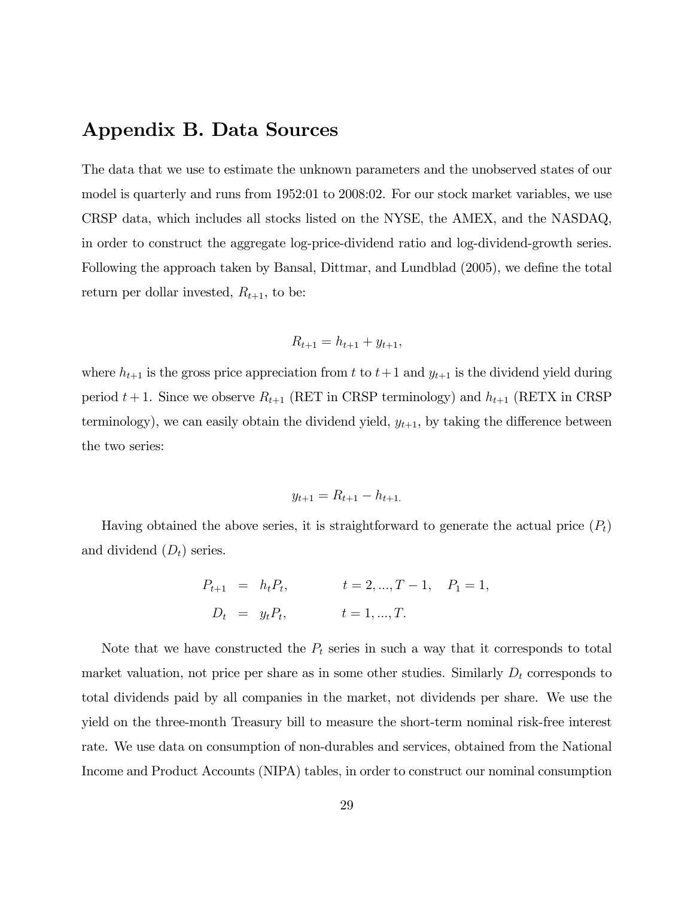## Appendix B. Data Sources

The data that we use to estimate the unknown parameters and the unobserved states of our model is quarterly and runs from 1952:01 to 2008:02. For our stock market variables, we use CRSP data, which includes all stocks listed on the NYSE, the AMEX, and the NASDAQ, in order to construct the aggregate log-price-dividend ratio and log-dividend-growth series. Following the approach taken by Bansal, Dittmar, and Lundblad (2005), we define the total return per dollar invested, $R_{t+1}$, to be:

$$R_{t+1} = h_{t+1} + y_{t+1},$$

where $h_{t+1}$ is the gross price appreciation from $t$ to $t+1$ and $y_{t+1}$ is the dividend yield during period $t+1$. Since we observe $R_{t+1}$ (RET in CRSP terminology) and $h_{t+1}$ (RETX in CRSP terminology), we can easily obtain the dividend yield, $y_{t+1}$, by taking the difference between the two series:

$$y_{t+1} = R_{t+1} - h_{t+1.}$$

Having obtained the above series, it is straightforward to generate the actual price ($P_t$) and dividend ($D_t$) series.

$$\begin{aligned} P_{t+1} &= h_t P_t, \qquad\qquad t = 2, ..., T-1, \quad P_1 = 1, \\ D_t &= y_t P_t, \qquad\qquad t = 1, ..., T. \end{aligned}$$

Note that we have constructed the $P_t$ series in such a way that it corresponds to total market valuation, not price per share as in some other studies. Similarly $D_t$ corresponds to total dividends paid by all companies in the market, not dividends per share. We use the yield on the three-month Treasury bill to measure the short-term nominal risk-free interest rate. We use data on consumption of non-durables and services, obtained from the National Income and Product Accounts (NIPA) tables, in order to construct our nominal consumption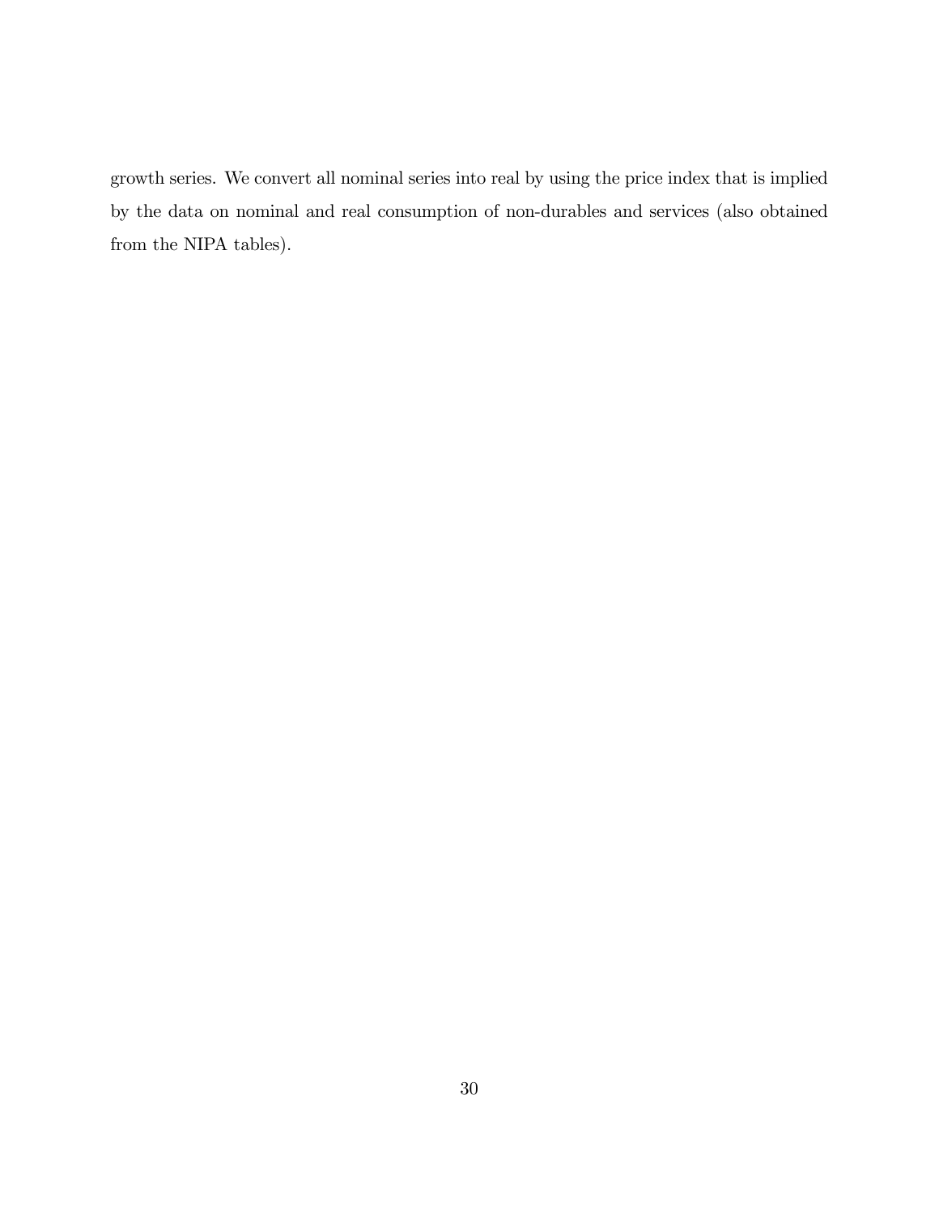growth series. We convert all nominal series into real by using the price index that is implied by the data on nominal and real consumption of non-durables and services (also obtained from the NIPA tables).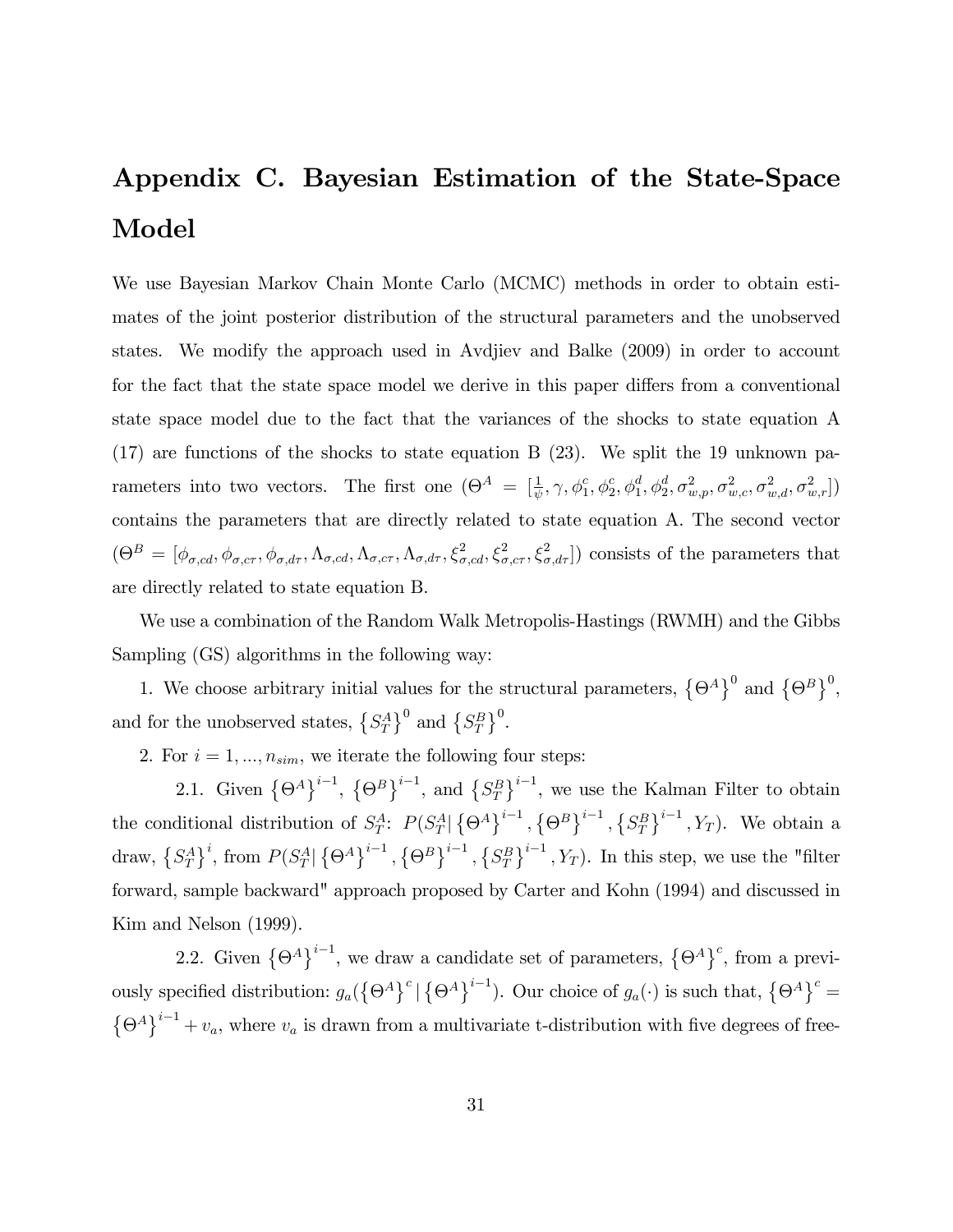# Appendix C. Bayesian Estimation of the State-Space Model

We use Bayesian Markov Chain Monte Carlo (MCMC) methods in order to obtain estimates of the joint posterior distribution of the structural parameters and the unobserved states. We modify the approach used in Avdjiev and Balke (2009) in order to account for the fact that the state space model we derive in this paper differs from a conventional state space model due to the fact that the variances of the shocks to state equation A (17) are functions of the shocks to state equation B (23). We split the 19 unknown parameters into two vectors. The first one ($\Theta^A = [\frac{1}{\psi}, \gamma, \phi_1^c, \phi_2^c, \phi_1^d, \phi_2^d, \sigma_{w,p}^2, \sigma_{w,c}^2, \sigma_{w,d}^2, \sigma_{w,r}^2]$) contains the parameters that are directly related to state equation A. The second vector ($\Theta^B = [\phi_{\sigma,cd}, \phi_{\sigma,c\tau}, \phi_{\sigma,d\tau}, \Lambda_{\sigma,cd}, \Lambda_{\sigma,c\tau}, \Lambda_{\sigma,d\tau}, \xi_{\sigma,cd}^2, \xi_{\sigma,c\tau}^2, \xi_{\sigma,d\tau}^2]$) consists of the parameters that are directly related to state equation B.

We use a combination of the Random Walk Metropolis-Hastings (RWMH) and the Gibbs Sampling (GS) algorithms in the following way:

1. We choose arbitrary initial values for the structural parameters, $\{\Theta^A\}^0$ and $\{\Theta^B\}^0$, and for the unobserved states, $\{S_T^A\}^0$ and $\{S_T^B\}^0$.

2. For $i = 1, ..., n_{sim}$, we iterate the following four steps:

2.1. Given $\{\Theta^A\}^{i-1}$, $\{\Theta^B\}^{i-1}$, and $\{S_T^B\}^{i-1}$, we use the Kalman Filter to obtain the conditional distribution of $S_T^A$: $P(S_T^A | \{\Theta^A\}^{i-1}, \{\Theta^B\}^{i-1}, \{S_T^B\}^{i-1}, Y_T)$. We obtain a draw, $\{S_T^A\}^i$, from $P(S_T^A | \{\Theta^A\}^{i-1}, \{\Theta^B\}^{i-1}, \{S_T^B\}^{i-1}, Y_T)$. In this step, we use the "filter forward, sample backward" approach proposed by Carter and Kohn (1994) and discussed in Kim and Nelson (1999).

2.2. Given $\{\Theta^A\}^{i-1}$, we draw a candidate set of parameters, $\{\Theta^A\}^c$, from a previously specified distribution: $g_a(\{\Theta^A\}^c | \{\Theta^A\}^{i-1})$. Our choice of $g_a(\cdot)$ is such that, $\{\Theta^A\}^c = \{\Theta^A\}^{i-1} + v_a$, where $v_a$ is drawn from a multivariate t-distribution with five degrees of free-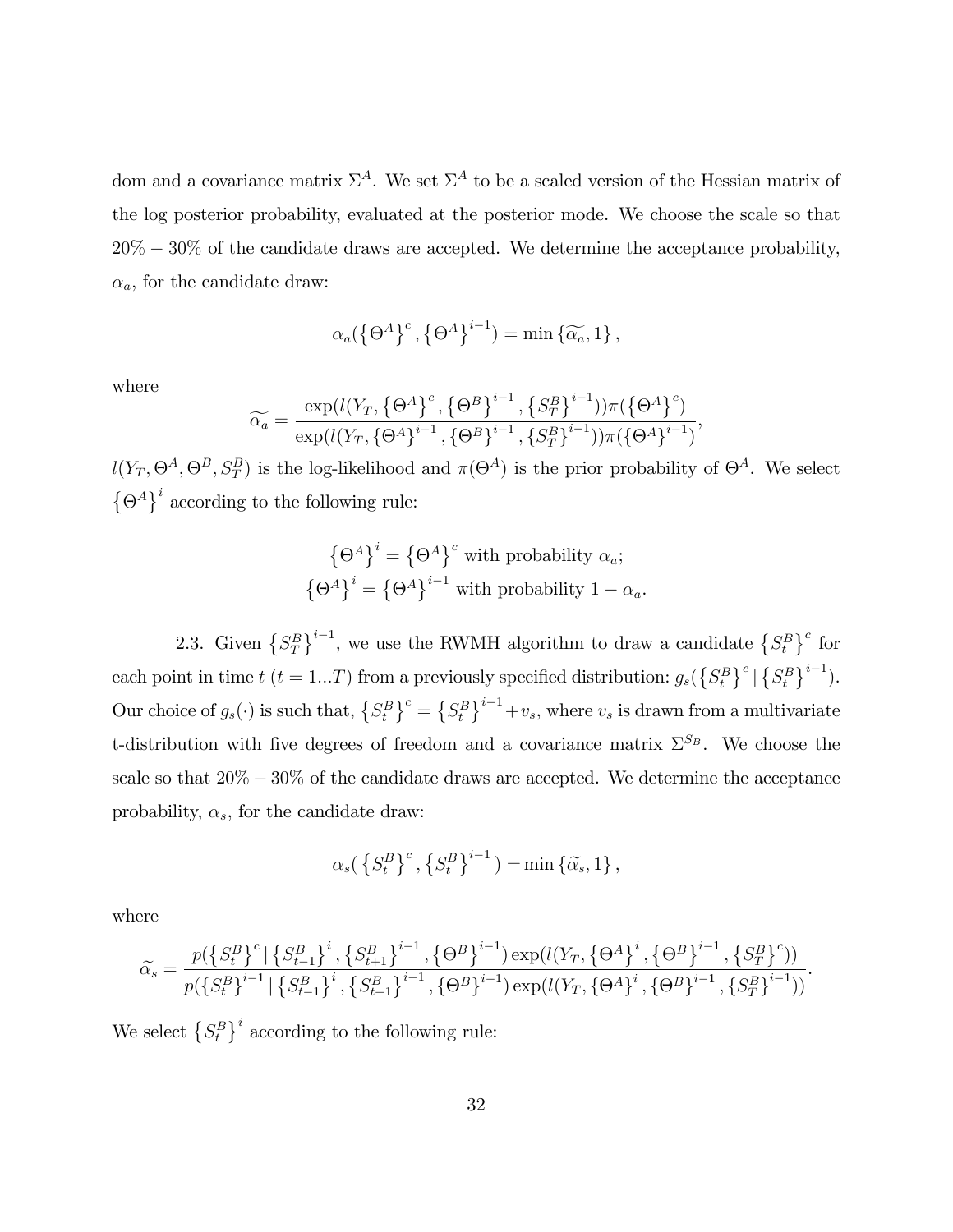dom and a covariance matrix $\Sigma^A$. We set $\Sigma^A$ to be a scaled version of the Hessian matrix of the log posterior probability, evaluated at the posterior mode. We choose the scale so that $20\% - 30\%$ of the candidate draws are accepted. We determine the acceptance probability, $\alpha_a$, for the candidate draw:

$$\alpha_a(\left\{\Theta^A\right\}^c, \left\{\Theta^A\right\}^{i-1}) = \min\left\{\widetilde{\alpha_a}, 1\right\},$$

where

$$\widetilde{\alpha_a} = \frac{\exp(l(Y_T, \left\{\Theta^A\right\}^c, \left\{\Theta^B\right\}^{i-1}, \left\{S_T^B\right\}^{i-1}))\pi(\left\{\Theta^A\right\}^c)}{\exp(l(Y_T, \left\{\Theta^A\right\}^{i-1}, \left\{\Theta^B\right\}^{i-1}, \left\{S_T^B\right\}^{i-1}))\pi(\left\{\Theta^A\right\}^{i-1})},$$

$l(Y_T, \Theta^A, \Theta^B, S_T^B)$ is the log-likelihood and $\pi(\Theta^A)$ is the prior probability of $\Theta^A$. We select $\left\{\Theta^A\right\}^i$ according to the following rule:

$$\left\{\Theta^A\right\}^i = \left\{\Theta^A\right\}^c \text{ with probability } \alpha_a;$$
$$\left\{\Theta^A\right\}^i = \left\{\Theta^A\right\}^{i-1} \text{ with probability } 1 - \alpha_a.$$

2.3. Given $\left\{S_T^B\right\}^{i-1}$, we use the RWMH algorithm to draw a candidate $\left\{S_t^B\right\}^c$ for each point in time $t$ ($t = 1...T$) from a previously specified distribution: $g_s(\left\{S_t^B\right\}^c \mid \left\{S_t^B\right\}^{i-1})$. Our choice of $g_s(\cdot)$ is such that, $\left\{S_t^B\right\}^c = \left\{S_t^B\right\}^{i-1} + v_s$, where $v_s$ is drawn from a multivariate t-distribution with five degrees of freedom and a covariance matrix $\Sigma^{S_B}$. We choose the scale so that $20\% - 30\%$ of the candidate draws are accepted. We determine the acceptance probability, $\alpha_s$, for the candidate draw:

$$\alpha_s(\left\{S_t^B\right\}^c, \left\{S_t^B\right\}^{i-1}) = \min\left\{\widetilde{\alpha}_s, 1\right\},$$

where

$$\widetilde{\alpha}_s = \frac{p(\left\{S_t^B\right\}^c \mid \left\{S_{t-1}^B\right\}^i, \left\{S_{t+1}^B\right\}^{i-1}, \left\{\Theta^B\right\}^{i-1}) \exp(l(Y_T, \left\{\Theta^A\right\}^i, \left\{\Theta^B\right\}^{i-1}, \left\{S_T^B\right\}^c))}{p(\left\{S_t^B\right\}^{i-1} \mid \left\{S_{t-1}^B\right\}^i, \left\{S_{t+1}^B\right\}^{i-1}, \left\{\Theta^B\right\}^{i-1}) \exp(l(Y_T, \left\{\Theta^A\right\}^i, \left\{\Theta^B\right\}^{i-1}, \left\{S_T^B\right\}^{i-1}))}.$$

We select $\left\{S_t^B\right\}^i$ according to the following rule: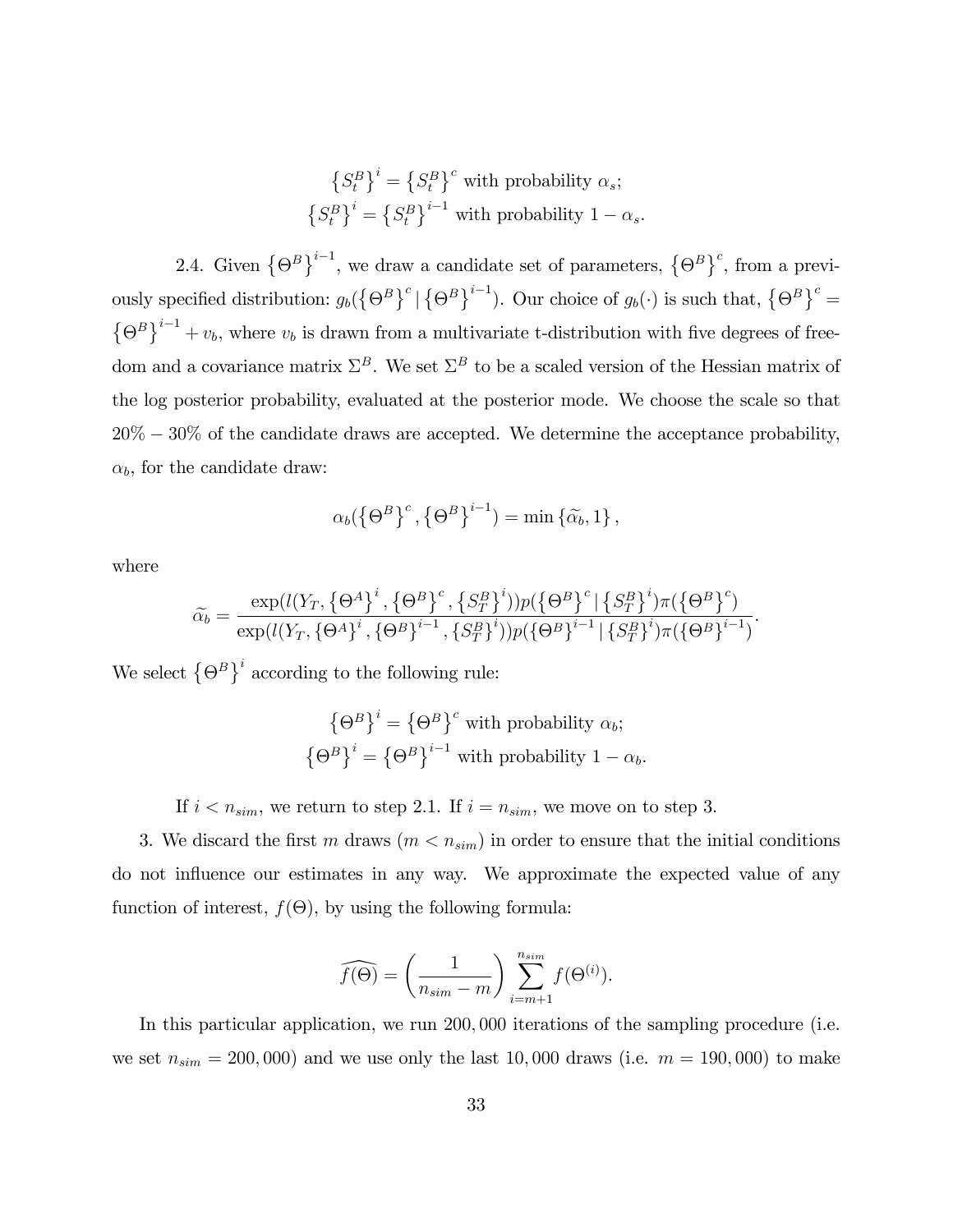$$\left\{S_t^B\right\}^i = \left\{S_t^B\right\}^c \text{ with probability } \alpha_s;$$
$$\left\{S_t^B\right\}^i = \left\{S_t^B\right\}^{i-1} \text{ with probability } 1-\alpha_s.$$

2.4. Given $\left\{\Theta^B\right\}^{i-1}$, we draw a candidate set of parameters, $\left\{\Theta^B\right\}^c$, from a previously specified distribution: $g_b(\left\{\Theta^B\right\}^c \,|\, \left\{\Theta^B\right\}^{i-1})$. Our choice of $g_b(\cdot)$ is such that, $\left\{\Theta^B\right\}^c = \left\{\Theta^B\right\}^{i-1} + v_b$, where $v_b$ is drawn from a multivariate t-distribution with five degrees of freedom and a covariance matrix $\Sigma^B$. We set $\Sigma^B$ to be a scaled version of the Hessian matrix of the log posterior probability, evaluated at the posterior mode. We choose the scale so that $20\% - 30\%$ of the candidate draws are accepted. We determine the acceptance probability, $\alpha_b$, for the candidate draw:

$$\alpha_b(\left\{\Theta^B\right\}^c, \left\{\Theta^B\right\}^{i-1}) = \min\left\{\widetilde{\alpha_b}, 1\right\},$$

where

$$\widetilde{\alpha_b} = \frac{\exp(l(Y_T, \left\{\Theta^A\right\}^i, \left\{\Theta^B\right\}^c, \left\{S_T^B\right\}^i))p(\left\{\Theta^B\right\}^c \,|\, \left\{S_T^B\right\}^i)\pi(\left\{\Theta^B\right\}^c)}{\exp(l(Y_T, \left\{\Theta^A\right\}^i, \left\{\Theta^B\right\}^{i-1}, \left\{S_T^B\right\}^i))p(\left\{\Theta^B\right\}^{i-1} \,|\, \left\{S_T^B\right\}^i)\pi(\left\{\Theta^B\right\}^{i-1})}.$$

We select $\left\{\Theta^B\right\}^i$ according to the following rule:

$$\left\{\Theta^B\right\}^i = \left\{\Theta^B\right\}^c \text{ with probability } \alpha_b;$$
$$\left\{\Theta^B\right\}^i = \left\{\Theta^B\right\}^{i-1} \text{ with probability } 1-\alpha_b.$$

If $i < n_{sim}$, we return to step 2.1. If $i = n_{sim}$, we move on to step 3.

3. We discard the first $m$ draws ($m < n_{sim}$) in order to ensure that the initial conditions do not influence our estimates in any way. We approximate the expected value of any function of interest, $f(\Theta)$, by using the following formula:

$$\widehat{f(\Theta)} = \left(\frac{1}{n_{sim} - m}\right) \sum_{i=m+1}^{n_{sim}} f(\Theta^{(i)}).$$

In this particular application, we run $200,000$ iterations of the sampling procedure (i.e. we set $n_{sim} = 200,000$) and we use only the last $10,000$ draws (i.e. $m = 190,000$) to make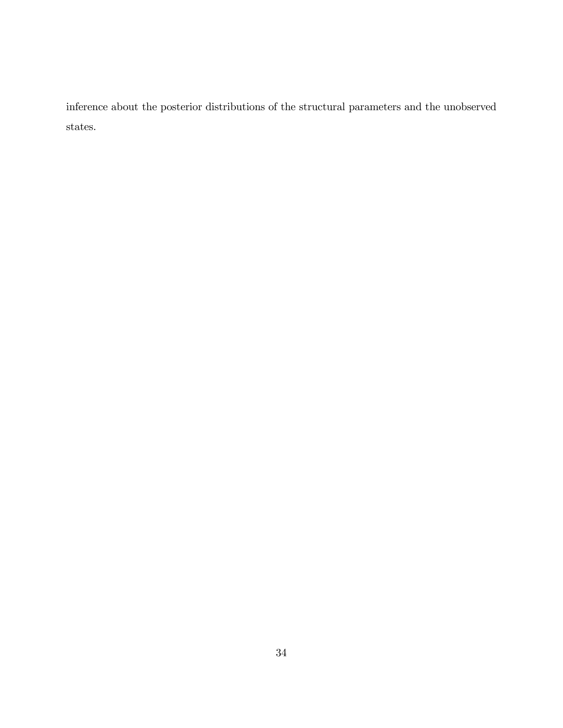inference about the posterior distributions of the structural parameters and the unobserved states.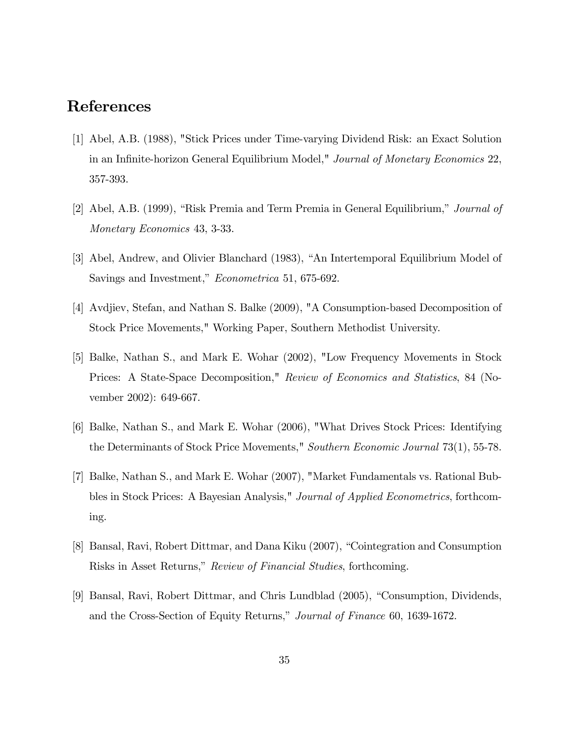# References

[1] Abel, A.B. (1988), "Stick Prices under Time-varying Dividend Risk: an Exact Solution in an Infinite-horizon General Equilibrium Model," *Journal of Monetary Economics* 22, 357-393.

[2] Abel, A.B. (1999), "Risk Premia and Term Premia in General Equilibrium," *Journal of Monetary Economics* 43, 3-33.

[3] Abel, Andrew, and Olivier Blanchard (1983), "An Intertemporal Equilibrium Model of Savings and Investment," *Econometrica* 51, 675-692.

[4] Avdjiev, Stefan, and Nathan S. Balke (2009), "A Consumption-based Decomposition of Stock Price Movements," Working Paper, Southern Methodist University.

[5] Balke, Nathan S., and Mark E. Wohar (2002), "Low Frequency Movements in Stock Prices: A State-Space Decomposition," *Review of Economics and Statistics*, 84 (November 2002): 649-667.

[6] Balke, Nathan S., and Mark E. Wohar (2006), "What Drives Stock Prices: Identifying the Determinants of Stock Price Movements," *Southern Economic Journal* 73(1), 55-78.

[7] Balke, Nathan S., and Mark E. Wohar (2007), "Market Fundamentals vs. Rational Bubbles in Stock Prices: A Bayesian Analysis," *Journal of Applied Econometrics*, forthcoming.

[8] Bansal, Ravi, Robert Dittmar, and Dana Kiku (2007), "Cointegration and Consumption Risks in Asset Returns," *Review of Financial Studies*, forthcoming.

[9] Bansal, Ravi, Robert Dittmar, and Chris Lundblad (2005), "Consumption, Dividends, and the Cross-Section of Equity Returns," *Journal of Finance* 60, 1639-1672.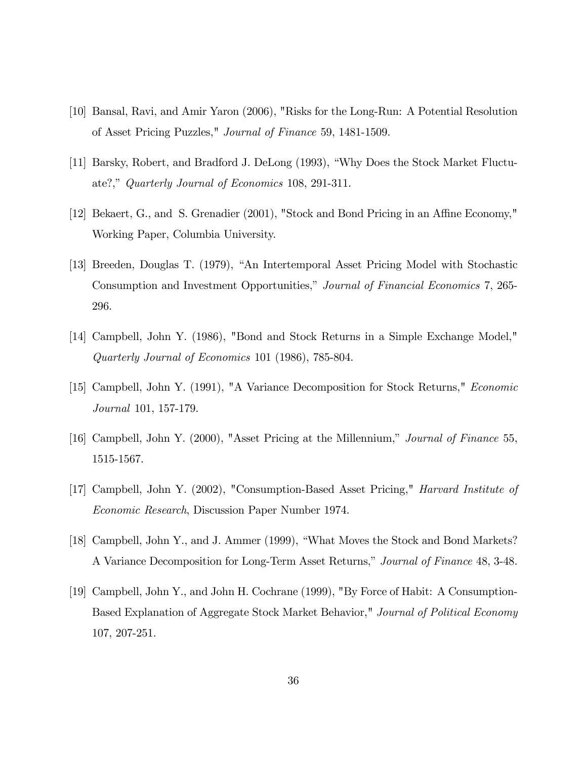[10] Bansal, Ravi, and Amir Yaron (2006), "Risks for the Long-Run: A Potential Resolution of Asset Pricing Puzzles," *Journal of Finance* 59, 1481-1509.

[11] Barsky, Robert, and Bradford J. DeLong (1993), "Why Does the Stock Market Fluctuate?," *Quarterly Journal of Economics* 108, 291-311.

[12] Bekaert, G., and S. Grenadier (2001), "Stock and Bond Pricing in an Affine Economy," Working Paper, Columbia University.

[13] Breeden, Douglas T. (1979), "An Intertemporal Asset Pricing Model with Stochastic Consumption and Investment Opportunities," *Journal of Financial Economics* 7, 265-296.

[14] Campbell, John Y. (1986), "Bond and Stock Returns in a Simple Exchange Model," *Quarterly Journal of Economics* 101 (1986), 785-804.

[15] Campbell, John Y. (1991), "A Variance Decomposition for Stock Returns," *Economic Journal* 101, 157-179.

[16] Campbell, John Y. (2000), "Asset Pricing at the Millennium," *Journal of Finance* 55, 1515-1567.

[17] Campbell, John Y. (2002), "Consumption-Based Asset Pricing," *Harvard Institute of Economic Research*, Discussion Paper Number 1974.

[18] Campbell, John Y., and J. Ammer (1999), "What Moves the Stock and Bond Markets? A Variance Decomposition for Long-Term Asset Returns," *Journal of Finance* 48, 3-48.

[19] Campbell, John Y., and John H. Cochrane (1999), "By Force of Habit: A Consumption-Based Explanation of Aggregate Stock Market Behavior," *Journal of Political Economy* 107, 207-251.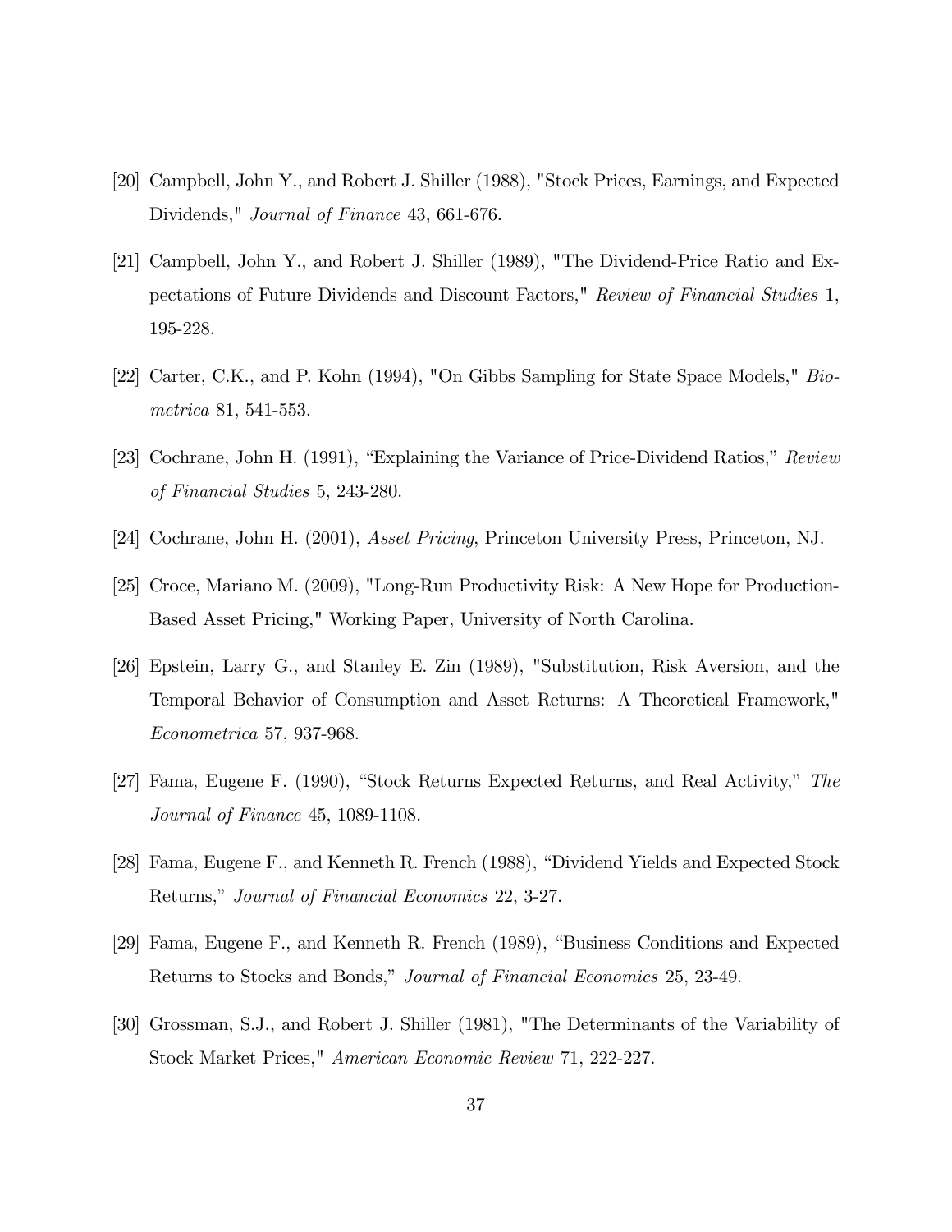[20] Campbell, John Y., and Robert J. Shiller (1988), "Stock Prices, Earnings, and Expected Dividends," *Journal of Finance* 43, 661-676.

[21] Campbell, John Y., and Robert J. Shiller (1989), "The Dividend-Price Ratio and Expectations of Future Dividends and Discount Factors," *Review of Financial Studies* 1, 195-228.

[22] Carter, C.K., and P. Kohn (1994), "On Gibbs Sampling for State Space Models," *Biometrica* 81, 541-553.

[23] Cochrane, John H. (1991), "Explaining the Variance of Price-Dividend Ratios," *Review of Financial Studies* 5, 243-280.

[24] Cochrane, John H. (2001), *Asset Pricing*, Princeton University Press, Princeton, NJ.

[25] Croce, Mariano M. (2009), "Long-Run Productivity Risk: A New Hope for Production-Based Asset Pricing," Working Paper, University of North Carolina.

[26] Epstein, Larry G., and Stanley E. Zin (1989), "Substitution, Risk Aversion, and the Temporal Behavior of Consumption and Asset Returns: A Theoretical Framework," *Econometrica* 57, 937-968.

[27] Fama, Eugene F. (1990), "Stock Returns Expected Returns, and Real Activity," *The Journal of Finance* 45, 1089-1108.

[28] Fama, Eugene F., and Kenneth R. French (1988), "Dividend Yields and Expected Stock Returns," *Journal of Financial Economics* 22, 3-27.

[29] Fama, Eugene F., and Kenneth R. French (1989), "Business Conditions and Expected Returns to Stocks and Bonds," *Journal of Financial Economics* 25, 23-49.

[30] Grossman, S.J., and Robert J. Shiller (1981), "The Determinants of the Variability of Stock Market Prices," *American Economic Review* 71, 222-227.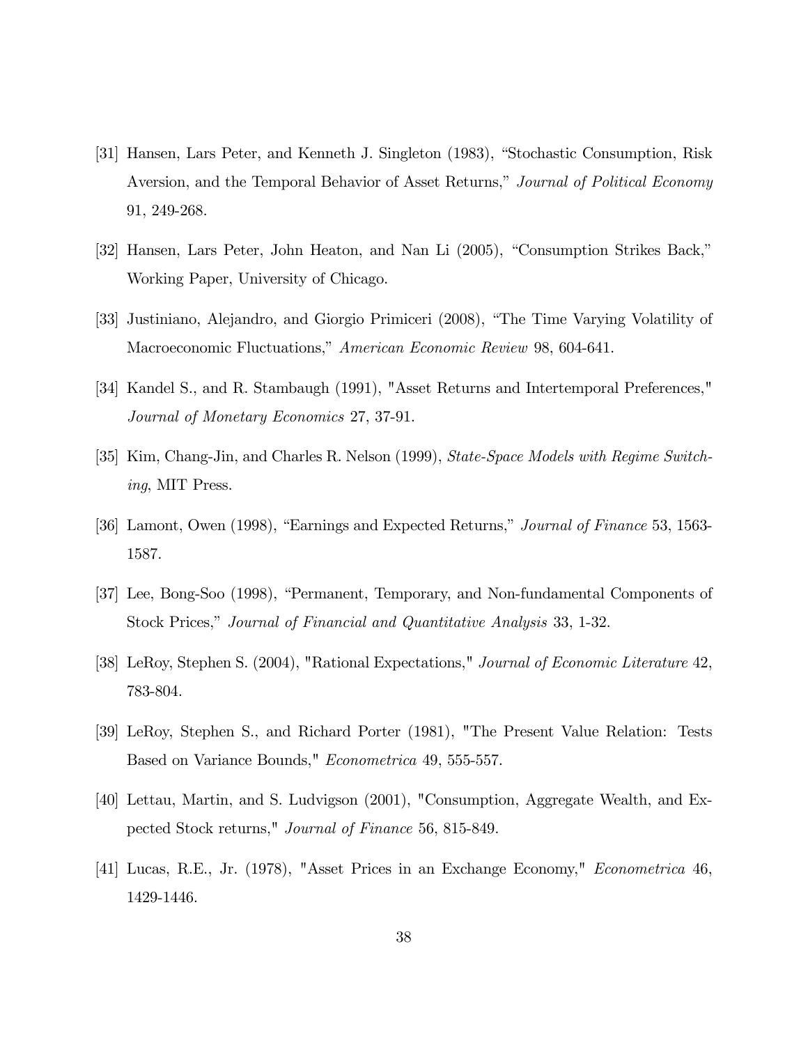[31] Hansen, Lars Peter, and Kenneth J. Singleton (1983), "Stochastic Consumption, Risk Aversion, and the Temporal Behavior of Asset Returns," *Journal of Political Economy* 91, 249-268.

[32] Hansen, Lars Peter, John Heaton, and Nan Li (2005), "Consumption Strikes Back," Working Paper, University of Chicago.

[33] Justiniano, Alejandro, and Giorgio Primiceri (2008), "The Time Varying Volatility of Macroeconomic Fluctuations," *American Economic Review* 98, 604-641.

[34] Kandel S., and R. Stambaugh (1991), "Asset Returns and Intertemporal Preferences," *Journal of Monetary Economics* 27, 37-91.

[35] Kim, Chang-Jin, and Charles R. Nelson (1999), *State-Space Models with Regime Switching*, MIT Press.

[36] Lamont, Owen (1998), "Earnings and Expected Returns," *Journal of Finance* 53, 1563-1587.

[37] Lee, Bong-Soo (1998), "Permanent, Temporary, and Non-fundamental Components of Stock Prices," *Journal of Financial and Quantitative Analysis* 33, 1-32.

[38] LeRoy, Stephen S. (2004), "Rational Expectations," *Journal of Economic Literature* 42, 783-804.

[39] LeRoy, Stephen S., and Richard Porter (1981), "The Present Value Relation: Tests Based on Variance Bounds," *Econometrica* 49, 555-557.

[40] Lettau, Martin, and S. Ludvigson (2001), "Consumption, Aggregate Wealth, and Expected Stock returns," *Journal of Finance* 56, 815-849.

[41] Lucas, R.E., Jr. (1978), "Asset Prices in an Exchange Economy," *Econometrica* 46, 1429-1446.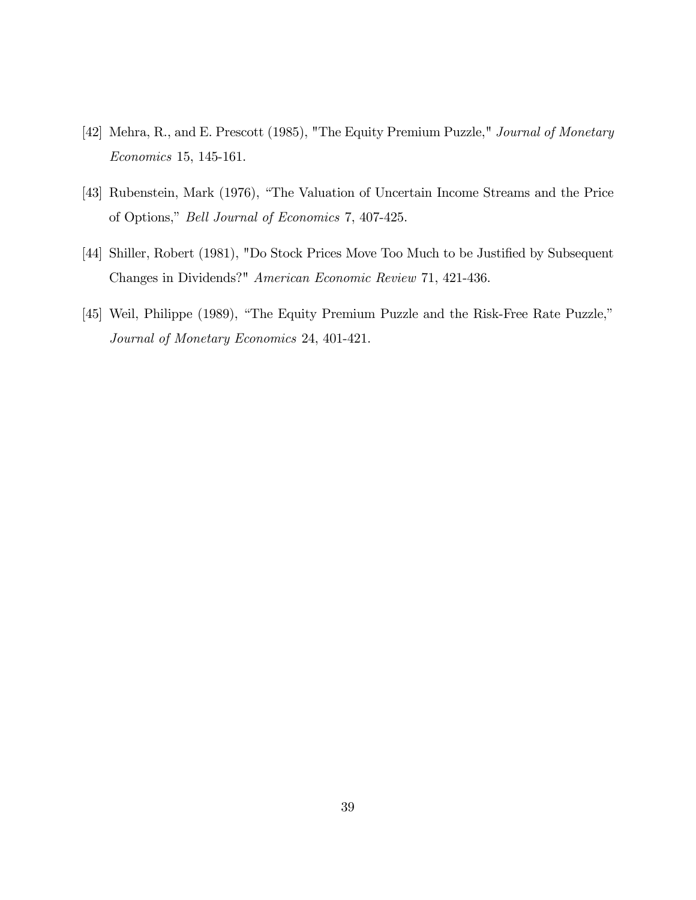[42] Mehra, R., and E. Prescott (1985), "The Equity Premium Puzzle," *Journal of Monetary Economics* 15, 145-161.

[43] Rubenstein, Mark (1976), "The Valuation of Uncertain Income Streams and the Price of Options," *Bell Journal of Economics* 7, 407-425.

[44] Shiller, Robert (1981), "Do Stock Prices Move Too Much to be Justified by Subsequent Changes in Dividends?" *American Economic Review* 71, 421-436.

[45] Weil, Philippe (1989), "The Equity Premium Puzzle and the Risk-Free Rate Puzzle," *Journal of Monetary Economics* 24, 401-421.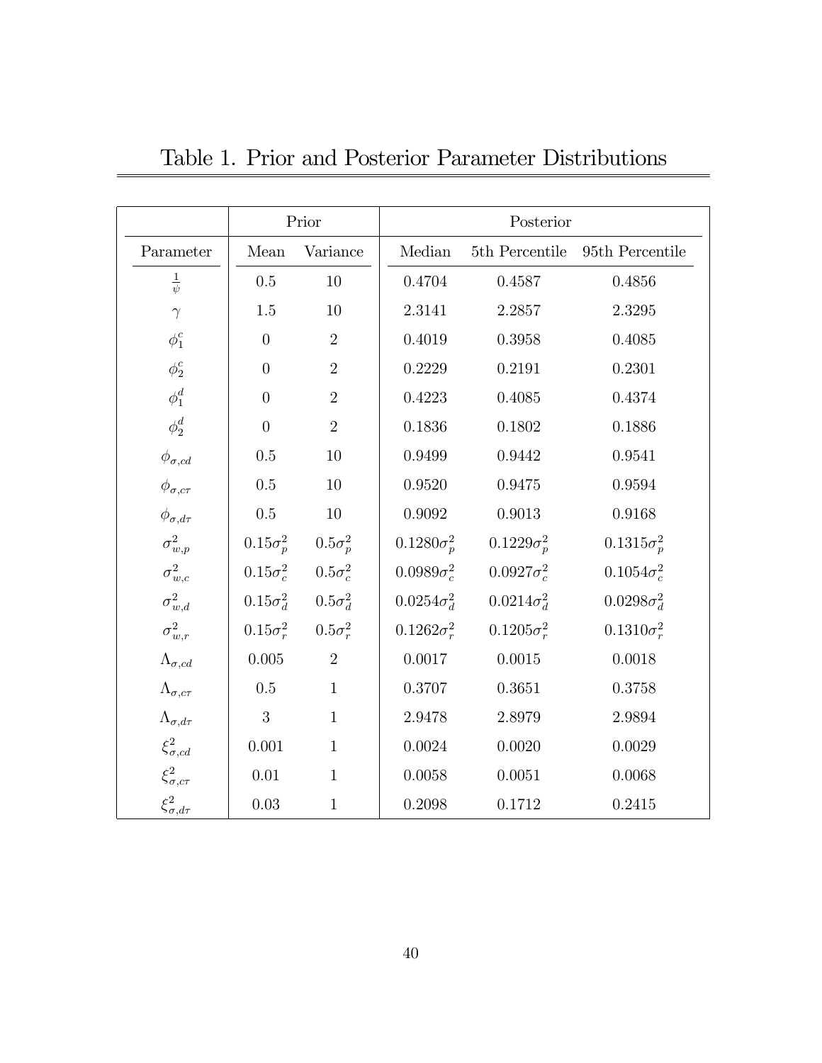# Table 1. Prior and Posterior Parameter Distributions

| | Prior | | Posterior | | |
|---|---|---|---|---|---|
| Parameter | Mean | Variance | Median | 5th Percentile | 95th Percentile |
| $\frac{1}{\psi}$ | 0.5 | 10 | 0.4704 | 0.4587 | 0.4856 |
| $\gamma$ | 1.5 | 10 | 2.3141 | 2.2857 | 2.3295 |
| $\phi_1^c$ | 0 | 2 | 0.4019 | 0.3958 | 0.4085 |
| $\phi_2^c$ | 0 | 2 | 0.2229 | 0.2191 | 0.2301 |
| $\phi_1^d$ | 0 | 2 | 0.4223 | 0.4085 | 0.4374 |
| $\phi_2^d$ | 0 | 2 | 0.1836 | 0.1802 | 0.1886 |
| $\phi_{\sigma,cd}$ | 0.5 | 10 | 0.9499 | 0.9442 | 0.9541 |
| $\phi_{\sigma,c\tau}$ | 0.5 | 10 | 0.9520 | 0.9475 | 0.9594 |
| $\phi_{\sigma,d\tau}$ | 0.5 | 10 | 0.9092 | 0.9013 | 0.9168 |
| $\sigma_{w,p}^2$ | $0.15\sigma_p^2$ | $0.5\sigma_p^2$ | $0.1280\sigma_p^2$ | $0.1229\sigma_p^2$ | $0.1315\sigma_p^2$ |
| $\sigma_{w,c}^2$ | $0.15\sigma_c^2$ | $0.5\sigma_c^2$ | $0.0989\sigma_c^2$ | $0.0927\sigma_c^2$ | $0.1054\sigma_c^2$ |
| $\sigma_{w,d}^2$ | $0.15\sigma_d^2$ | $0.5\sigma_d^2$ | $0.0254\sigma_d^2$ | $0.0214\sigma_d^2$ | $0.0298\sigma_d^2$ |
| $\sigma_{w,r}^2$ | $0.15\sigma_r^2$ | $0.5\sigma_r^2$ | $0.1262\sigma_r^2$ | $0.1205\sigma_r^2$ | $0.1310\sigma_r^2$ |
| $\Lambda_{\sigma,cd}$ | 0.005 | 2 | 0.0017 | 0.0015 | 0.0018 |
| $\Lambda_{\sigma,c\tau}$ | 0.5 | 1 | 0.3707 | 0.3651 | 0.3758 |
| $\Lambda_{\sigma,d\tau}$ | 3 | 1 | 2.9478 | 2.8979 | 2.9894 |
| $\xi_{\sigma,cd}^2$ | 0.001 | 1 | 0.0024 | 0.0020 | 0.0029 |
| $\xi_{\sigma,c\tau}^2$ | 0.01 | 1 | 0.0058 | 0.0051 | 0.0068 |
| $\xi_{\sigma,d\tau}^2$ | 0.03 | 1 | 0.2098 | 0.1712 | 0.2415 |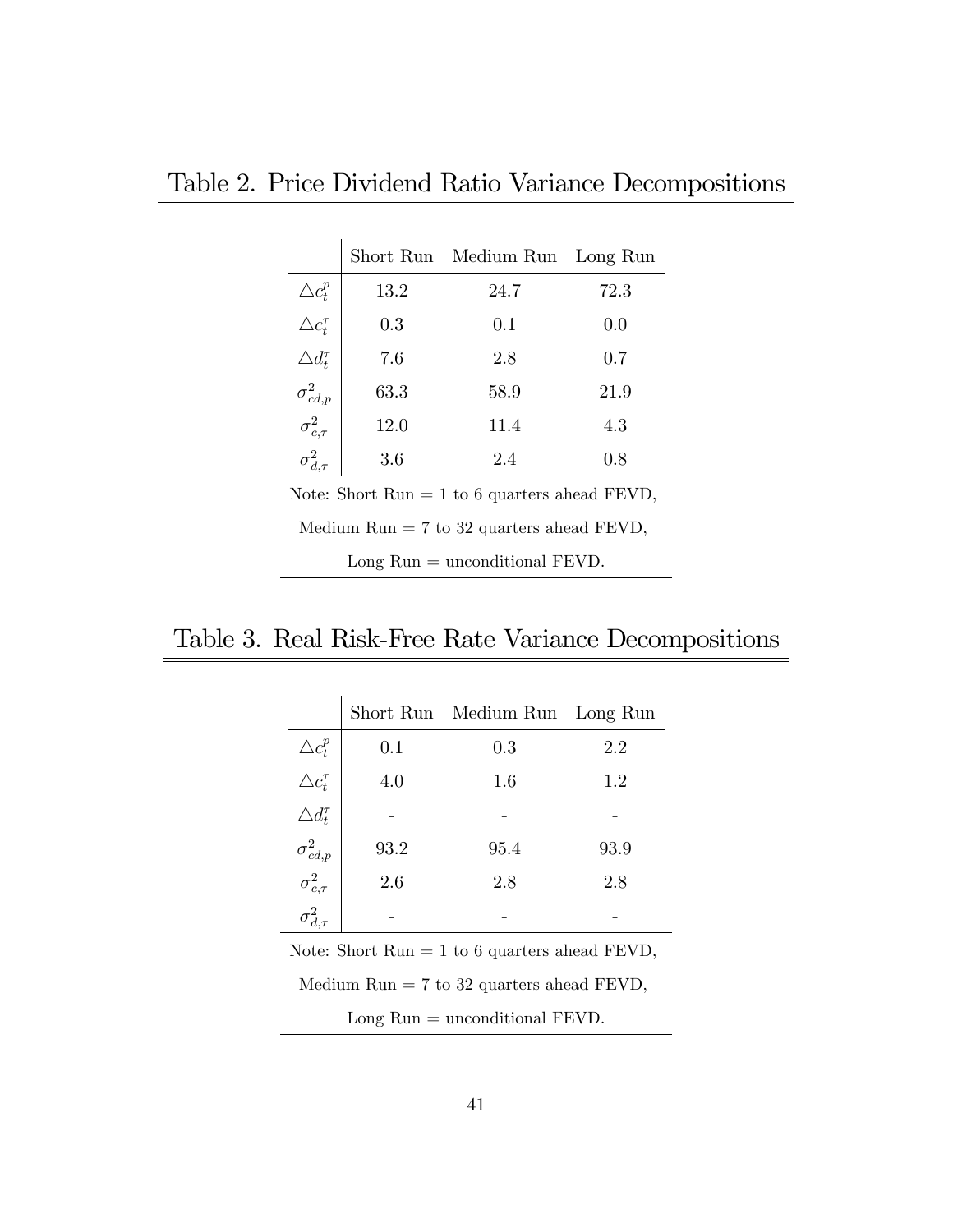## Table 2. Price Dividend Ratio Variance Decompositions

| | Short Run | Medium Run | Long Run |
|---|---|---|---|
| $\triangle c_t^p$ | 13.2 | 24.7 | 72.3 |
| $\triangle c_t^\tau$ | 0.3 | 0.1 | 0.0 |
| $\triangle d_t^\tau$ | 7.6 | 2.8 | 0.7 |
| $\sigma_{cd,p}^2$ | 63.3 | 58.9 | 21.9 |
| $\sigma_{c,\tau}^2$ | 12.0 | 11.4 | 4.3 |
| $\sigma_{d,\tau}^2$ | 3.6 | 2.4 | 0.8 |

Note: Short Run = 1 to 6 quarters ahead FEVD,

Medium Run = 7 to 32 quarters ahead FEVD,

Long Run = unconditional FEVD.

## Table 3. Real Risk-Free Rate Variance Decompositions

| | Short Run | Medium Run | Long Run |
|---|---|---|---|
| $\triangle c_t^p$ | 0.1 | 0.3 | 2.2 |
| $\triangle c_t^\tau$ | 4.0 | 1.6 | 1.2 |
| $\triangle d_t^\tau$ | - | - | - |
| $\sigma_{cd,p}^2$ | 93.2 | 95.4 | 93.9 |
| $\sigma_{c,\tau}^2$ | 2.6 | 2.8 | 2.8 |
| $\sigma_{d,\tau}^2$ | - | - | - |

Note: Short Run = 1 to 6 quarters ahead FEVD,

Medium Run = 7 to 32 quarters ahead FEVD,

Long Run = unconditional FEVD.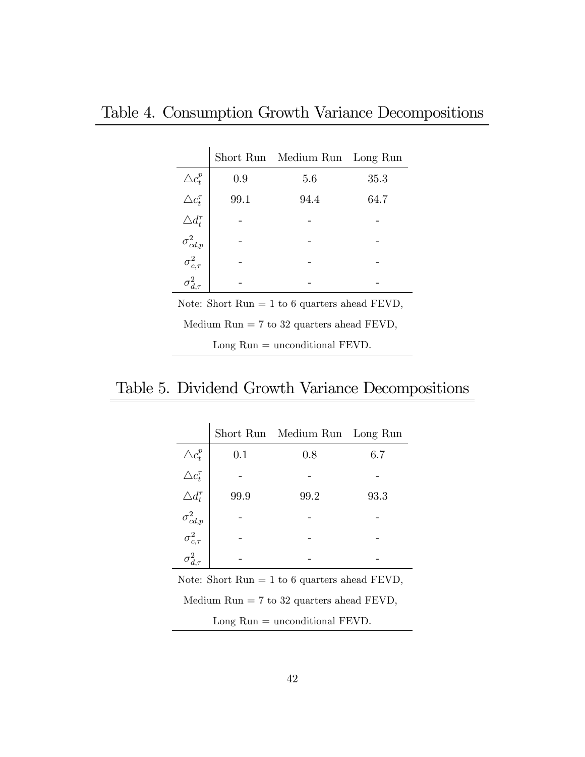## Table 4. Consumption Growth Variance Decompositions

| | Short Run | Medium Run | Long Run |
|---|---|---|---|
| $\triangle c_t^p$ | 0.9 | 5.6 | 35.3 |
| $\triangle c_t^\tau$ | 99.1 | 94.4 | 64.7 |
| $\triangle d_t^\tau$ | - | - | - |
| $\sigma_{cd,p}^2$ | - | - | - |
| $\sigma_{c,\tau}^2$ | - | - | - |
| $\sigma_{d,\tau}^2$ | - | - | - |

Note: Short Run = 1 to 6 quarters ahead FEVD,

Medium Run = 7 to 32 quarters ahead FEVD,

Long Run = unconditional FEVD.

## Table 5. Dividend Growth Variance Decompositions

| | Short Run | Medium Run | Long Run |
|---|---|---|---|
| $\triangle c_t^p$ | 0.1 | 0.8 | 6.7 |
| $\triangle c_t^\tau$ | - | - | - |
| $\triangle d_t^\tau$ | 99.9 | 99.2 | 93.3 |
| $\sigma_{cd,p}^2$ | - | - | - |
| $\sigma_{c,\tau}^2$ | - | - | - |
| $\sigma_{d,\tau}^2$ | - | - | - |

Note: Short Run = 1 to 6 quarters ahead FEVD,

Medium Run = 7 to 32 quarters ahead FEVD,

Long Run = unconditional FEVD.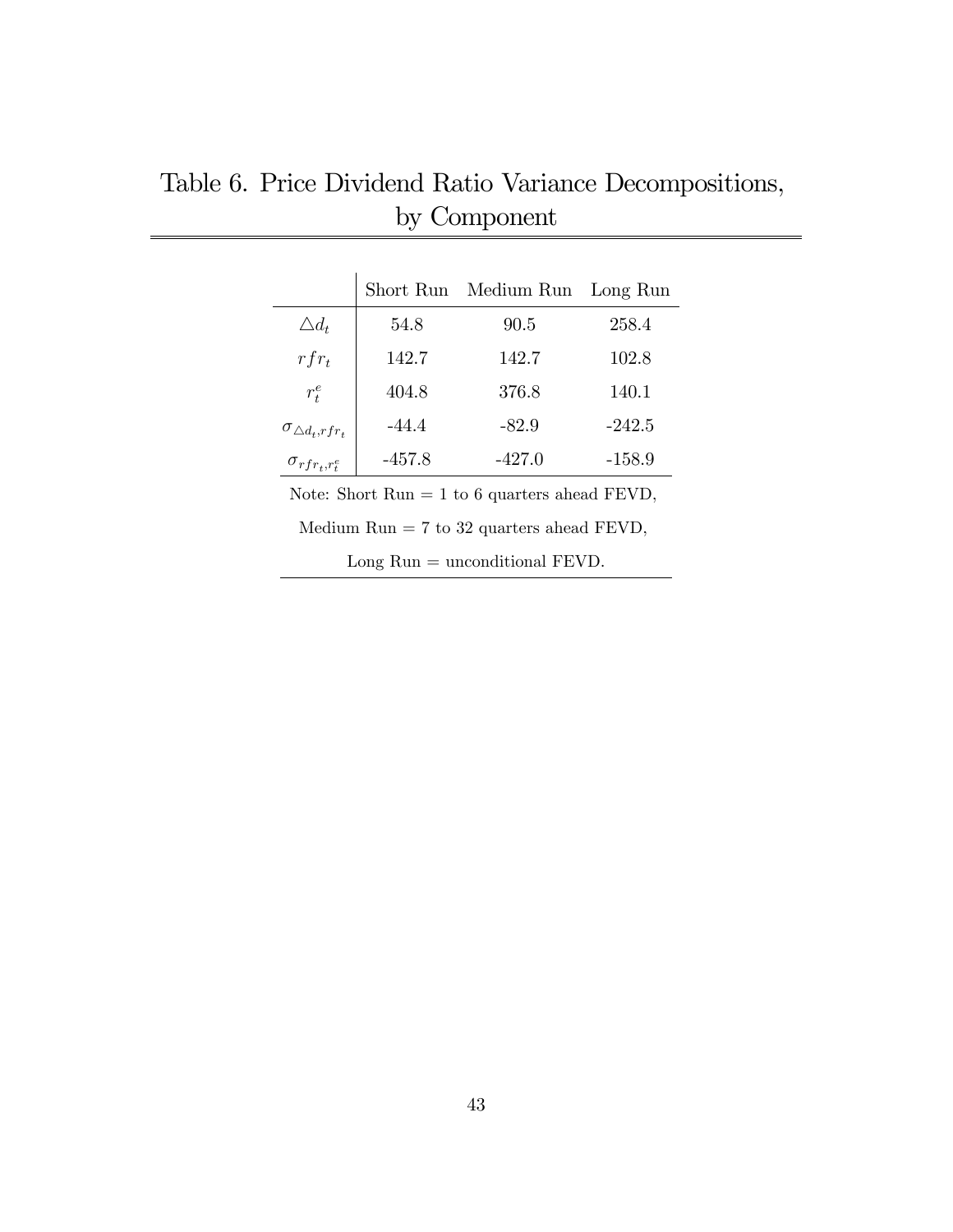# Table 6. Price Dividend Ratio Variance Decompositions, by Component

| | Short Run | Medium Run | Long Run |
|---|---|---|---|
| $\triangle d_t$ | 54.8 | 90.5 | 258.4 |
| $rfr_t$ | 142.7 | 142.7 | 102.8 |
| $r_t^e$ | 404.8 | 376.8 | 140.1 |
| $\sigma_{\triangle d_t, rfr_t}$ | -44.4 | -82.9 | -242.5 |
| $\sigma_{rfr_t, r_t^e}$ | -457.8 | -427.0 | -158.9 |

Note: Short Run = 1 to 6 quarters ahead FEVD,

Medium Run = 7 to 32 quarters ahead FEVD,

Long Run = unconditional FEVD.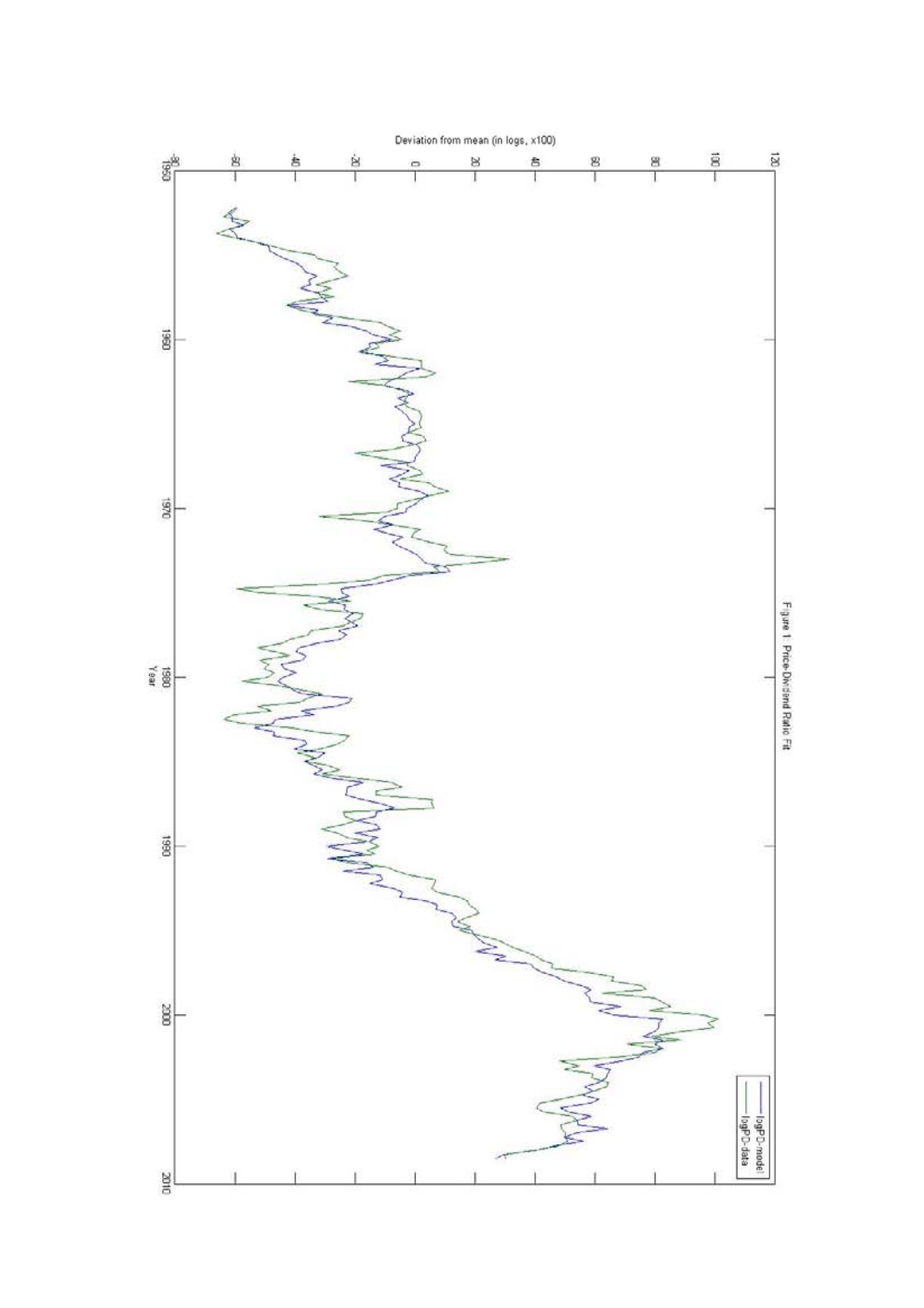Figure 1: Price-Dividend Ratio Fit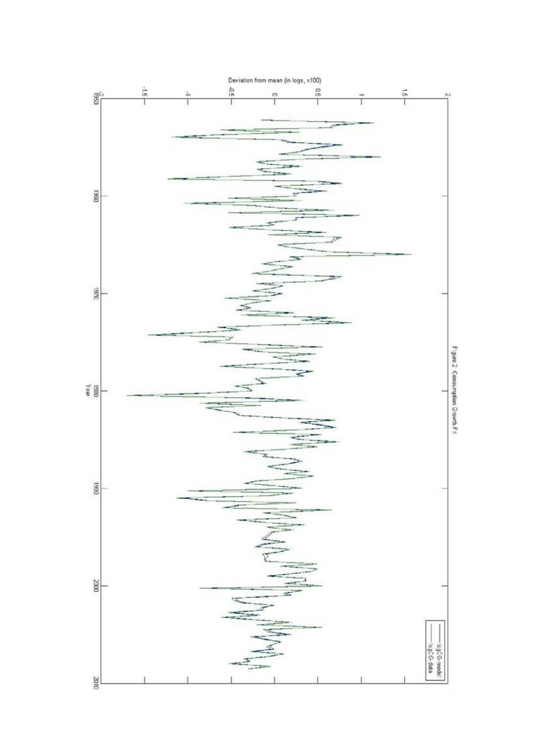Figure 2. Consumption Growth Fit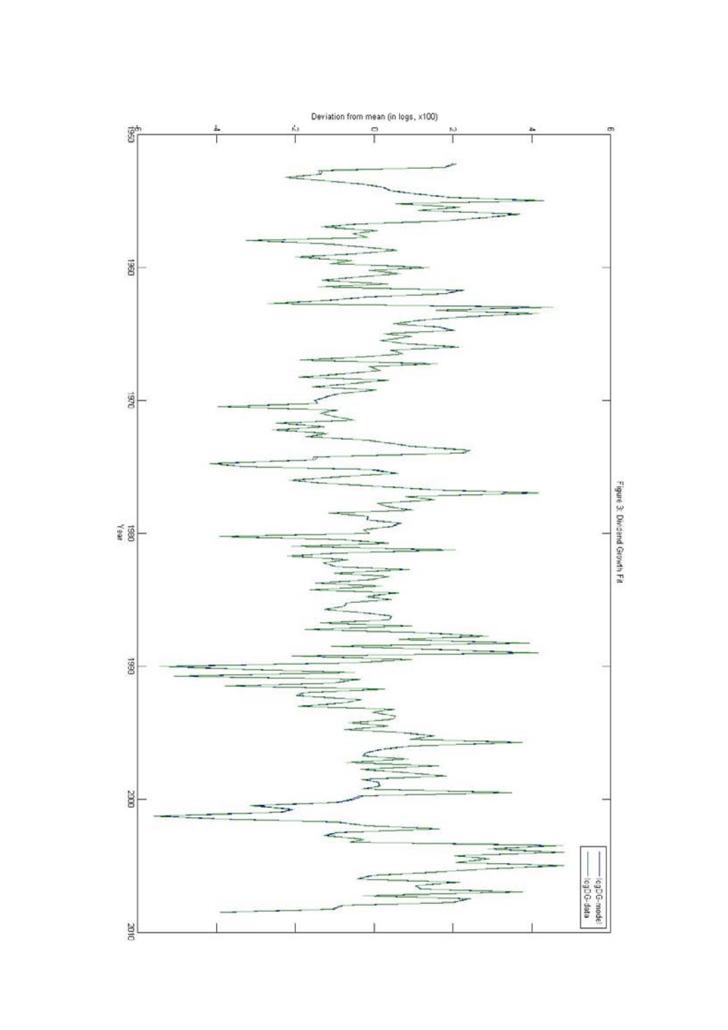Figure 3: Dividend Growth Fit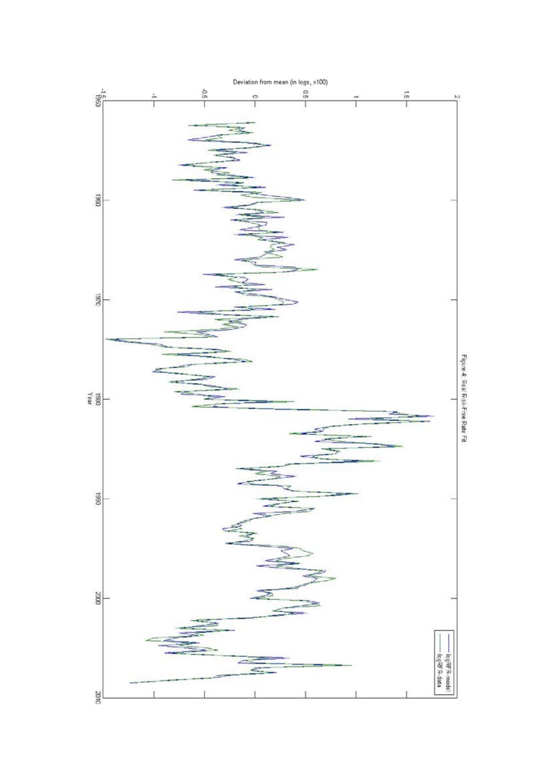Figure 4: Real Risk-Free Rate Fit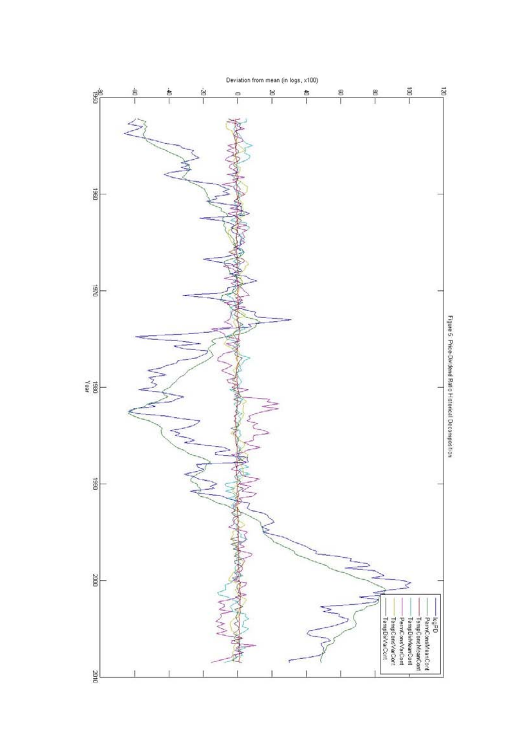Figure 5: Price-Dividend Ratio Historical Decomposition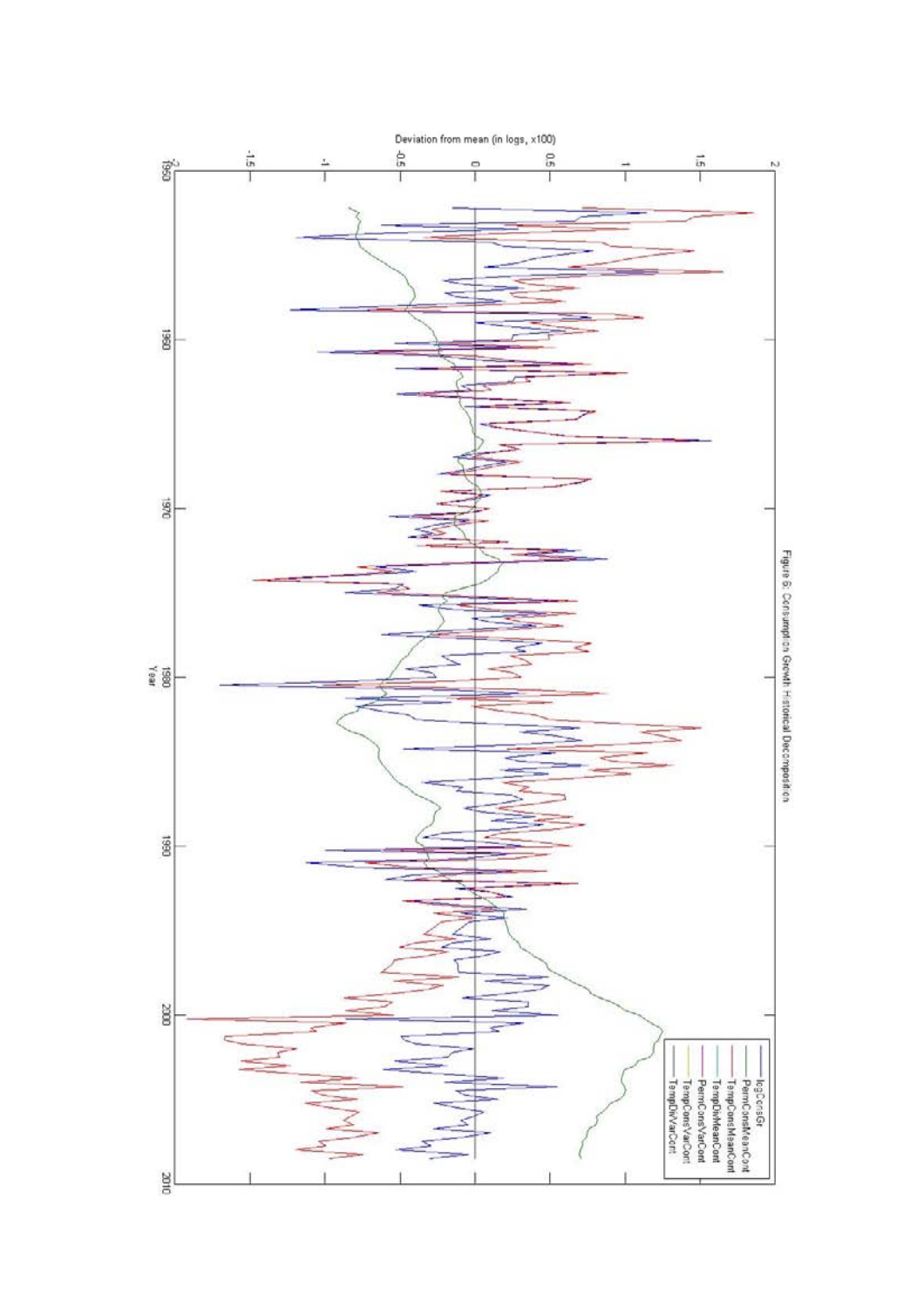Figure 6: Consumption Growth Historical Decomposition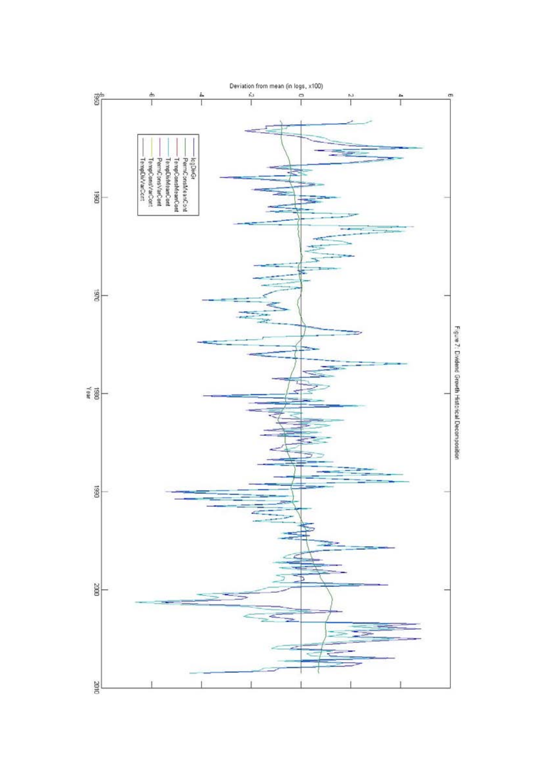Figure 7: Dividend Growth Historical Decomposition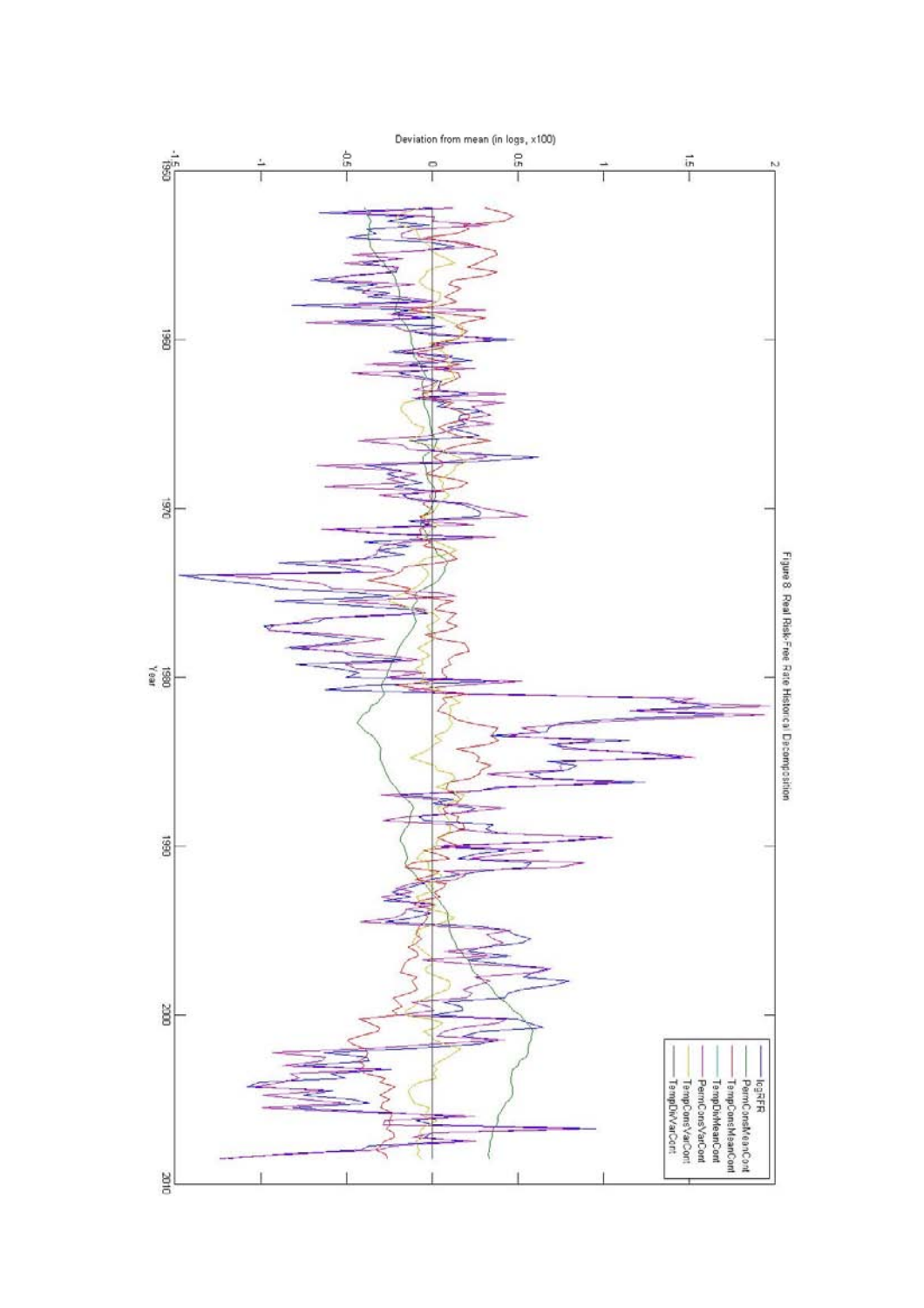Figure 8: Real Risk-Free Rate Historical Decomposition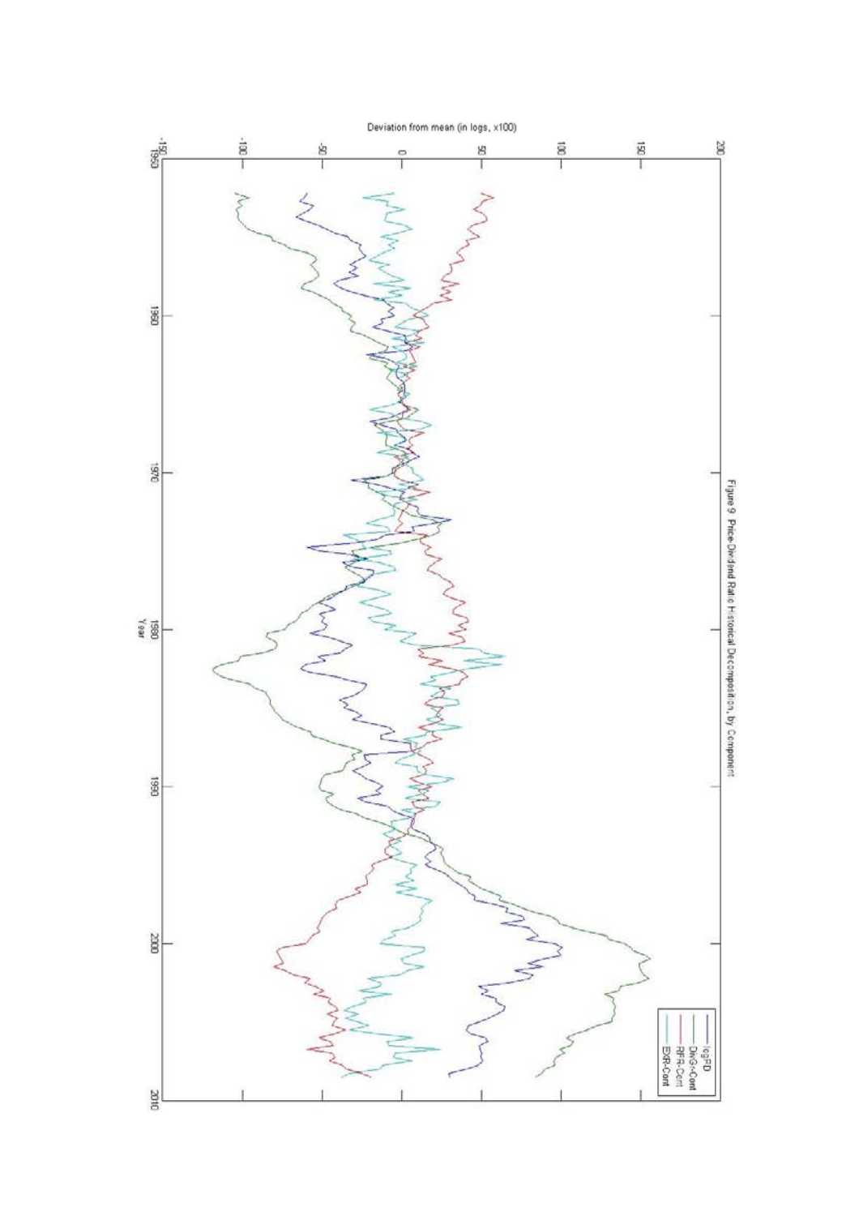Figure 9. Price-Dividend Ratio Historical Decomposition, by Component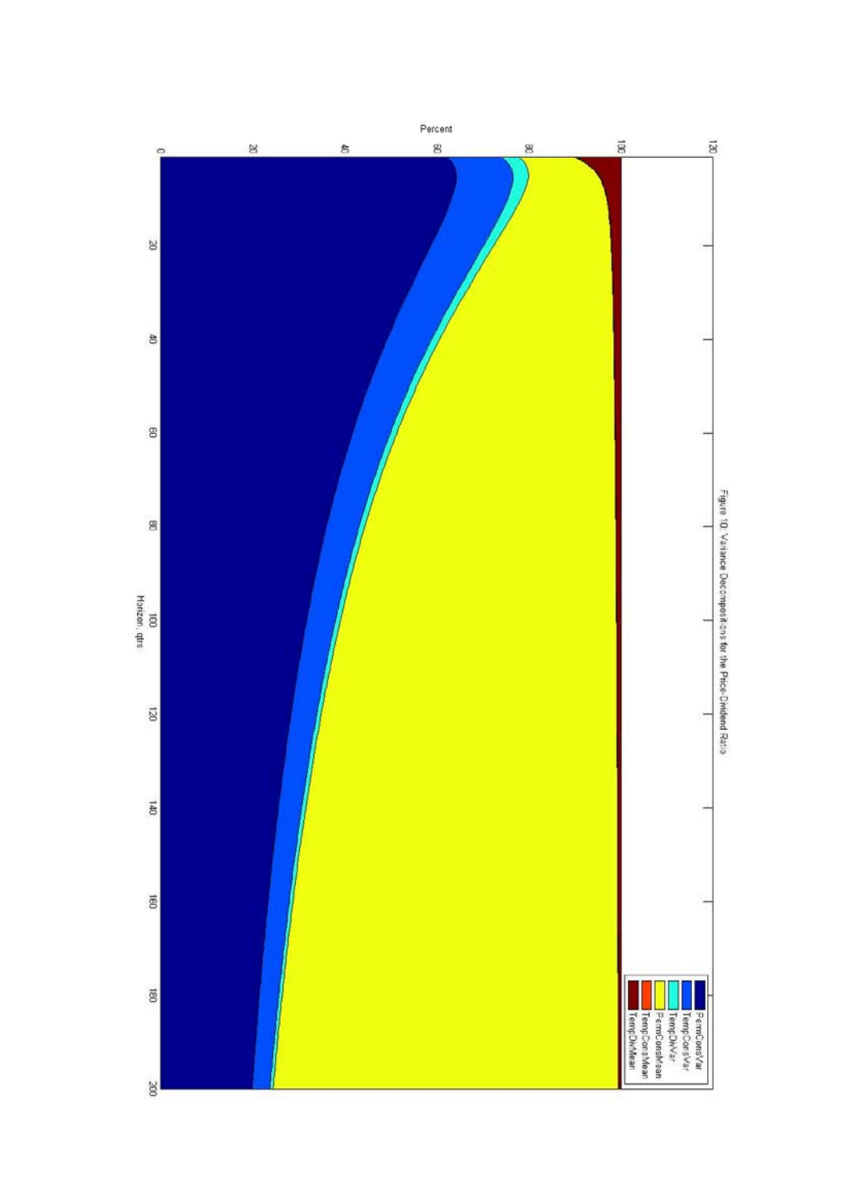Figure 10: Variance Decompositions for the Price-Dividend Ratio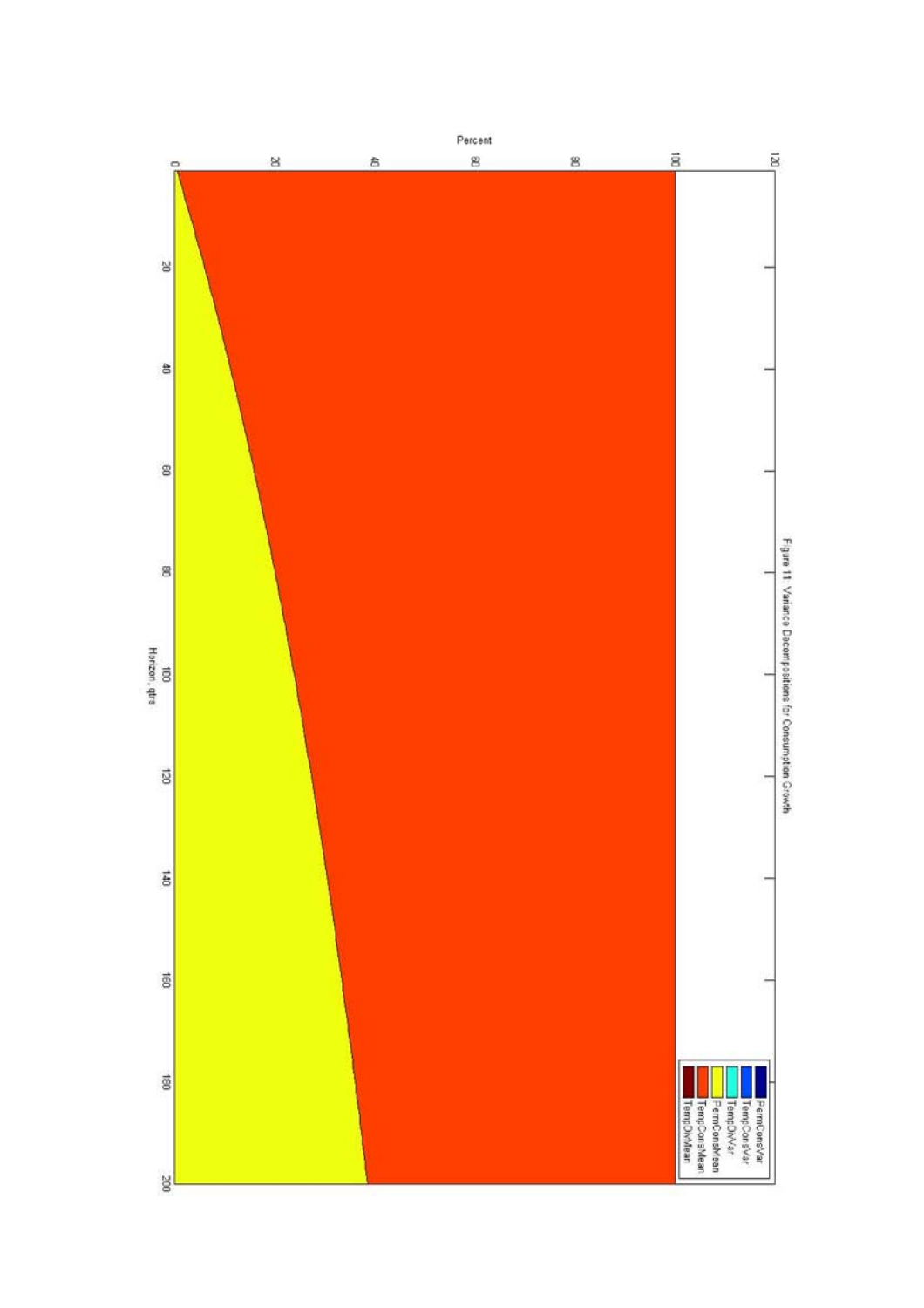Figure 11: Variance Decompositions for Consumption Growth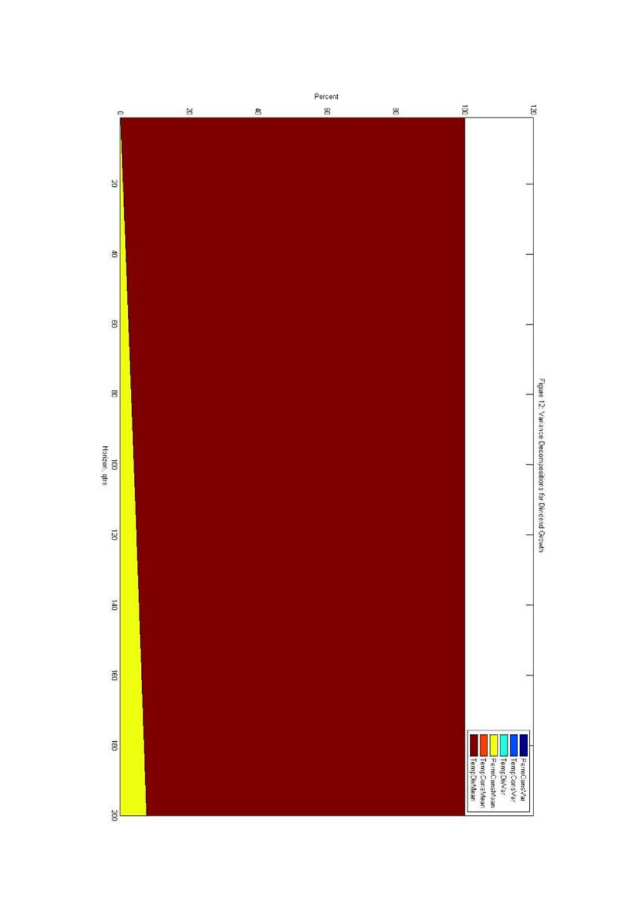Figure 12: Variance Decompositions for Dividend Growth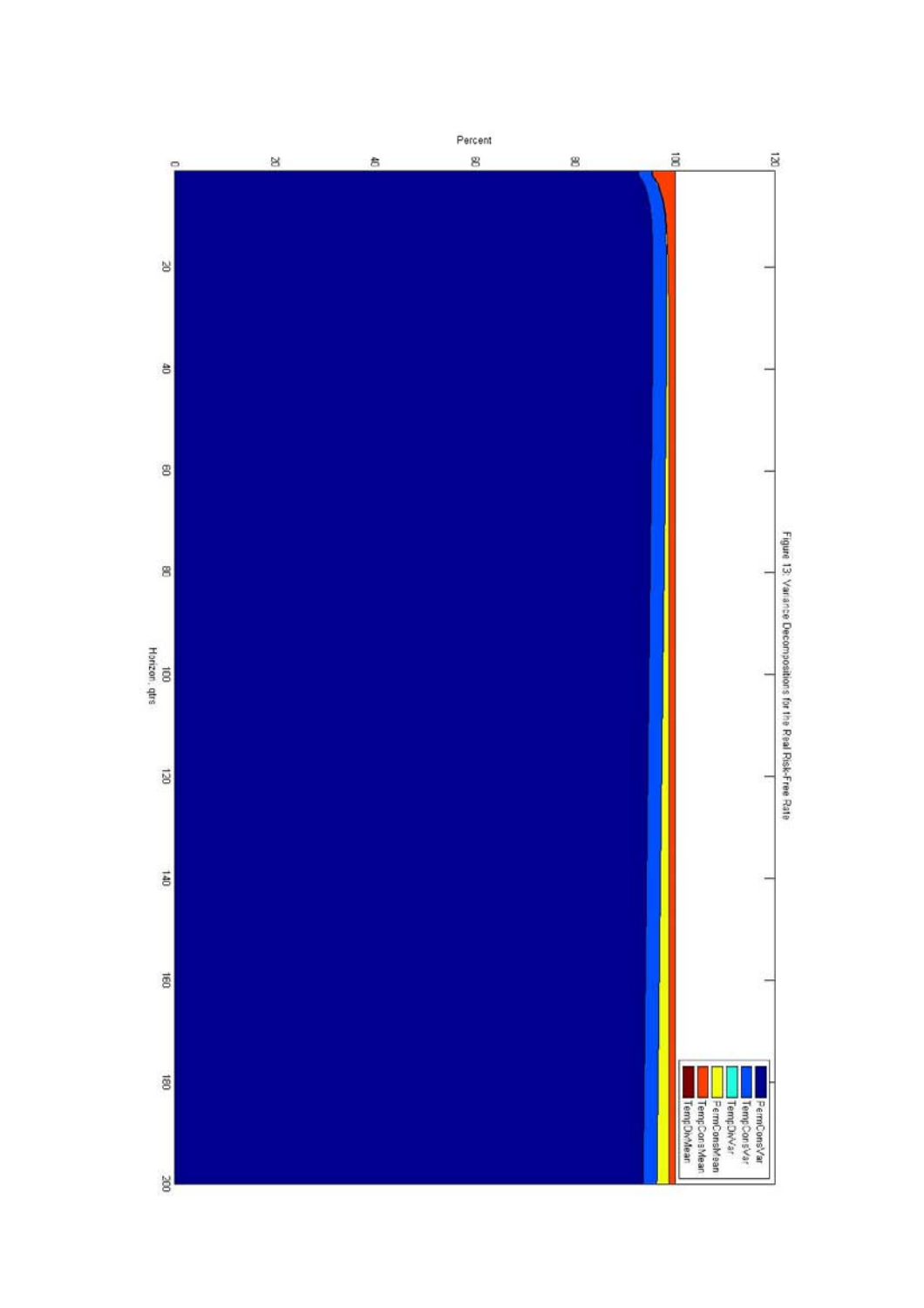Figure 13: Variance Decompositions for the Real Risk-Free Rate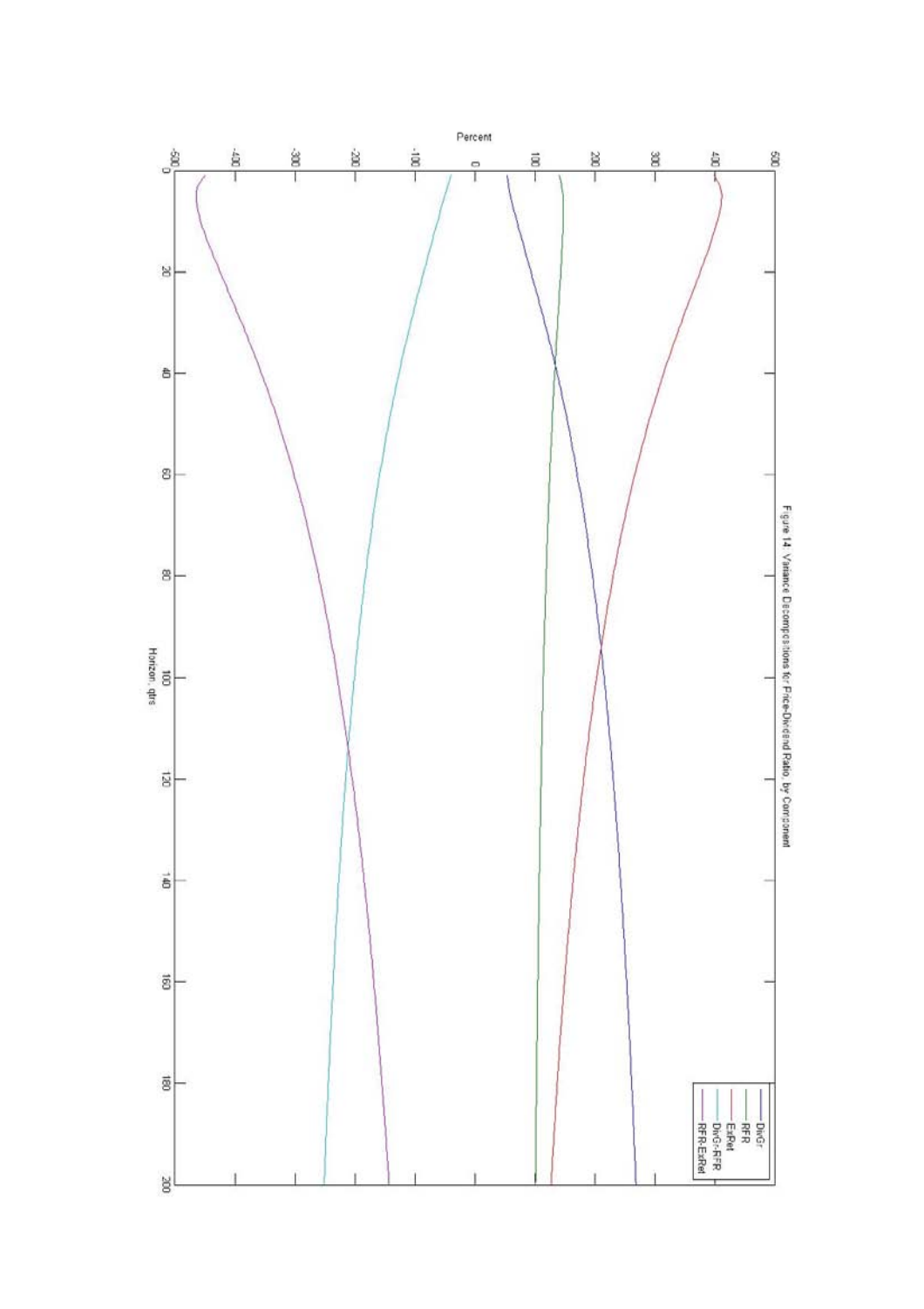Figure 14. Variance Decompositions for Price-Dividend Ratio, by Component

Percent

600
500
400
300
200
100
0
-100
-200
-300
-400
-500

0
20
40
60
80
100
120
140
160
180
200

Horizon, qtrs

DivGr
RFR
ExRet
DivGr-RFR
RFR-ExRet